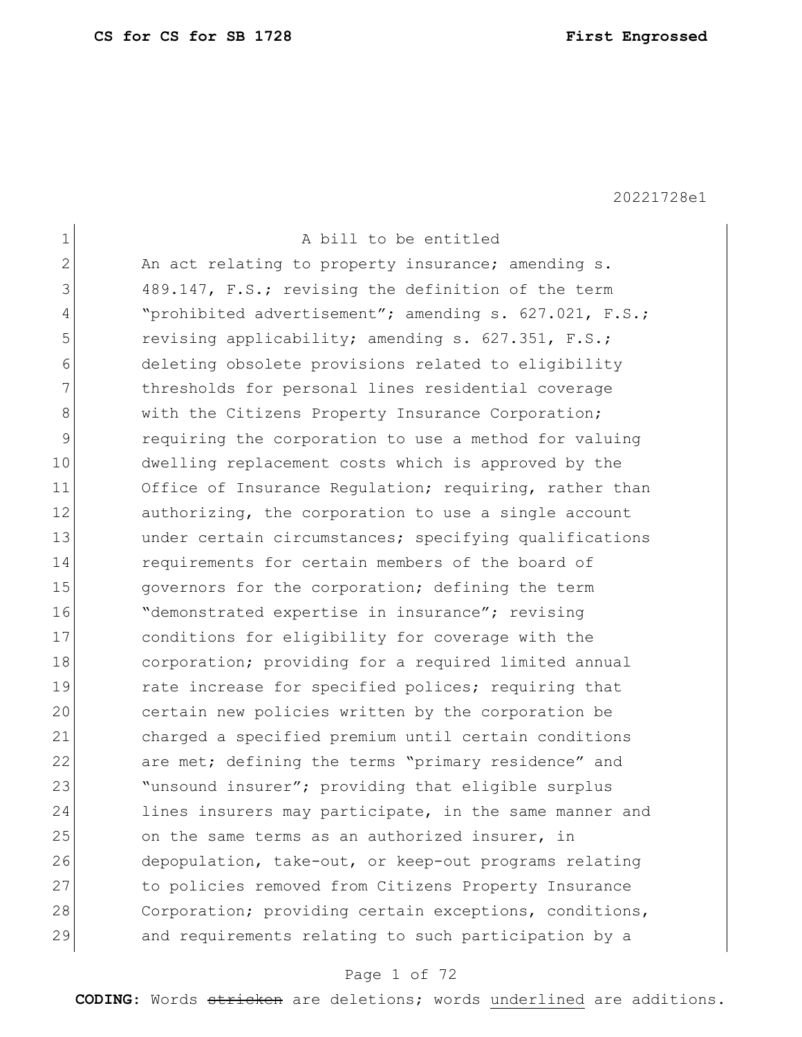CS for CS for SB 1728 First Engrossed

20221728e1

1 A bill to be entitled
2 An act relating to property insurance; amending s.
3 489.147, F.S.; revising the definition of the term
4 "prohibited advertisement"; amending s. 627.021, F.S.;
5 revising applicability; amending s. 627.351, F.S.;
6 deleting obsolete provisions related to eligibility
7 thresholds for personal lines residential coverage
8 with the Citizens Property Insurance Corporation;
9 requiring the corporation to use a method for valuing
10 dwelling replacement costs which is approved by the
11 Office of Insurance Regulation; requiring, rather than
12 authorizing, the corporation to use a single account
13 under certain circumstances; specifying qualifications
14 requirements for certain members of the board of
15 governors for the corporation; defining the term
16 "demonstrated expertise in insurance"; revising
17 conditions for eligibility for coverage with the
18 corporation; providing for a required limited annual
19 rate increase for specified polices; requiring that
20 certain new policies written by the corporation be
21 charged a specified premium until certain conditions
22 are met; defining the terms "primary residence" and
23 "unsound insurer"; providing that eligible surplus
24 lines insurers may participate, in the same manner and
25 on the same terms as an authorized insurer, in
26 depopulation, take-out, or keep-out programs relating
27 to policies removed from Citizens Property Insurance
28 Corporation; providing certain exceptions, conditions,
29 and requirements relating to such participation by a

CODING: Words stricken are deletions; words underlined are additions.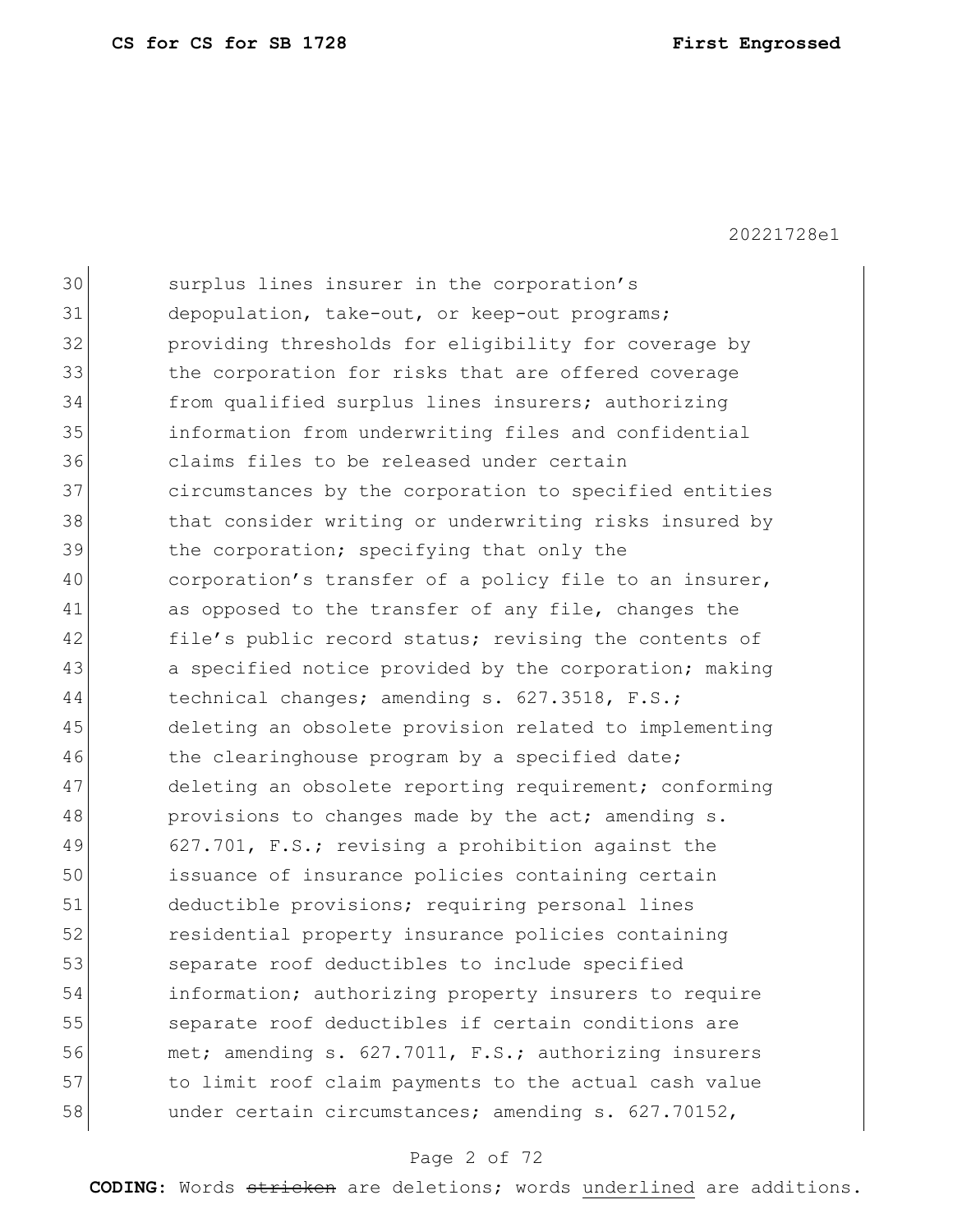surplus lines insurer in the corporation's depopulation, take-out, or keep-out programs; providing thresholds for eligibility for coverage by the corporation for risks that are offered coverage from qualified surplus lines insurers; authorizing information from underwriting files and confidential claims files to be released under certain circumstances by the corporation to specified entities that consider writing or underwriting risks insured by the corporation; specifying that only the corporation's transfer of a policy file to an insurer, as opposed to the transfer of any file, changes the file's public record status; revising the contents of a specified notice provided by the corporation; making technical changes; amending s. 627.3518, F.S.; deleting an obsolete provision related to implementing the clearinghouse program by a specified date; deleting an obsolete reporting requirement; conforming provisions to changes made by the act; amending s. 627.701, F.S.; revising a prohibition against the issuance of insurance policies containing certain deductible provisions; requiring personal lines residential property insurance policies containing separate roof deductibles to include specified information; authorizing property insurers to require separate roof deductibles if certain conditions are met; amending s. 627.7011, F.S.; authorizing insurers to limit roof claim payments to the actual cash value under certain circumstances; amending s. 627.70152,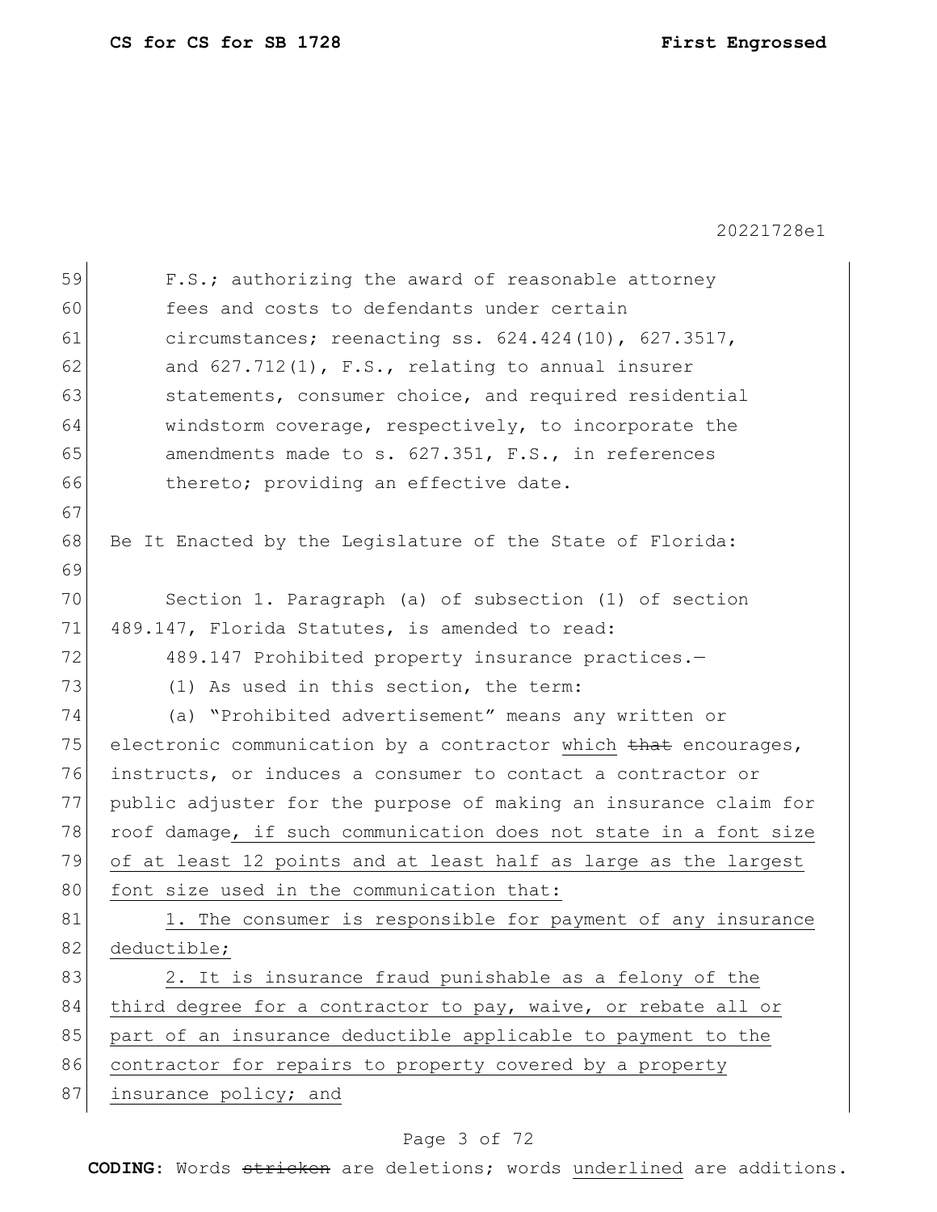F.S.; authorizing the award of reasonable attorney fees and costs to defendants under certain circumstances; reenacting ss. 624.424(10), 627.3517, and 627.712(1), F.S., relating to annual insurer statements, consumer choice, and required residential windstorm coverage, respectively, to incorporate the amendments made to s. 627.351, F.S., in references thereto; providing an effective date.

Be It Enacted by the Legislature of the State of Florida:

Section 1. Paragraph (a) of subsection (1) of section 489.147, Florida Statutes, is amended to read:

489.147 Prohibited property insurance practices.—

(1) As used in this section, the term:

(a) "Prohibited advertisement" means any written or electronic communication by a contractor <u>which</u> ~~that~~ encourages, instructs, or induces a consumer to contact a contractor or public adjuster for the purpose of making an insurance claim for roof damage<u>, if such communication does not state in a font size of at least 12 points and at least half as large as the largest font size used in the communication that:</u>

<u>1. The consumer is responsible for payment of any insurance deductible;</u>

<u>2. It is insurance fraud punishable as a felony of the third degree for a contractor to pay, waive, or rebate all or part of an insurance deductible applicable to payment to the contractor for repairs to property covered by a property insurance policy; and</u>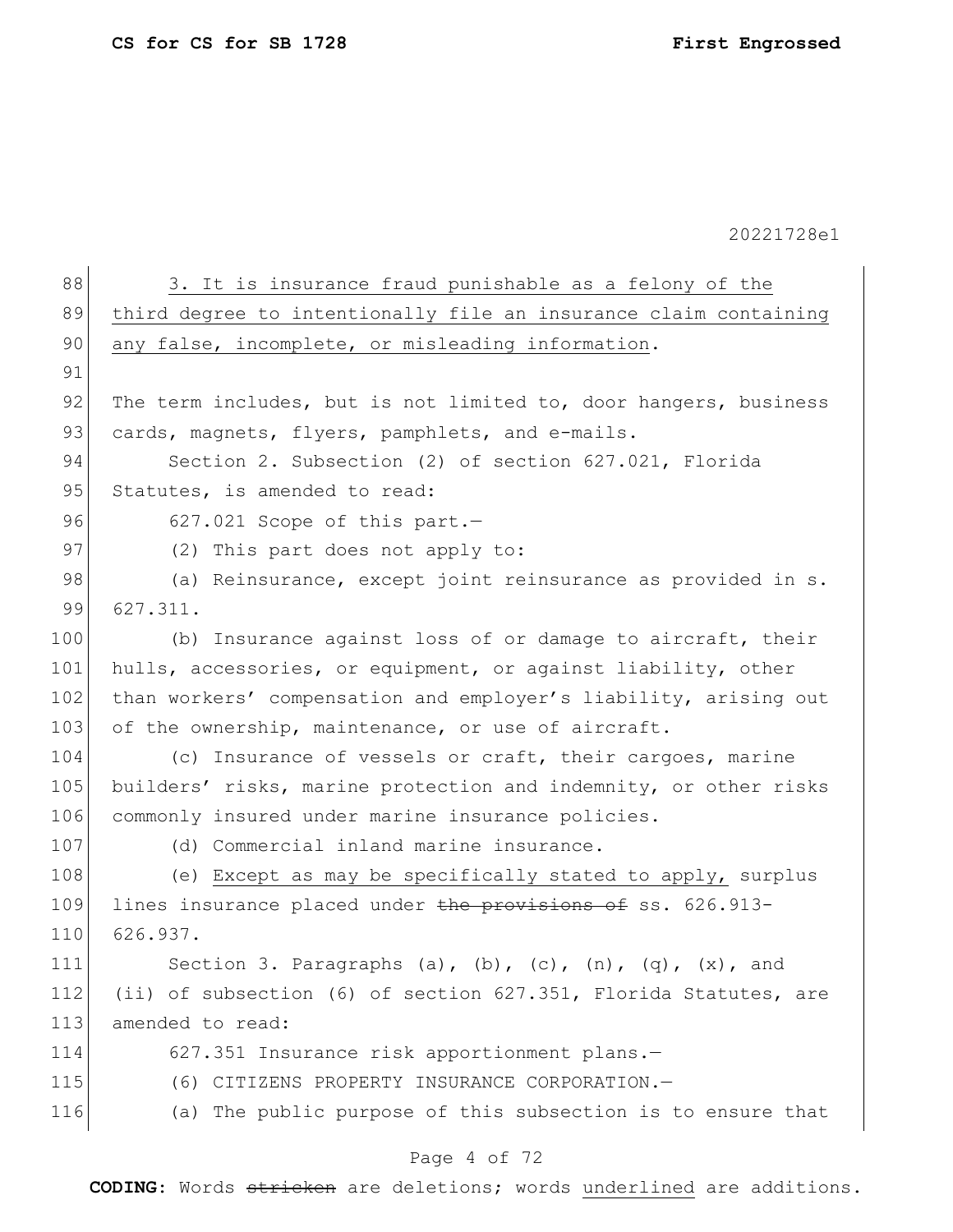3. It is insurance fraud punishable as a felony of the third degree to intentionally file an insurance claim containing any false, incomplete, or misleading information.

The term includes, but is not limited to, door hangers, business cards, magnets, flyers, pamphlets, and e-mails.

Section 2. Subsection (2) of section 627.021, Florida Statutes, is amended to read:

627.021 Scope of this part.—

(2) This part does not apply to:

(a) Reinsurance, except joint reinsurance as provided in s. 627.311.

(b) Insurance against loss of or damage to aircraft, their hulls, accessories, or equipment, or against liability, other than workers' compensation and employer's liability, arising out of the ownership, maintenance, or use of aircraft.

(c) Insurance of vessels or craft, their cargoes, marine builders' risks, marine protection and indemnity, or other risks commonly insured under marine insurance policies.

(d) Commercial inland marine insurance.

(e) Except as may be specifically stated to apply, surplus lines insurance placed under ~~the provisions of~~ ss. 626.913-626.937.

Section 3. Paragraphs (a), (b), (c), (n), (q), (x), and (ii) of subsection (6) of section 627.351, Florida Statutes, are amended to read:

627.351 Insurance risk apportionment plans.—

(6) CITIZENS PROPERTY INSURANCE CORPORATION.—

(a) The public purpose of this subsection is to ensure that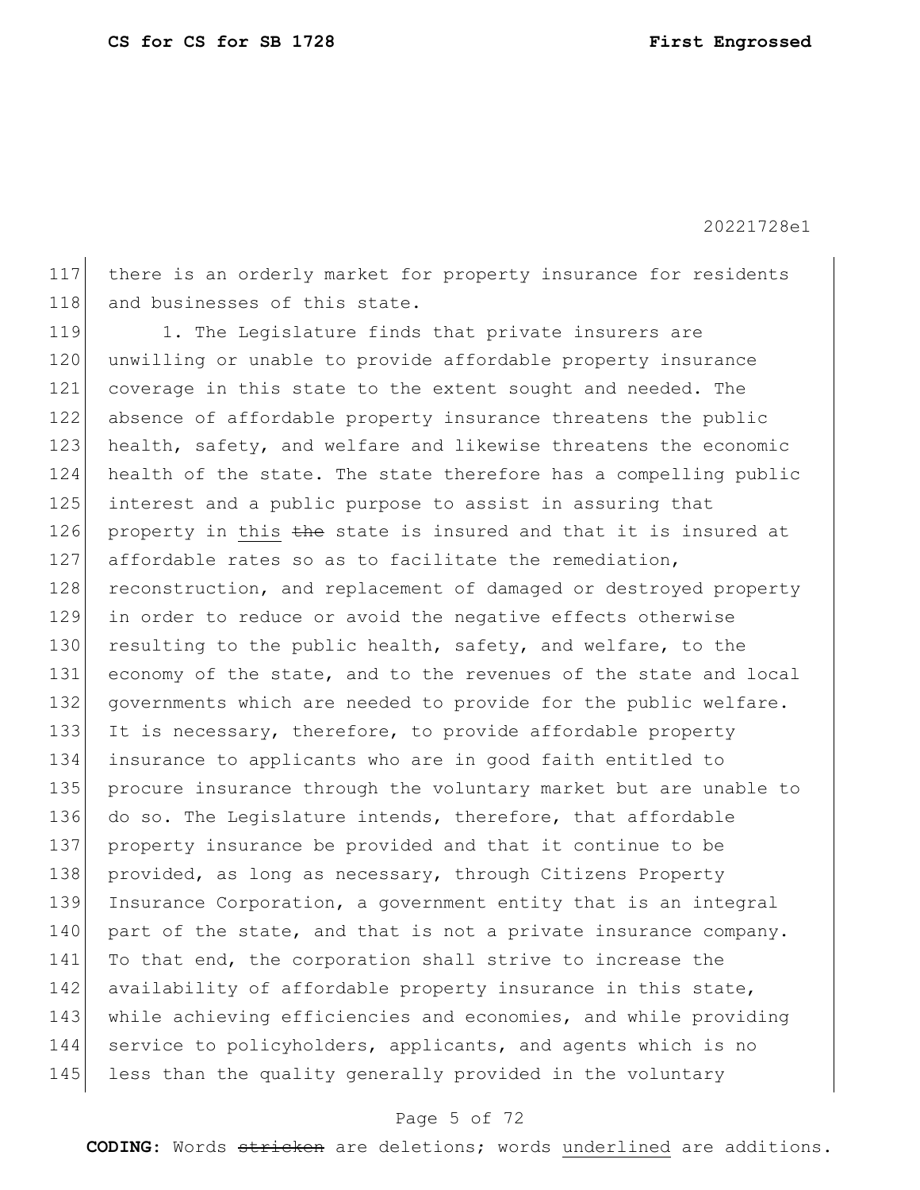there is an orderly market for property insurance for residents and businesses of this state.

1. The Legislature finds that private insurers are unwilling or unable to provide affordable property insurance coverage in this state to the extent sought and needed. The absence of affordable property insurance threatens the public health, safety, and welfare and likewise threatens the economic health of the state. The state therefore has a compelling public interest and a public purpose to assist in assuring that property in <u>this</u> ~~the~~ state is insured and that it is insured at affordable rates so as to facilitate the remediation, reconstruction, and replacement of damaged or destroyed property in order to reduce or avoid the negative effects otherwise resulting to the public health, safety, and welfare, to the economy of the state, and to the revenues of the state and local governments which are needed to provide for the public welfare. It is necessary, therefore, to provide affordable property insurance to applicants who are in good faith entitled to procure insurance through the voluntary market but are unable to do so. The Legislature intends, therefore, that affordable property insurance be provided and that it continue to be provided, as long as necessary, through Citizens Property Insurance Corporation, a government entity that is an integral part of the state, and that is not a private insurance company. To that end, the corporation shall strive to increase the availability of affordable property insurance in this state, while achieving efficiencies and economies, and while providing service to policyholders, applicants, and agents which is no less than the quality generally provided in the voluntary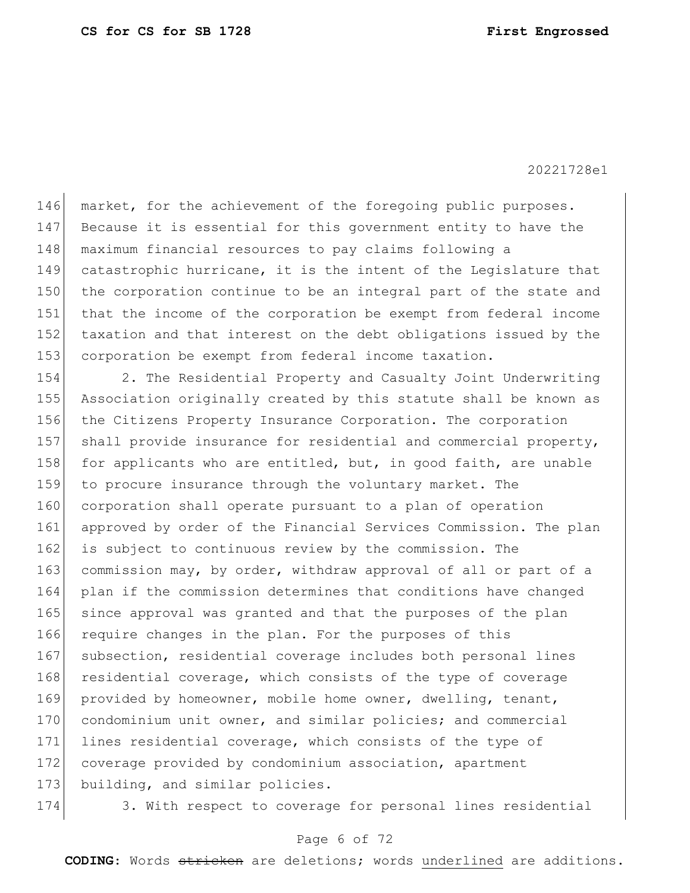market, for the achievement of the foregoing public purposes. Because it is essential for this government entity to have the maximum financial resources to pay claims following a catastrophic hurricane, it is the intent of the Legislature that the corporation continue to be an integral part of the state and that the income of the corporation be exempt from federal income taxation and that interest on the debt obligations issued by the corporation be exempt from federal income taxation.

2. The Residential Property and Casualty Joint Underwriting Association originally created by this statute shall be known as the Citizens Property Insurance Corporation. The corporation shall provide insurance for residential and commercial property, for applicants who are entitled, but, in good faith, are unable to procure insurance through the voluntary market. The corporation shall operate pursuant to a plan of operation approved by order of the Financial Services Commission. The plan is subject to continuous review by the commission. The commission may, by order, withdraw approval of all or part of a plan if the commission determines that conditions have changed since approval was granted and that the purposes of the plan require changes in the plan. For the purposes of this subsection, residential coverage includes both personal lines residential coverage, which consists of the type of coverage provided by homeowner, mobile home owner, dwelling, tenant, condominium unit owner, and similar policies; and commercial lines residential coverage, which consists of the type of coverage provided by condominium association, apartment building, and similar policies.

3. With respect to coverage for personal lines residential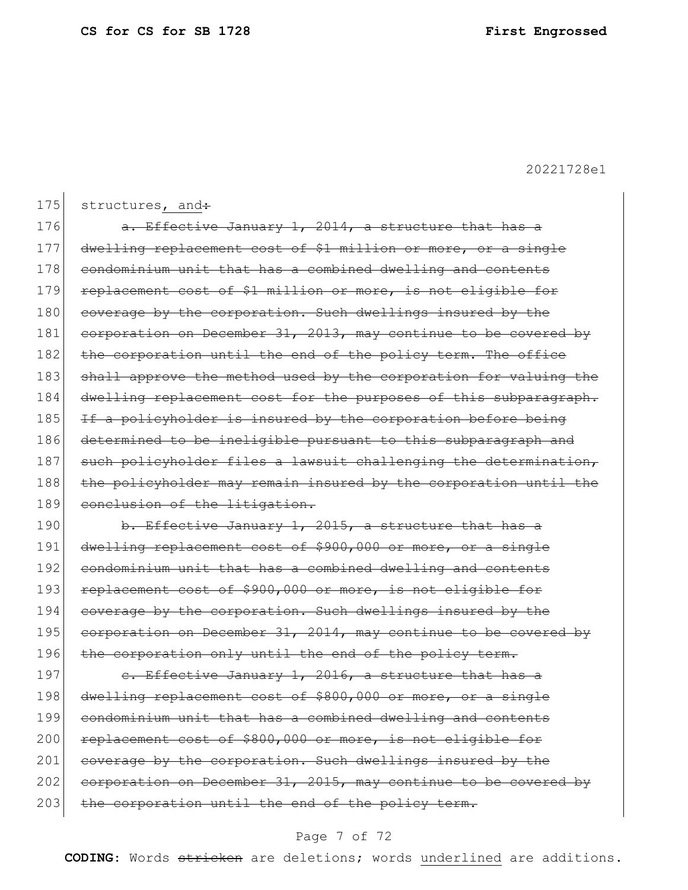175 structures, and~~:~~

176 ~~a. Effective January 1, 2014, a structure that has a~~
177 ~~dwelling replacement cost of $1 million or more, or a single~~
178 ~~condominium unit that has a combined dwelling and contents~~
179 ~~replacement cost of $1 million or more, is not eligible for~~
180 ~~coverage by the corporation. Such dwellings insured by the~~
181 ~~corporation on December 31, 2013, may continue to be covered by~~
182 ~~the corporation until the end of the policy term. The office~~
183 ~~shall approve the method used by the corporation for valuing the~~
184 ~~dwelling replacement cost for the purposes of this subparagraph.~~
185 ~~If a policyholder is insured by the corporation before being~~
186 ~~determined to be ineligible pursuant to this subparagraph and~~
187 ~~such policyholder files a lawsuit challenging the determination,~~
188 ~~the policyholder may remain insured by the corporation until the~~
189 ~~conclusion of the litigation.~~

190 ~~b. Effective January 1, 2015, a structure that has a~~
191 ~~dwelling replacement cost of $900,000 or more, or a single~~
192 ~~condominium unit that has a combined dwelling and contents~~
193 ~~replacement cost of $900,000 or more, is not eligible for~~
194 ~~coverage by the corporation. Such dwellings insured by the~~
195 ~~corporation on December 31, 2014, may continue to be covered by~~
196 ~~the corporation only until the end of the policy term.~~

197 ~~c. Effective January 1, 2016, a structure that has a~~
198 ~~dwelling replacement cost of $800,000 or more, or a single~~
199 ~~condominium unit that has a combined dwelling and contents~~
200 ~~replacement cost of $800,000 or more, is not eligible for~~
201 ~~coverage by the corporation. Such dwellings insured by the~~
202 ~~corporation on December 31, 2015, may continue to be covered by~~
203 ~~the corporation until the end of the policy term.~~

**CODING:** Words ~~stricken~~ are deletions; words underlined are additions.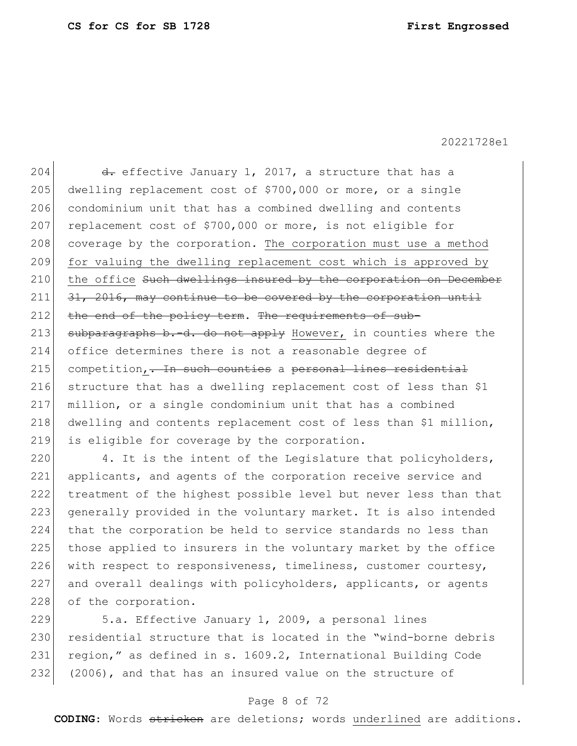d. effective January 1, 2017, a structure that has a dwelling replacement cost of $700,000 or more, or a single condominium unit that has a combined dwelling and contents replacement cost of $700,000 or more, is not eligible for coverage by the corporation. The corporation must use a method for valuing the dwelling replacement cost which is approved by the office Such dwellings insured by the corporation on December 31, 2016, may continue to be covered by the corporation until the end of the policy term. The requirements of sub-subparagraphs b.-d. do not apply However, in counties where the office determines there is not a reasonable degree of competition,. In such counties a personal lines residential structure that has a dwelling replacement cost of less than $1 million, or a single condominium unit that has a combined dwelling and contents replacement cost of less than $1 million, is eligible for coverage by the corporation.

4. It is the intent of the Legislature that policyholders, applicants, and agents of the corporation receive service and treatment of the highest possible level but never less than that generally provided in the voluntary market. It is also intended that the corporation be held to service standards no less than those applied to insurers in the voluntary market by the office with respect to responsiveness, timeliness, customer courtesy, and overall dealings with policyholders, applicants, or agents of the corporation.

5.a. Effective January 1, 2009, a personal lines residential structure that is located in the "wind-borne debris region," as defined in s. 1609.2, International Building Code (2006), and that has an insured value on the structure of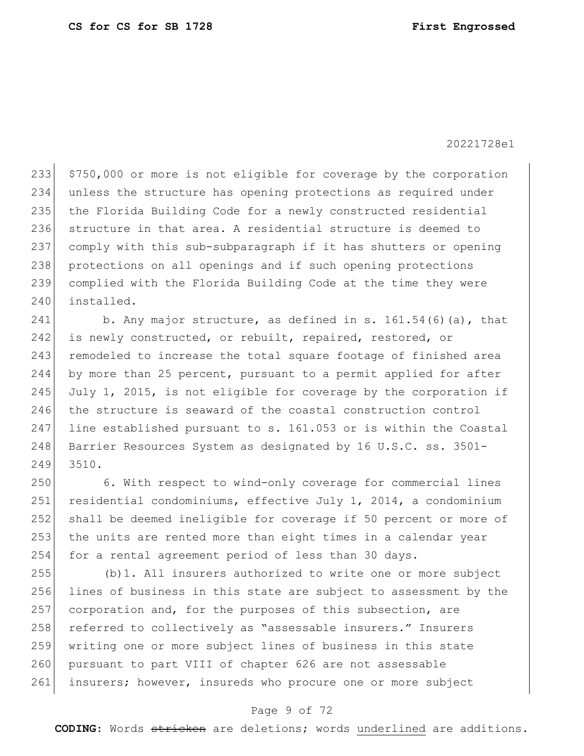$750,000 or more is not eligible for coverage by the corporation unless the structure has opening protections as required under the Florida Building Code for a newly constructed residential structure in that area. A residential structure is deemed to comply with this sub-subparagraph if it has shutters or opening protections on all openings and if such opening protections complied with the Florida Building Code at the time they were installed.

b. Any major structure, as defined in s. 161.54(6)(a), that is newly constructed, or rebuilt, repaired, restored, or remodeled to increase the total square footage of finished area by more than 25 percent, pursuant to a permit applied for after July 1, 2015, is not eligible for coverage by the corporation if the structure is seaward of the coastal construction control line established pursuant to s. 161.053 or is within the Coastal Barrier Resources System as designated by 16 U.S.C. ss. 3501-3510.

6. With respect to wind-only coverage for commercial lines residential condominiums, effective July 1, 2014, a condominium shall be deemed ineligible for coverage if 50 percent or more of the units are rented more than eight times in a calendar year for a rental agreement period of less than 30 days.

(b)1. All insurers authorized to write one or more subject lines of business in this state are subject to assessment by the corporation and, for the purposes of this subsection, are referred to collectively as "assessable insurers." Insurers writing one or more subject lines of business in this state pursuant to part VIII of chapter 626 are not assessable insurers; however, insureds who procure one or more subject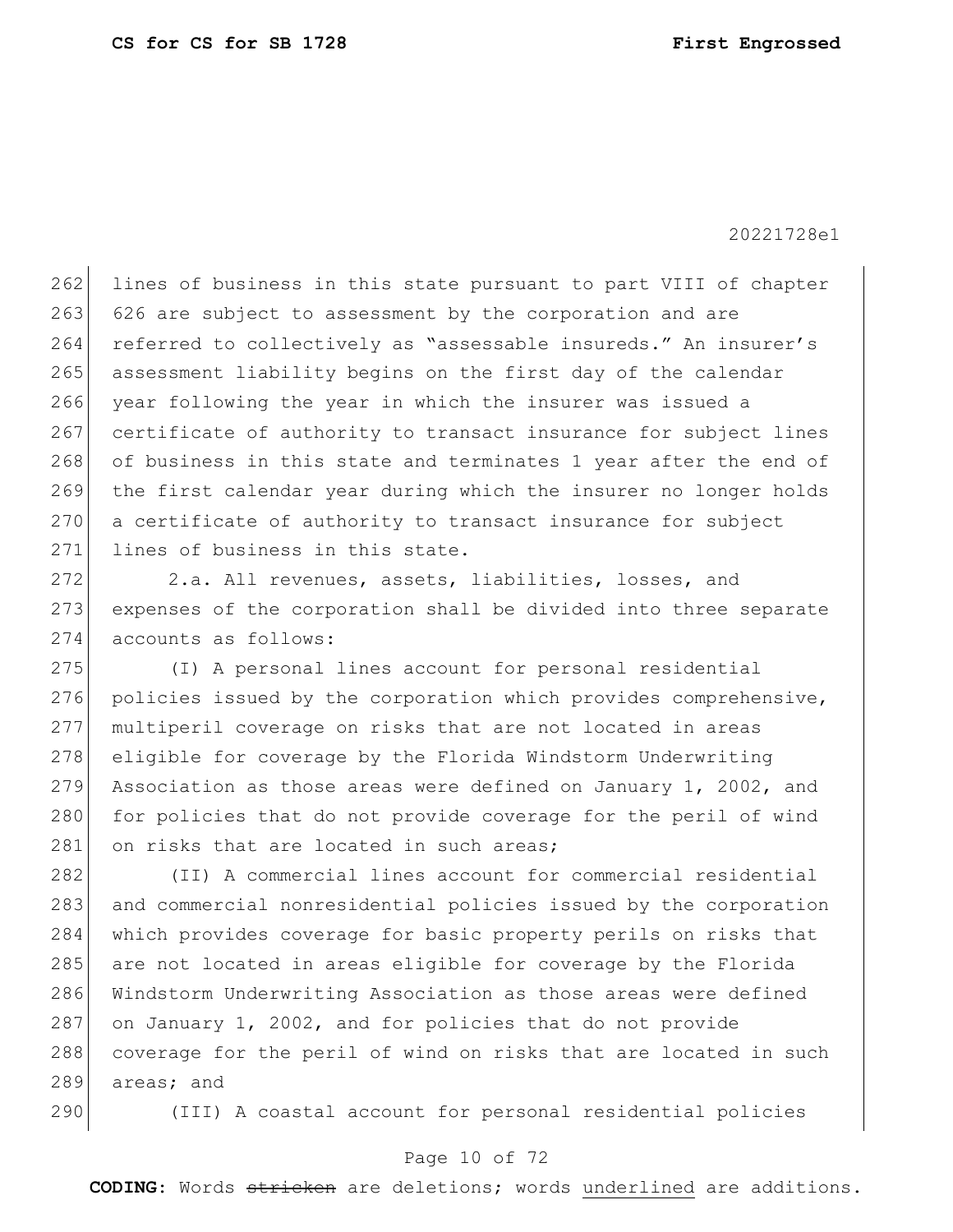lines of business in this state pursuant to part VIII of chapter 626 are subject to assessment by the corporation and are referred to collectively as "assessable insureds." An insurer's assessment liability begins on the first day of the calendar year following the year in which the insurer was issued a certificate of authority to transact insurance for subject lines of business in this state and terminates 1 year after the end of the first calendar year during which the insurer no longer holds a certificate of authority to transact insurance for subject lines of business in this state.

2.a. All revenues, assets, liabilities, losses, and expenses of the corporation shall be divided into three separate accounts as follows:

(I) A personal lines account for personal residential policies issued by the corporation which provides comprehensive, multiperil coverage on risks that are not located in areas eligible for coverage by the Florida Windstorm Underwriting Association as those areas were defined on January 1, 2002, and for policies that do not provide coverage for the peril of wind on risks that are located in such areas;

(II) A commercial lines account for commercial residential and commercial nonresidential policies issued by the corporation which provides coverage for basic property perils on risks that are not located in areas eligible for coverage by the Florida Windstorm Underwriting Association as those areas were defined on January 1, 2002, and for policies that do not provide coverage for the peril of wind on risks that are located in such areas; and

(III) A coastal account for personal residential policies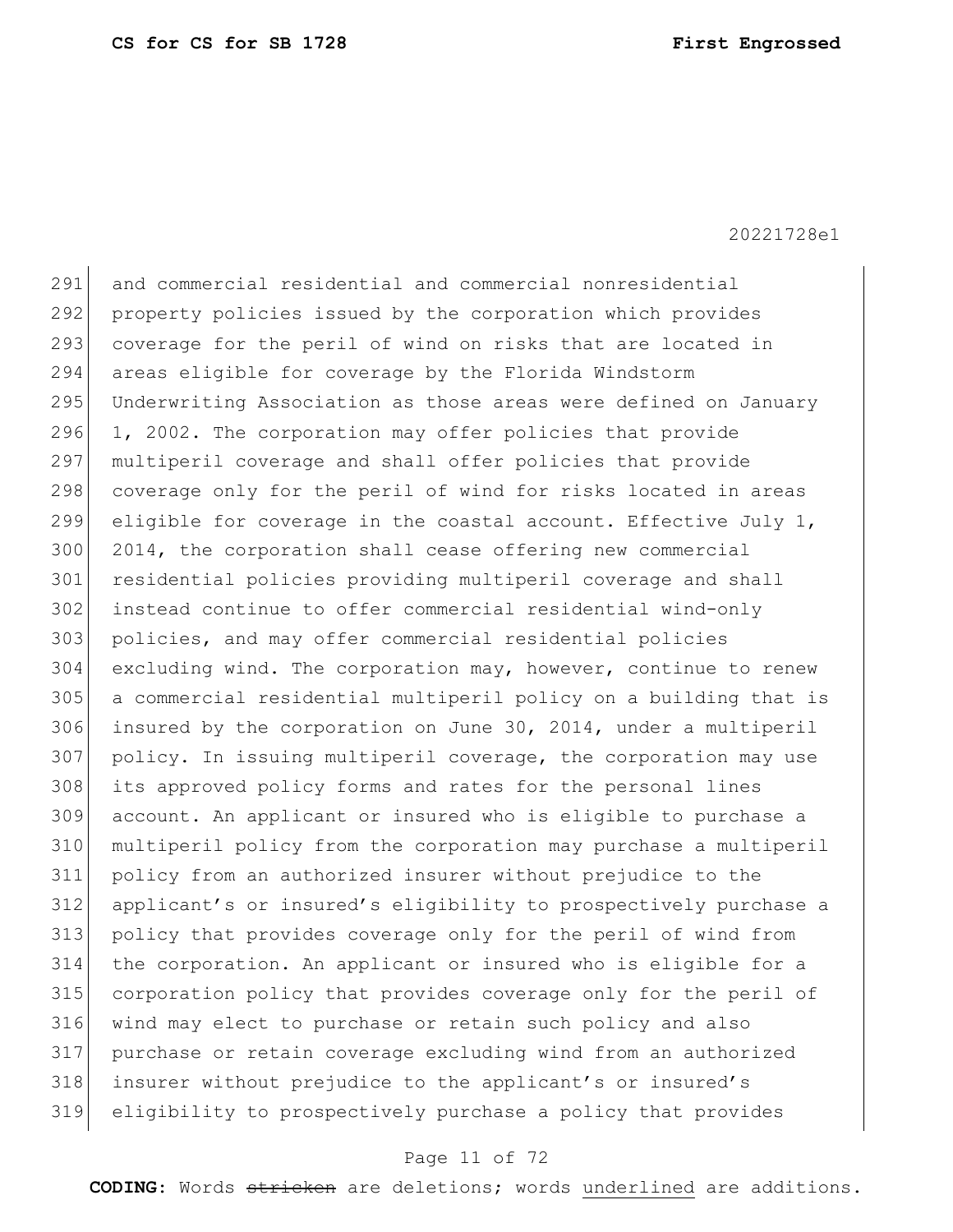and commercial residential and commercial nonresidential property policies issued by the corporation which provides coverage for the peril of wind on risks that are located in areas eligible for coverage by the Florida Windstorm Underwriting Association as those areas were defined on January 1, 2002. The corporation may offer policies that provide multiperil coverage and shall offer policies that provide coverage only for the peril of wind for risks located in areas eligible for coverage in the coastal account. Effective July 1, 2014, the corporation shall cease offering new commercial residential policies providing multiperil coverage and shall instead continue to offer commercial residential wind-only policies, and may offer commercial residential policies excluding wind. The corporation may, however, continue to renew a commercial residential multiperil policy on a building that is insured by the corporation on June 30, 2014, under a multiperil policy. In issuing multiperil coverage, the corporation may use its approved policy forms and rates for the personal lines account. An applicant or insured who is eligible to purchase a multiperil policy from the corporation may purchase a multiperil policy from an authorized insurer without prejudice to the applicant's or insured's eligibility to prospectively purchase a policy that provides coverage only for the peril of wind from the corporation. An applicant or insured who is eligible for a corporation policy that provides coverage only for the peril of wind may elect to purchase or retain such policy and also purchase or retain coverage excluding wind from an authorized insurer without prejudice to the applicant's or insured's eligibility to prospectively purchase a policy that provides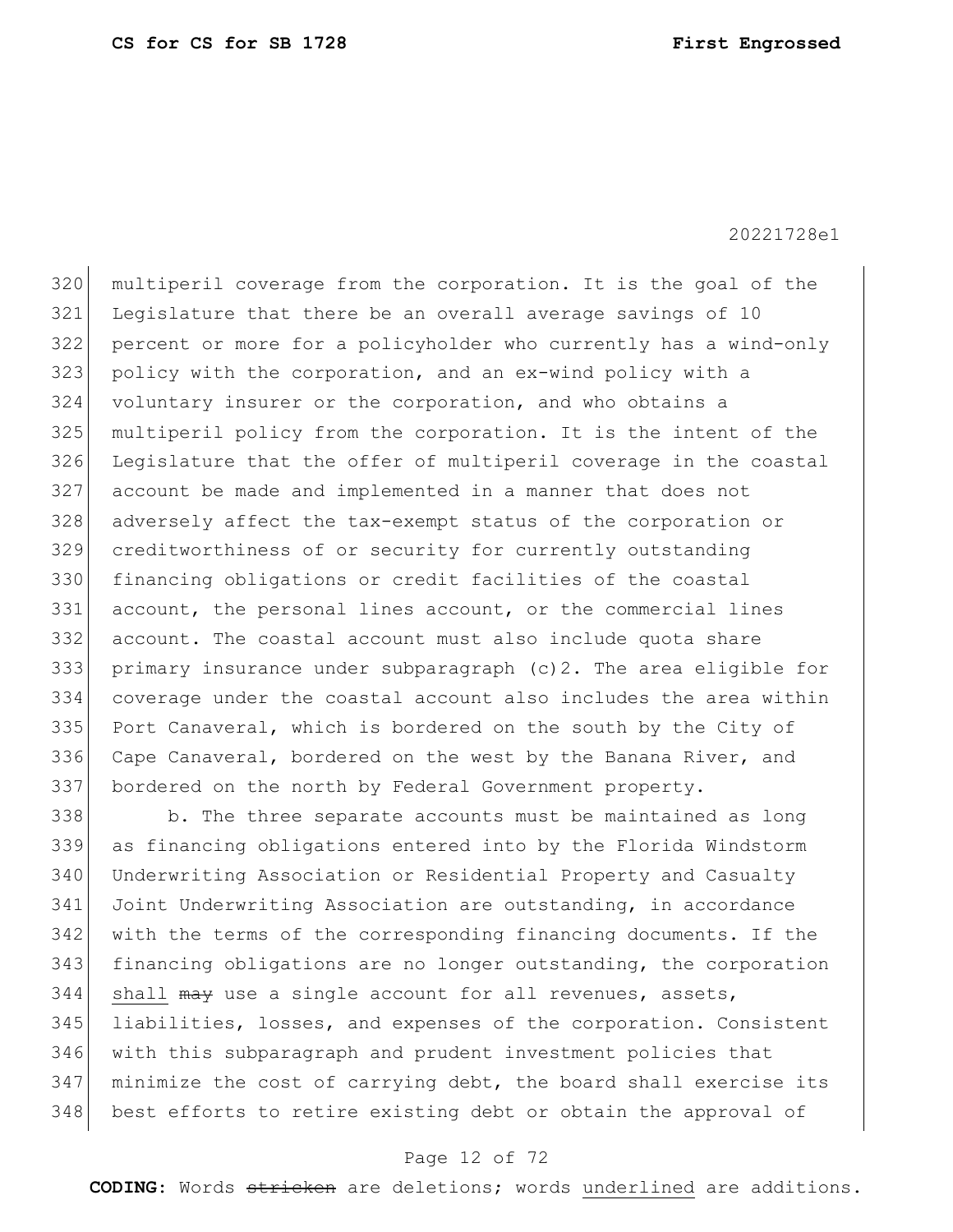multiperil coverage from the corporation. It is the goal of the Legislature that there be an overall average savings of 10 percent or more for a policyholder who currently has a wind-only policy with the corporation, and an ex-wind policy with a voluntary insurer or the corporation, and who obtains a multiperil policy from the corporation. It is the intent of the Legislature that the offer of multiperil coverage in the coastal account be made and implemented in a manner that does not adversely affect the tax-exempt status of the corporation or creditworthiness of or security for currently outstanding financing obligations or credit facilities of the coastal account, the personal lines account, or the commercial lines account. The coastal account must also include quota share primary insurance under subparagraph (c)2. The area eligible for coverage under the coastal account also includes the area within Port Canaveral, which is bordered on the south by the City of Cape Canaveral, bordered on the west by the Banana River, and bordered on the north by Federal Government property.

b. The three separate accounts must be maintained as long as financing obligations entered into by the Florida Windstorm Underwriting Association or Residential Property and Casualty Joint Underwriting Association are outstanding, in accordance with the terms of the corresponding financing documents. If the financing obligations are no longer outstanding, the corporation shall ~~may~~ use a single account for all revenues, assets, liabilities, losses, and expenses of the corporation. Consistent with this subparagraph and prudent investment policies that minimize the cost of carrying debt, the board shall exercise its best efforts to retire existing debt or obtain the approval of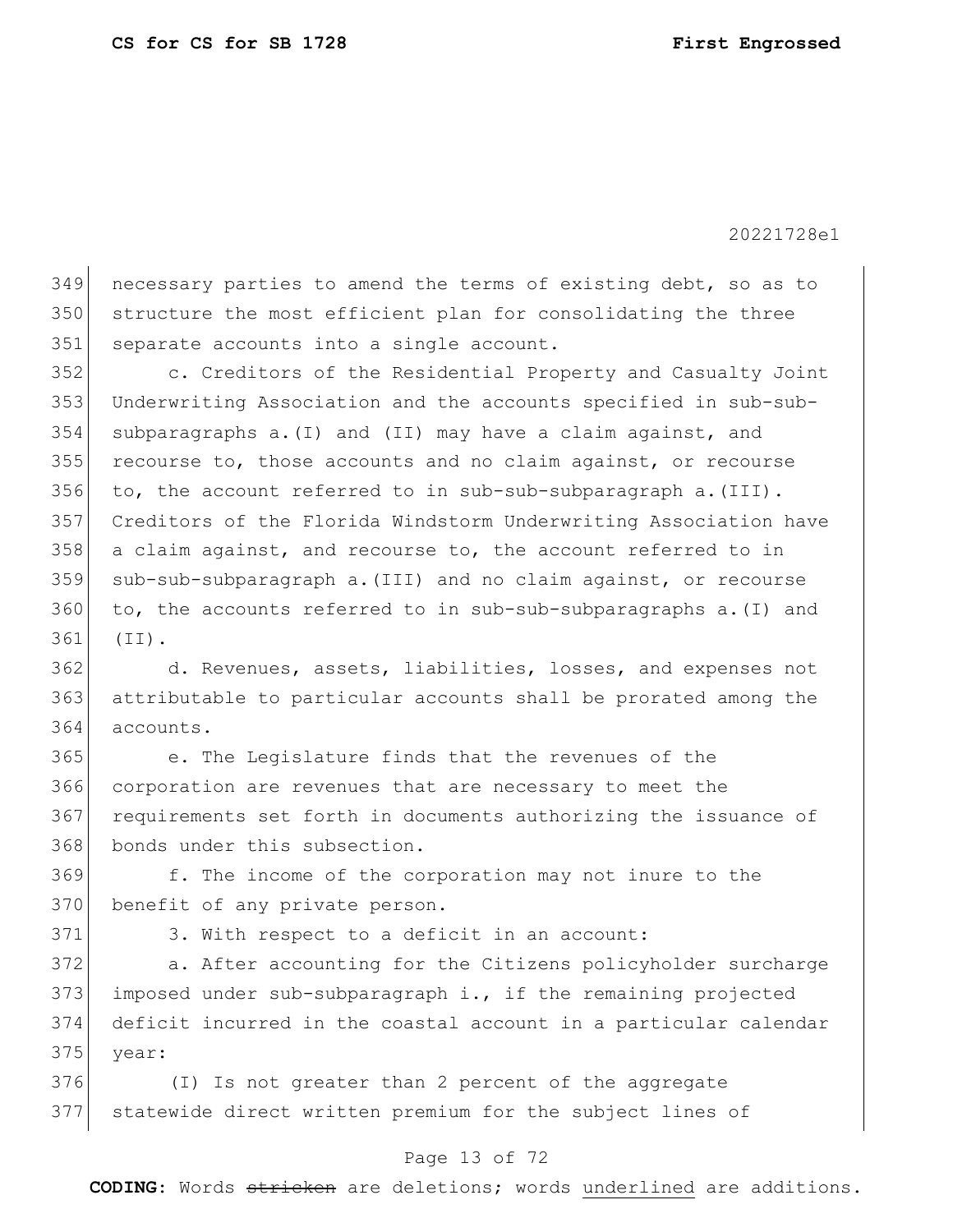necessary parties to amend the terms of existing debt, so as to structure the most efficient plan for consolidating the three separate accounts into a single account.

c. Creditors of the Residential Property and Casualty Joint Underwriting Association and the accounts specified in sub-sub-subparagraphs a.(I) and (II) may have a claim against, and recourse to, those accounts and no claim against, or recourse to, the account referred to in sub-sub-subparagraph a.(III). Creditors of the Florida Windstorm Underwriting Association have a claim against, and recourse to, the account referred to in sub-sub-subparagraph a.(III) and no claim against, or recourse to, the accounts referred to in sub-sub-subparagraphs a.(I) and (II).

d. Revenues, assets, liabilities, losses, and expenses not attributable to particular accounts shall be prorated among the accounts.

e. The Legislature finds that the revenues of the corporation are revenues that are necessary to meet the requirements set forth in documents authorizing the issuance of bonds under this subsection.

f. The income of the corporation may not inure to the benefit of any private person.

3. With respect to a deficit in an account:

a. After accounting for the Citizens policyholder surcharge imposed under sub-subparagraph i., if the remaining projected deficit incurred in the coastal account in a particular calendar year:

(I) Is not greater than 2 percent of the aggregate statewide direct written premium for the subject lines of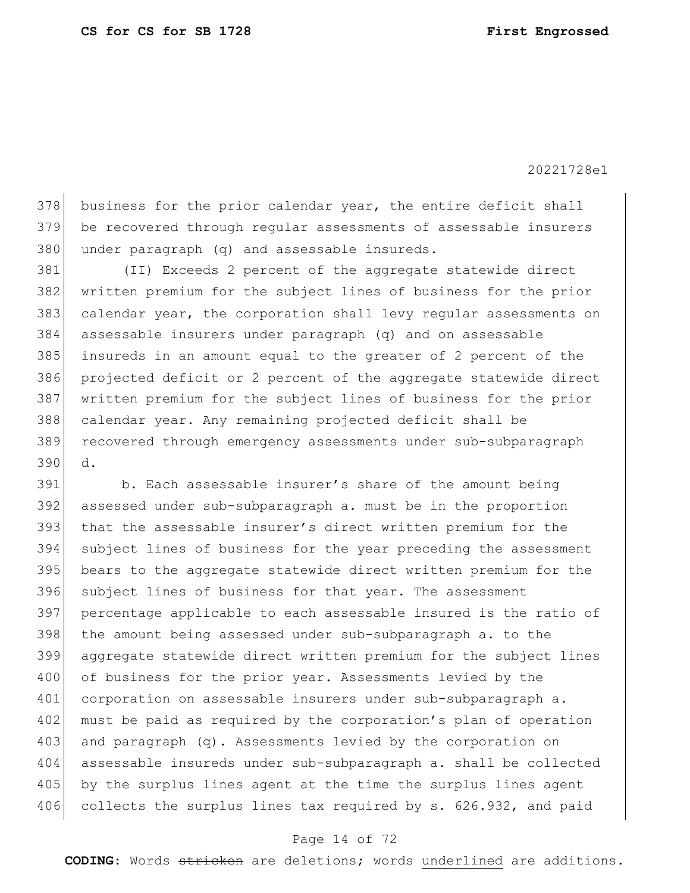business for the prior calendar year, the entire deficit shall be recovered through regular assessments of assessable insurers under paragraph (q) and assessable insureds.

(II) Exceeds 2 percent of the aggregate statewide direct written premium for the subject lines of business for the prior calendar year, the corporation shall levy regular assessments on assessable insurers under paragraph (q) and on assessable insureds in an amount equal to the greater of 2 percent of the projected deficit or 2 percent of the aggregate statewide direct written premium for the subject lines of business for the prior calendar year. Any remaining projected deficit shall be recovered through emergency assessments under sub-subparagraph d.

b. Each assessable insurer's share of the amount being assessed under sub-subparagraph a. must be in the proportion that the assessable insurer's direct written premium for the subject lines of business for the year preceding the assessment bears to the aggregate statewide direct written premium for the subject lines of business for that year. The assessment percentage applicable to each assessable insured is the ratio of the amount being assessed under sub-subparagraph a. to the aggregate statewide direct written premium for the subject lines of business for the prior year. Assessments levied by the corporation on assessable insurers under sub-subparagraph a. must be paid as required by the corporation's plan of operation and paragraph (q). Assessments levied by the corporation on assessable insureds under sub-subparagraph a. shall be collected by the surplus lines agent at the time the surplus lines agent collects the surplus lines tax required by s. 626.932, and paid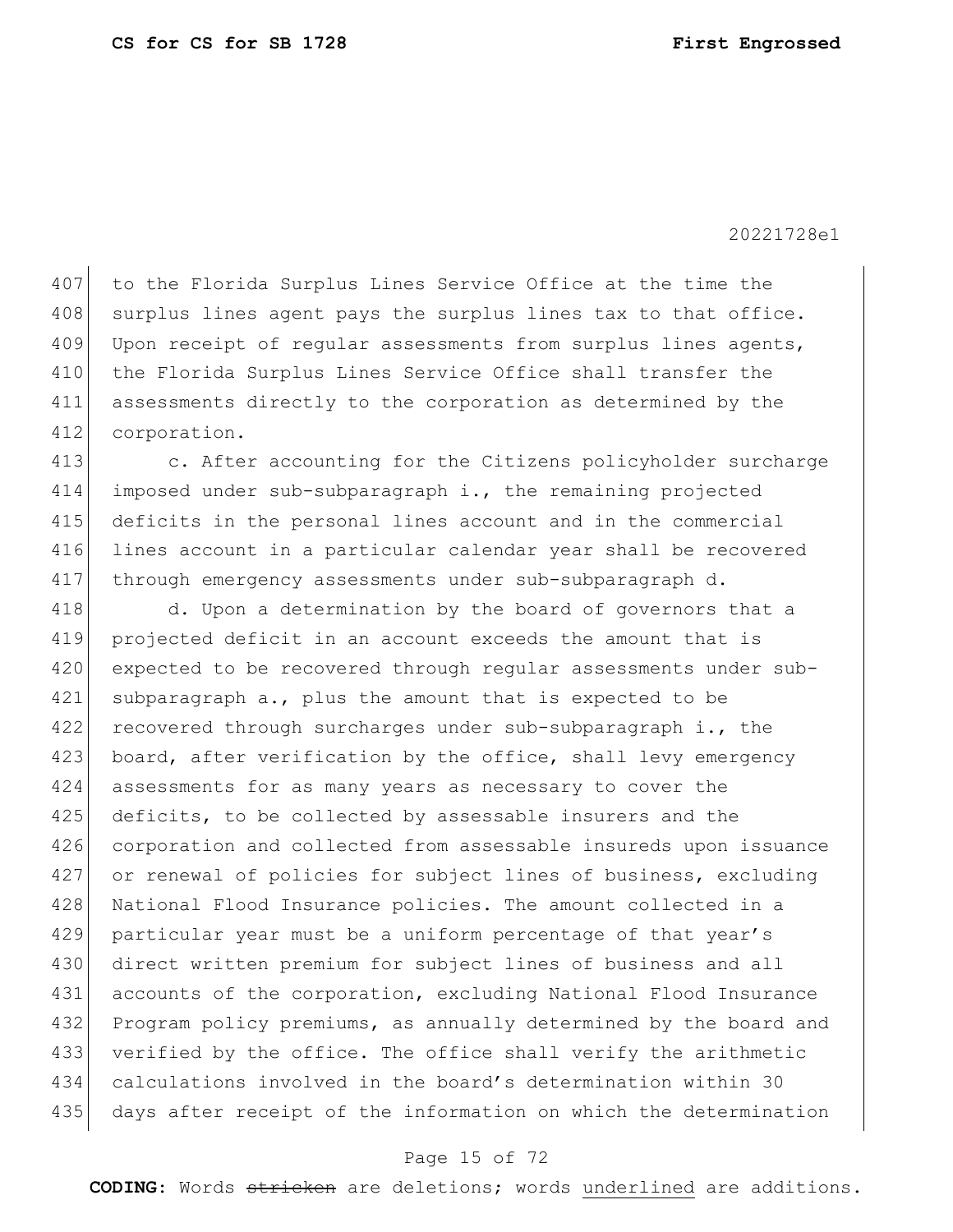to the Florida Surplus Lines Service Office at the time the surplus lines agent pays the surplus lines tax to that office. Upon receipt of regular assessments from surplus lines agents, the Florida Surplus Lines Service Office shall transfer the assessments directly to the corporation as determined by the corporation.

c. After accounting for the Citizens policyholder surcharge imposed under sub-subparagraph i., the remaining projected deficits in the personal lines account and in the commercial lines account in a particular calendar year shall be recovered through emergency assessments under sub-subparagraph d.

d. Upon a determination by the board of governors that a projected deficit in an account exceeds the amount that is expected to be recovered through regular assessments under sub-subparagraph a., plus the amount that is expected to be recovered through surcharges under sub-subparagraph i., the board, after verification by the office, shall levy emergency assessments for as many years as necessary to cover the deficits, to be collected by assessable insurers and the corporation and collected from assessable insureds upon issuance or renewal of policies for subject lines of business, excluding National Flood Insurance policies. The amount collected in a particular year must be a uniform percentage of that year's direct written premium for subject lines of business and all accounts of the corporation, excluding National Flood Insurance Program policy premiums, as annually determined by the board and verified by the office. The office shall verify the arithmetic calculations involved in the board's determination within 30 days after receipt of the information on which the determination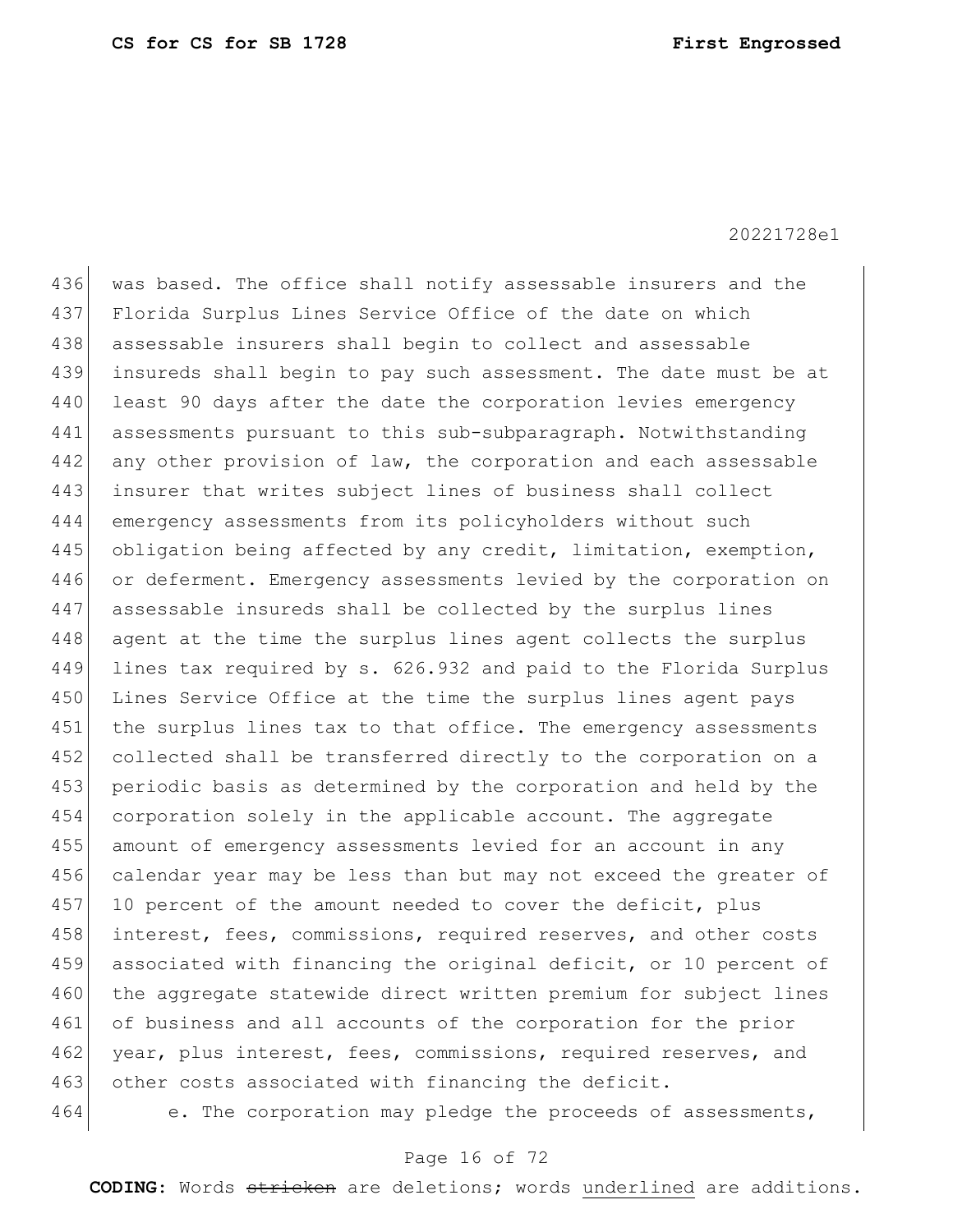was based. The office shall notify assessable insurers and the Florida Surplus Lines Service Office of the date on which assessable insurers shall begin to collect and assessable insureds shall begin to pay such assessment. The date must be at least 90 days after the date the corporation levies emergency assessments pursuant to this sub-subparagraph. Notwithstanding any other provision of law, the corporation and each assessable insurer that writes subject lines of business shall collect emergency assessments from its policyholders without such obligation being affected by any credit, limitation, exemption, or deferment. Emergency assessments levied by the corporation on assessable insureds shall be collected by the surplus lines agent at the time the surplus lines agent collects the surplus lines tax required by s. 626.932 and paid to the Florida Surplus Lines Service Office at the time the surplus lines agent pays the surplus lines tax to that office. The emergency assessments collected shall be transferred directly to the corporation on a periodic basis as determined by the corporation and held by the corporation solely in the applicable account. The aggregate amount of emergency assessments levied for an account in any calendar year may be less than but may not exceed the greater of 10 percent of the amount needed to cover the deficit, plus interest, fees, commissions, required reserves, and other costs associated with financing the original deficit, or 10 percent of the aggregate statewide direct written premium for subject lines of business and all accounts of the corporation for the prior year, plus interest, fees, commissions, required reserves, and other costs associated with financing the deficit.

e. The corporation may pledge the proceeds of assessments,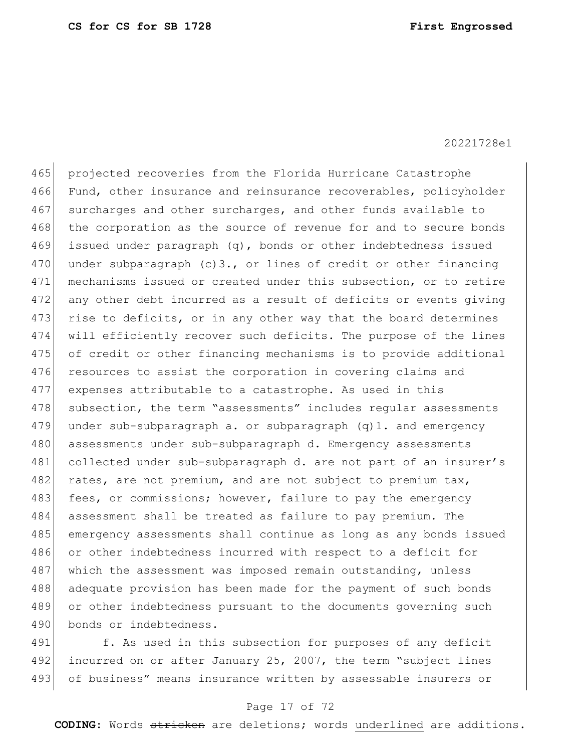projected recoveries from the Florida Hurricane Catastrophe Fund, other insurance and reinsurance recoverables, policyholder surcharges and other surcharges, and other funds available to the corporation as the source of revenue for and to secure bonds issued under paragraph (q), bonds or other indebtedness issued under subparagraph (c)3., or lines of credit or other financing mechanisms issued or created under this subsection, or to retire any other debt incurred as a result of deficits or events giving rise to deficits, or in any other way that the board determines will efficiently recover such deficits. The purpose of the lines of credit or other financing mechanisms is to provide additional resources to assist the corporation in covering claims and expenses attributable to a catastrophe. As used in this subsection, the term "assessments" includes regular assessments under sub-subparagraph a. or subparagraph (q)1. and emergency assessments under sub-subparagraph d. Emergency assessments collected under sub-subparagraph d. are not part of an insurer's rates, are not premium, and are not subject to premium tax, fees, or commissions; however, failure to pay the emergency assessment shall be treated as failure to pay premium. The emergency assessments shall continue as long as any bonds issued or other indebtedness incurred with respect to a deficit for which the assessment was imposed remain outstanding, unless adequate provision has been made for the payment of such bonds or other indebtedness pursuant to the documents governing such bonds or indebtedness.

f. As used in this subsection for purposes of any deficit incurred on or after January 25, 2007, the term "subject lines of business" means insurance written by assessable insurers or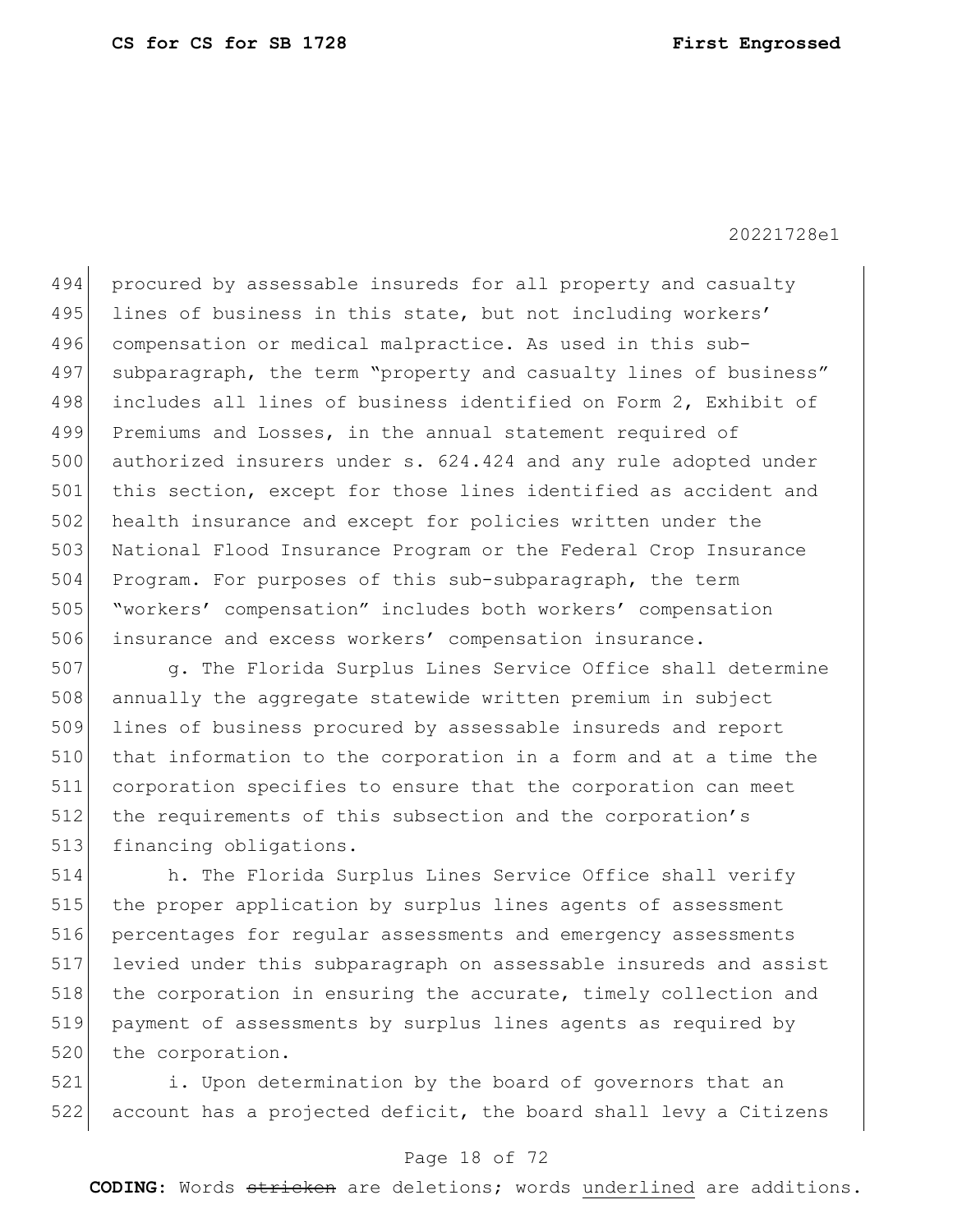procured by assessable insureds for all property and casualty lines of business in this state, but not including workers' compensation or medical malpractice. As used in this sub-subparagraph, the term "property and casualty lines of business" includes all lines of business identified on Form 2, Exhibit of Premiums and Losses, in the annual statement required of authorized insurers under s. 624.424 and any rule adopted under this section, except for those lines identified as accident and health insurance and except for policies written under the National Flood Insurance Program or the Federal Crop Insurance Program. For purposes of this sub-subparagraph, the term "workers' compensation" includes both workers' compensation insurance and excess workers' compensation insurance.

g. The Florida Surplus Lines Service Office shall determine annually the aggregate statewide written premium in subject lines of business procured by assessable insureds and report that information to the corporation in a form and at a time the corporation specifies to ensure that the corporation can meet the requirements of this subsection and the corporation's financing obligations.

h. The Florida Surplus Lines Service Office shall verify the proper application by surplus lines agents of assessment percentages for regular assessments and emergency assessments levied under this subparagraph on assessable insureds and assist the corporation in ensuring the accurate, timely collection and payment of assessments by surplus lines agents as required by the corporation.

i. Upon determination by the board of governors that an account has a projected deficit, the board shall levy a Citizens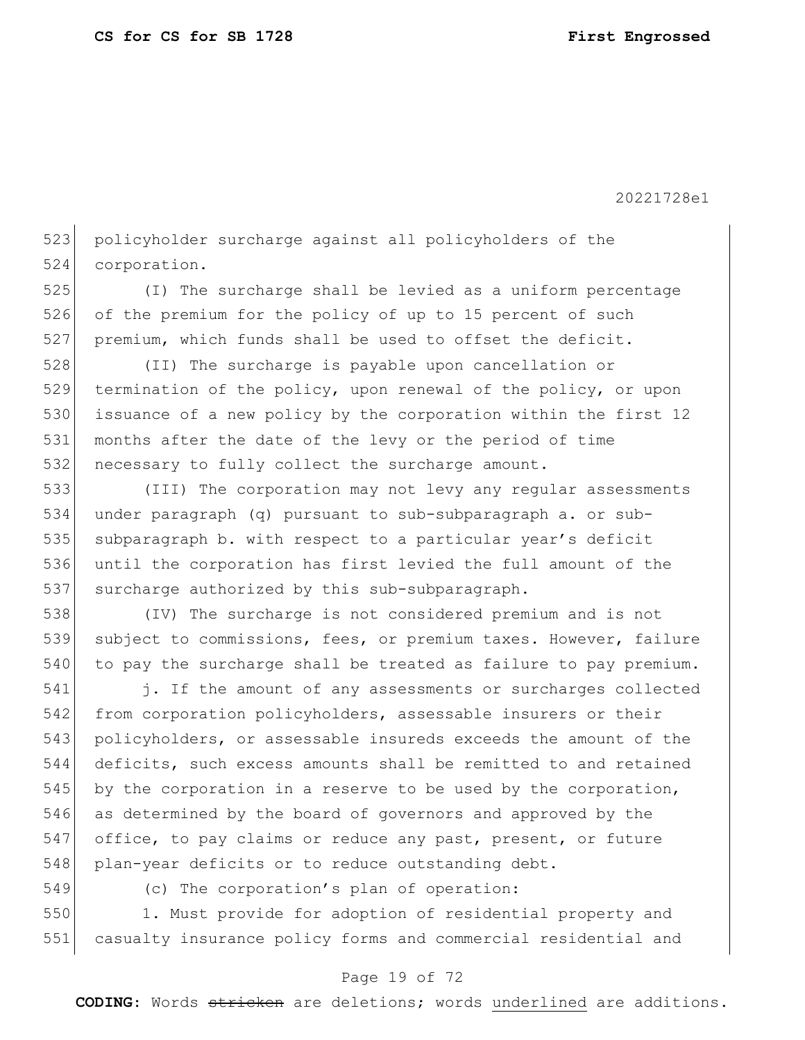policyholder surcharge against all policyholders of the corporation.

(I) The surcharge shall be levied as a uniform percentage of the premium for the policy of up to 15 percent of such premium, which funds shall be used to offset the deficit.

(II) The surcharge is payable upon cancellation or termination of the policy, upon renewal of the policy, or upon issuance of a new policy by the corporation within the first 12 months after the date of the levy or the period of time necessary to fully collect the surcharge amount.

(III) The corporation may not levy any regular assessments under paragraph (q) pursuant to sub-subparagraph a. or sub-subparagraph b. with respect to a particular year's deficit until the corporation has first levied the full amount of the surcharge authorized by this sub-subparagraph.

(IV) The surcharge is not considered premium and is not subject to commissions, fees, or premium taxes. However, failure to pay the surcharge shall be treated as failure to pay premium.

j. If the amount of any assessments or surcharges collected from corporation policyholders, assessable insurers or their policyholders, or assessable insureds exceeds the amount of the deficits, such excess amounts shall be remitted to and retained by the corporation in a reserve to be used by the corporation, as determined by the board of governors and approved by the office, to pay claims or reduce any past, present, or future plan-year deficits or to reduce outstanding debt.

(c) The corporation's plan of operation:

1. Must provide for adoption of residential property and casualty insurance policy forms and commercial residential and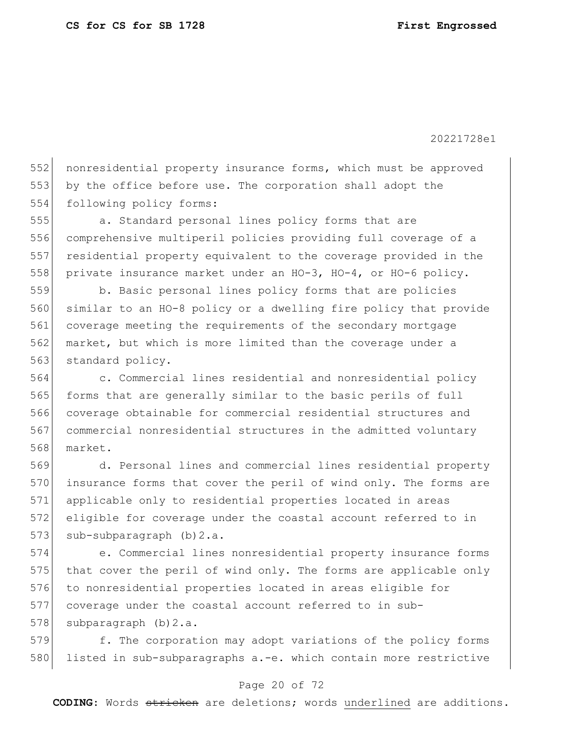nonresidential property insurance forms, which must be approved by the office before use. The corporation shall adopt the following policy forms:

a. Standard personal lines policy forms that are comprehensive multiperil policies providing full coverage of a residential property equivalent to the coverage provided in the private insurance market under an HO-3, HO-4, or HO-6 policy.

b. Basic personal lines policy forms that are policies similar to an HO-8 policy or a dwelling fire policy that provide coverage meeting the requirements of the secondary mortgage market, but which is more limited than the coverage under a standard policy.

c. Commercial lines residential and nonresidential policy forms that are generally similar to the basic perils of full coverage obtainable for commercial residential structures and commercial nonresidential structures in the admitted voluntary market.

d. Personal lines and commercial lines residential property insurance forms that cover the peril of wind only. The forms are applicable only to residential properties located in areas eligible for coverage under the coastal account referred to in sub-subparagraph (b)2.a.

e. Commercial lines nonresidential property insurance forms that cover the peril of wind only. The forms are applicable only to nonresidential properties located in areas eligible for coverage under the coastal account referred to in sub-subparagraph (b)2.a.

f. The corporation may adopt variations of the policy forms listed in sub-subparagraphs a.-e. which contain more restrictive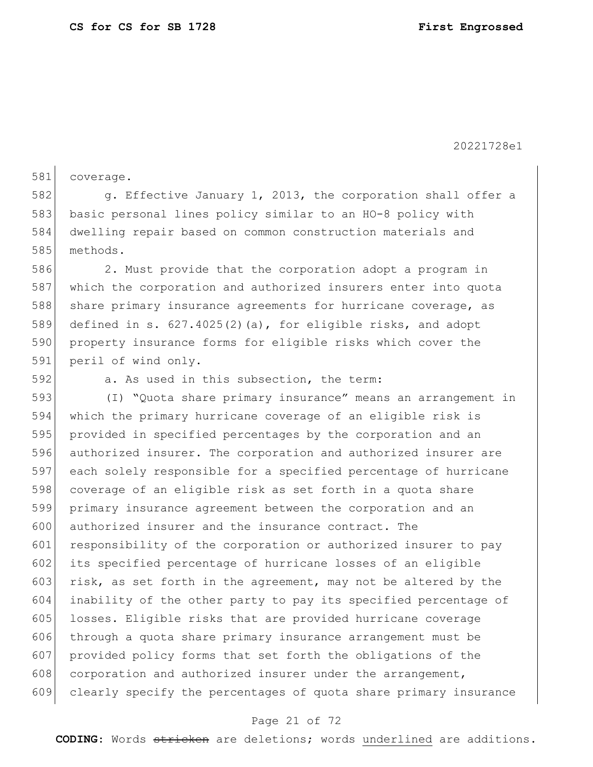coverage.

g. Effective January 1, 2013, the corporation shall offer a basic personal lines policy similar to an HO-8 policy with dwelling repair based on common construction materials and methods.

2. Must provide that the corporation adopt a program in which the corporation and authorized insurers enter into quota share primary insurance agreements for hurricane coverage, as defined in s. 627.4025(2)(a), for eligible risks, and adopt property insurance forms for eligible risks which cover the peril of wind only.

a. As used in this subsection, the term:

(I) "Quota share primary insurance" means an arrangement in which the primary hurricane coverage of an eligible risk is provided in specified percentages by the corporation and an authorized insurer. The corporation and authorized insurer are each solely responsible for a specified percentage of hurricane coverage of an eligible risk as set forth in a quota share primary insurance agreement between the corporation and an authorized insurer and the insurance contract. The responsibility of the corporation or authorized insurer to pay its specified percentage of hurricane losses of an eligible risk, as set forth in the agreement, may not be altered by the inability of the other party to pay its specified percentage of losses. Eligible risks that are provided hurricane coverage through a quota share primary insurance arrangement must be provided policy forms that set forth the obligations of the corporation and authorized insurer under the arrangement, clearly specify the percentages of quota share primary insurance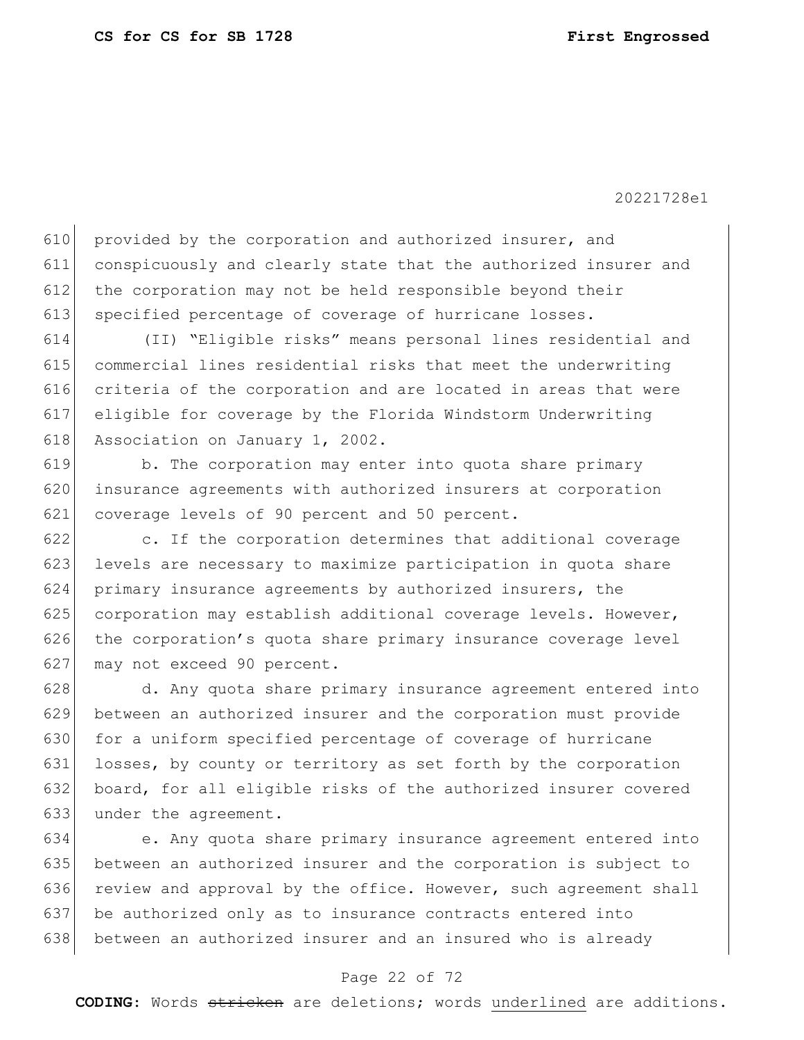provided by the corporation and authorized insurer, and conspicuously and clearly state that the authorized insurer and the corporation may not be held responsible beyond their specified percentage of coverage of hurricane losses.

(II) "Eligible risks" means personal lines residential and commercial lines residential risks that meet the underwriting criteria of the corporation and are located in areas that were eligible for coverage by the Florida Windstorm Underwriting Association on January 1, 2002.

b. The corporation may enter into quota share primary insurance agreements with authorized insurers at corporation coverage levels of 90 percent and 50 percent.

c. If the corporation determines that additional coverage levels are necessary to maximize participation in quota share primary insurance agreements by authorized insurers, the corporation may establish additional coverage levels. However, the corporation's quota share primary insurance coverage level may not exceed 90 percent.

d. Any quota share primary insurance agreement entered into between an authorized insurer and the corporation must provide for a uniform specified percentage of coverage of hurricane losses, by county or territory as set forth by the corporation board, for all eligible risks of the authorized insurer covered under the agreement.

e. Any quota share primary insurance agreement entered into between an authorized insurer and the corporation is subject to review and approval by the office. However, such agreement shall be authorized only as to insurance contracts entered into between an authorized insurer and an insured who is already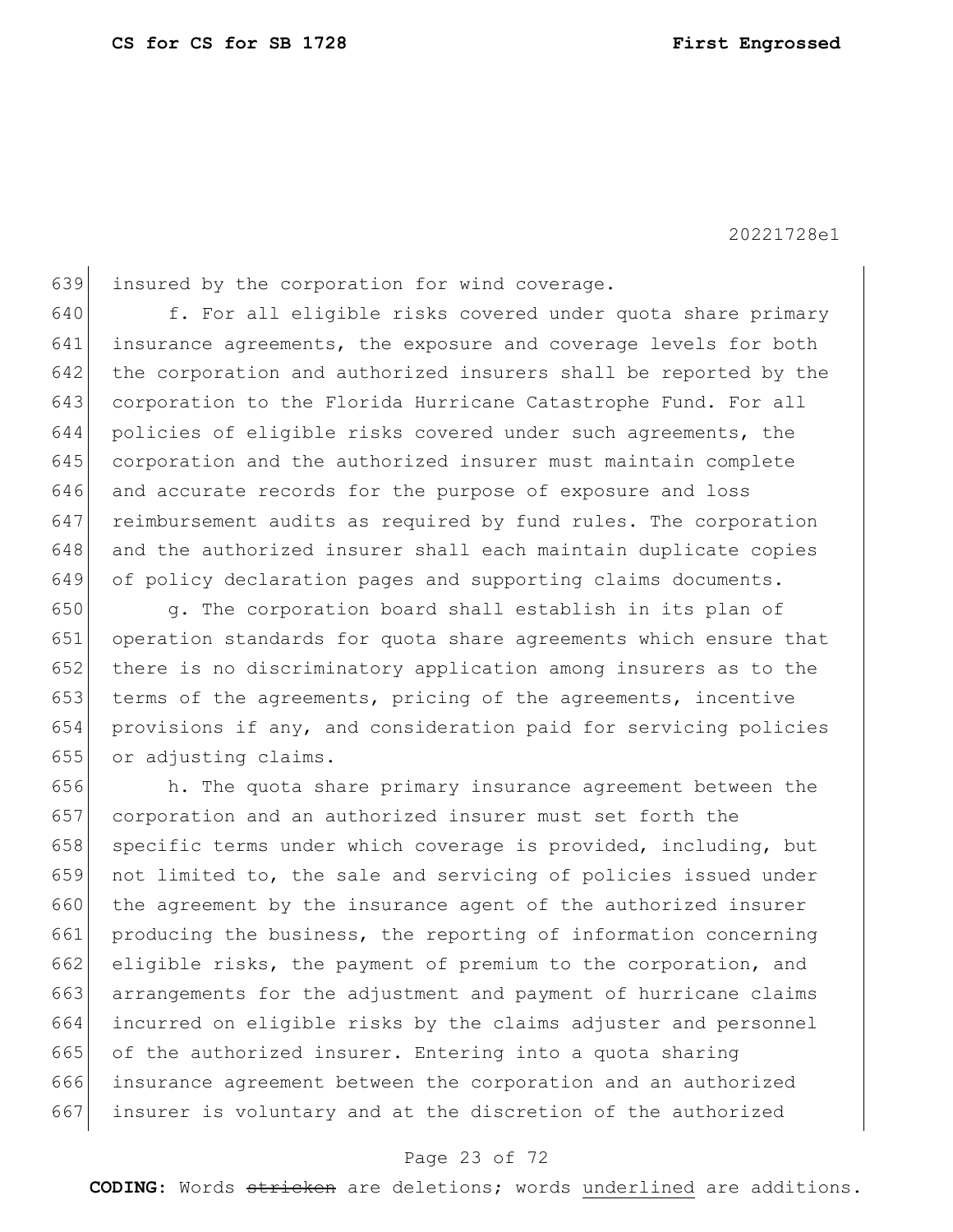insured by the corporation for wind coverage.

f. For all eligible risks covered under quota share primary insurance agreements, the exposure and coverage levels for both the corporation and authorized insurers shall be reported by the corporation to the Florida Hurricane Catastrophe Fund. For all policies of eligible risks covered under such agreements, the corporation and the authorized insurer must maintain complete and accurate records for the purpose of exposure and loss reimbursement audits as required by fund rules. The corporation and the authorized insurer shall each maintain duplicate copies of policy declaration pages and supporting claims documents.

g. The corporation board shall establish in its plan of operation standards for quota share agreements which ensure that there is no discriminatory application among insurers as to the terms of the agreements, pricing of the agreements, incentive provisions if any, and consideration paid for servicing policies or adjusting claims.

h. The quota share primary insurance agreement between the corporation and an authorized insurer must set forth the specific terms under which coverage is provided, including, but not limited to, the sale and servicing of policies issued under the agreement by the insurance agent of the authorized insurer producing the business, the reporting of information concerning eligible risks, the payment of premium to the corporation, and arrangements for the adjustment and payment of hurricane claims incurred on eligible risks by the claims adjuster and personnel of the authorized insurer. Entering into a quota sharing insurance agreement between the corporation and an authorized insurer is voluntary and at the discretion of the authorized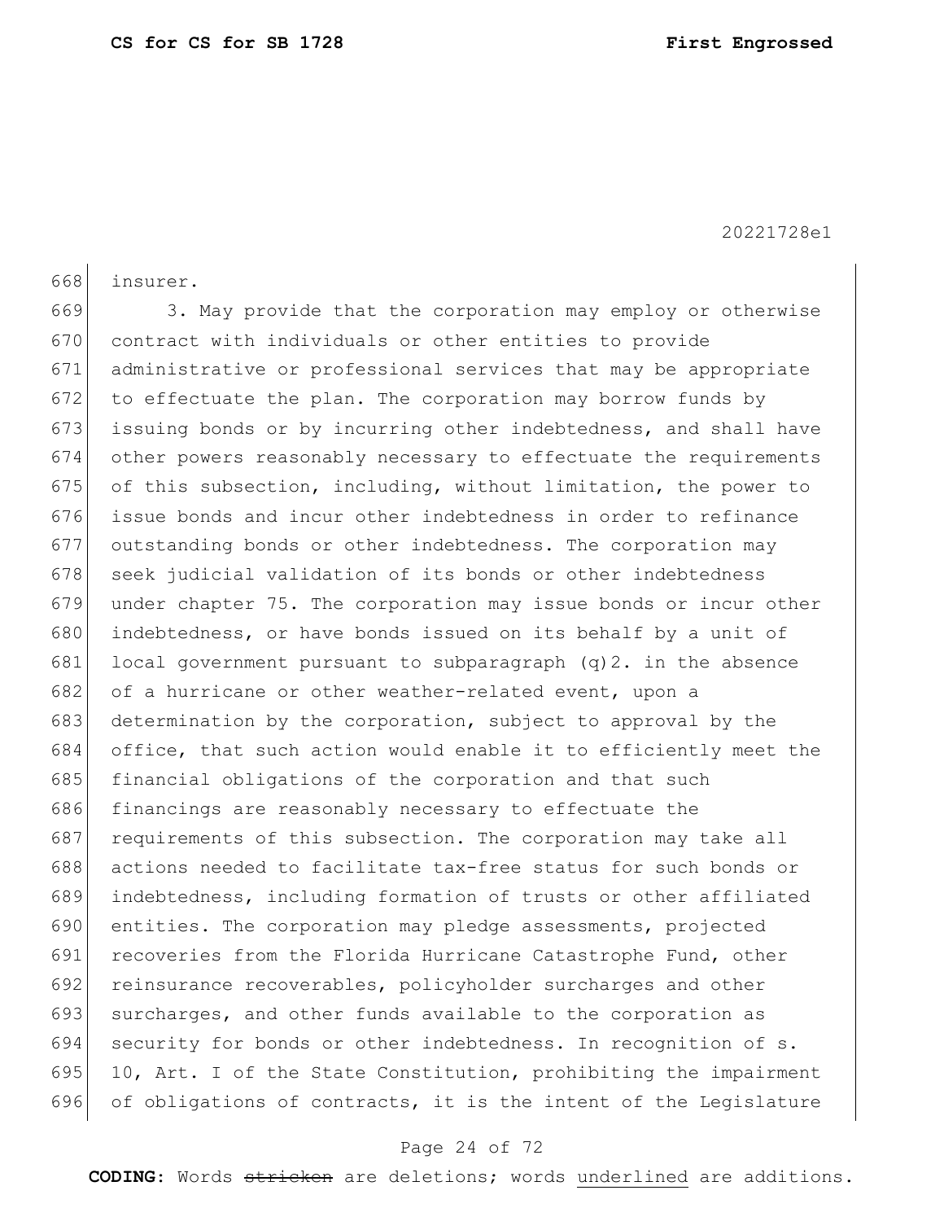insurer.

3. May provide that the corporation may employ or otherwise contract with individuals or other entities to provide administrative or professional services that may be appropriate to effectuate the plan. The corporation may borrow funds by issuing bonds or by incurring other indebtedness, and shall have other powers reasonably necessary to effectuate the requirements of this subsection, including, without limitation, the power to issue bonds and incur other indebtedness in order to refinance outstanding bonds or other indebtedness. The corporation may seek judicial validation of its bonds or other indebtedness under chapter 75. The corporation may issue bonds or incur other indebtedness, or have bonds issued on its behalf by a unit of local government pursuant to subparagraph (q)2. in the absence of a hurricane or other weather-related event, upon a determination by the corporation, subject to approval by the office, that such action would enable it to efficiently meet the financial obligations of the corporation and that such financings are reasonably necessary to effectuate the requirements of this subsection. The corporation may take all actions needed to facilitate tax-free status for such bonds or indebtedness, including formation of trusts or other affiliated entities. The corporation may pledge assessments, projected recoveries from the Florida Hurricane Catastrophe Fund, other reinsurance recoverables, policyholder surcharges and other surcharges, and other funds available to the corporation as security for bonds or other indebtedness. In recognition of s. 10, Art. I of the State Constitution, prohibiting the impairment of obligations of contracts, it is the intent of the Legislature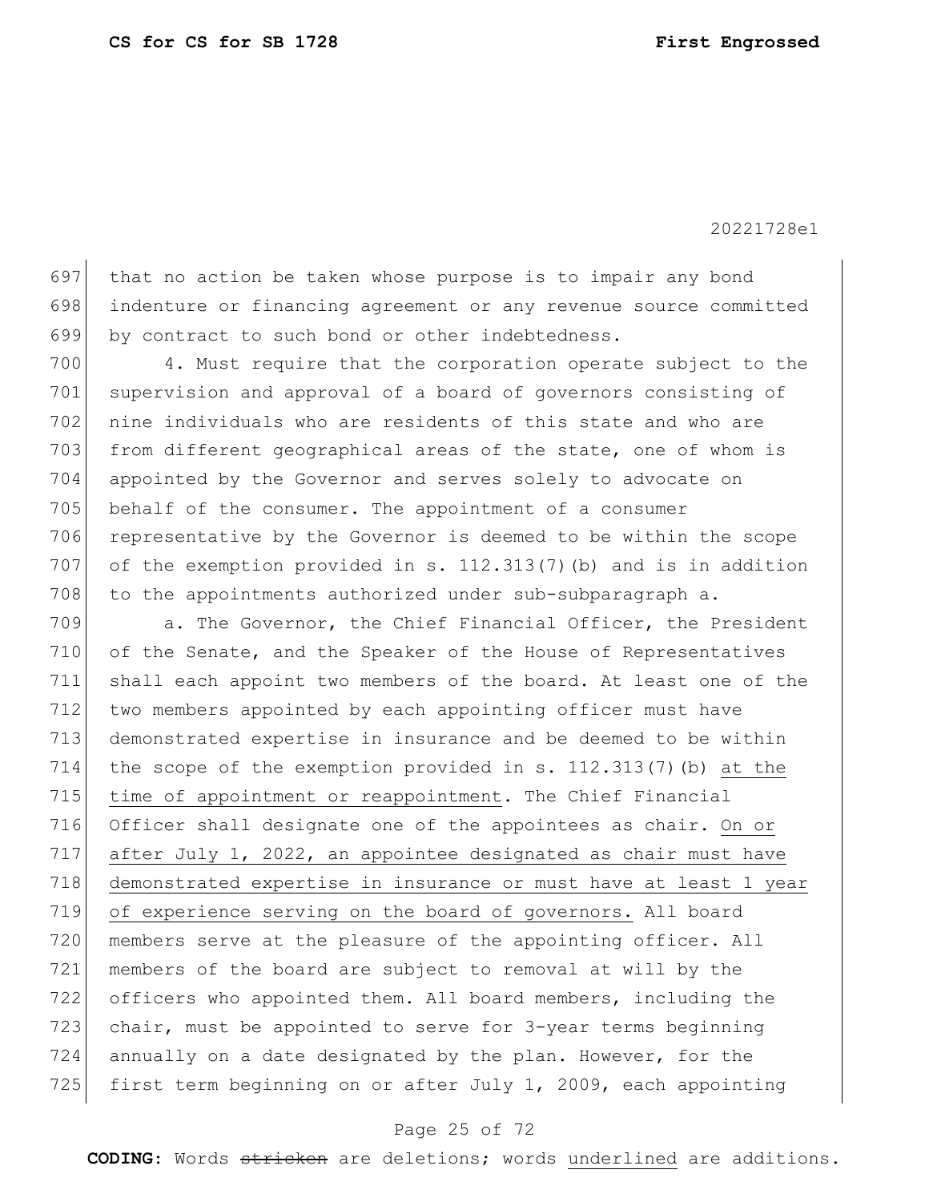that no action be taken whose purpose is to impair any bond indenture or financing agreement or any revenue source committed by contract to such bond or other indebtedness.

4. Must require that the corporation operate subject to the supervision and approval of a board of governors consisting of nine individuals who are residents of this state and who are from different geographical areas of the state, one of whom is appointed by the Governor and serves solely to advocate on behalf of the consumer. The appointment of a consumer representative by the Governor is deemed to be within the scope of the exemption provided in s. 112.313(7)(b) and is in addition to the appointments authorized under sub-subparagraph a.

a. The Governor, the Chief Financial Officer, the President of the Senate, and the Speaker of the House of Representatives shall each appoint two members of the board. At least one of the two members appointed by each appointing officer must have demonstrated expertise in insurance and be deemed to be within the scope of the exemption provided in s. 112.313(7)(b) <u>at the time of appointment or reappointment</u>. The Chief Financial Officer shall designate one of the appointees as chair. <u>On or after July 1, 2022, an appointee designated as chair must have demonstrated expertise in insurance or must have at least 1 year of experience serving on the board of governors.</u> All board members serve at the pleasure of the appointing officer. All members of the board are subject to removal at will by the officers who appointed them. All board members, including the chair, must be appointed to serve for 3-year terms beginning annually on a date designated by the plan. However, for the first term beginning on or after July 1, 2009, each appointing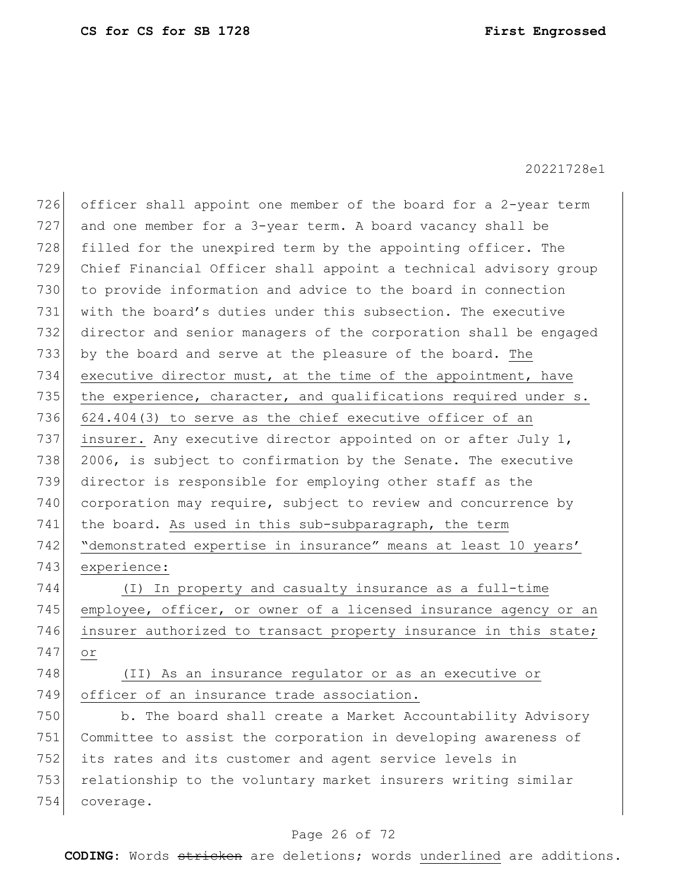officer shall appoint one member of the board for a 2-year term and one member for a 3-year term. A board vacancy shall be filled for the unexpired term by the appointing officer. The Chief Financial Officer shall appoint a technical advisory group to provide information and advice to the board in connection with the board's duties under this subsection. The executive director and senior managers of the corporation shall be engaged by the board and serve at the pleasure of the board. The executive director must, at the time of the appointment, have the experience, character, and qualifications required under s. 624.404(3) to serve as the chief executive officer of an insurer. Any executive director appointed on or after July 1, 2006, is subject to confirmation by the Senate. The executive director is responsible for employing other staff as the corporation may require, subject to review and concurrence by the board. As used in this sub-subparagraph, the term "demonstrated expertise in insurance" means at least 10 years' experience:

(I) In property and casualty insurance as a full-time employee, officer, or owner of a licensed insurance agency or an insurer authorized to transact property insurance in this state; or

(II) As an insurance regulator or as an executive or officer of an insurance trade association.

b. The board shall create a Market Accountability Advisory Committee to assist the corporation in developing awareness of its rates and its customer and agent service levels in relationship to the voluntary market insurers writing similar coverage.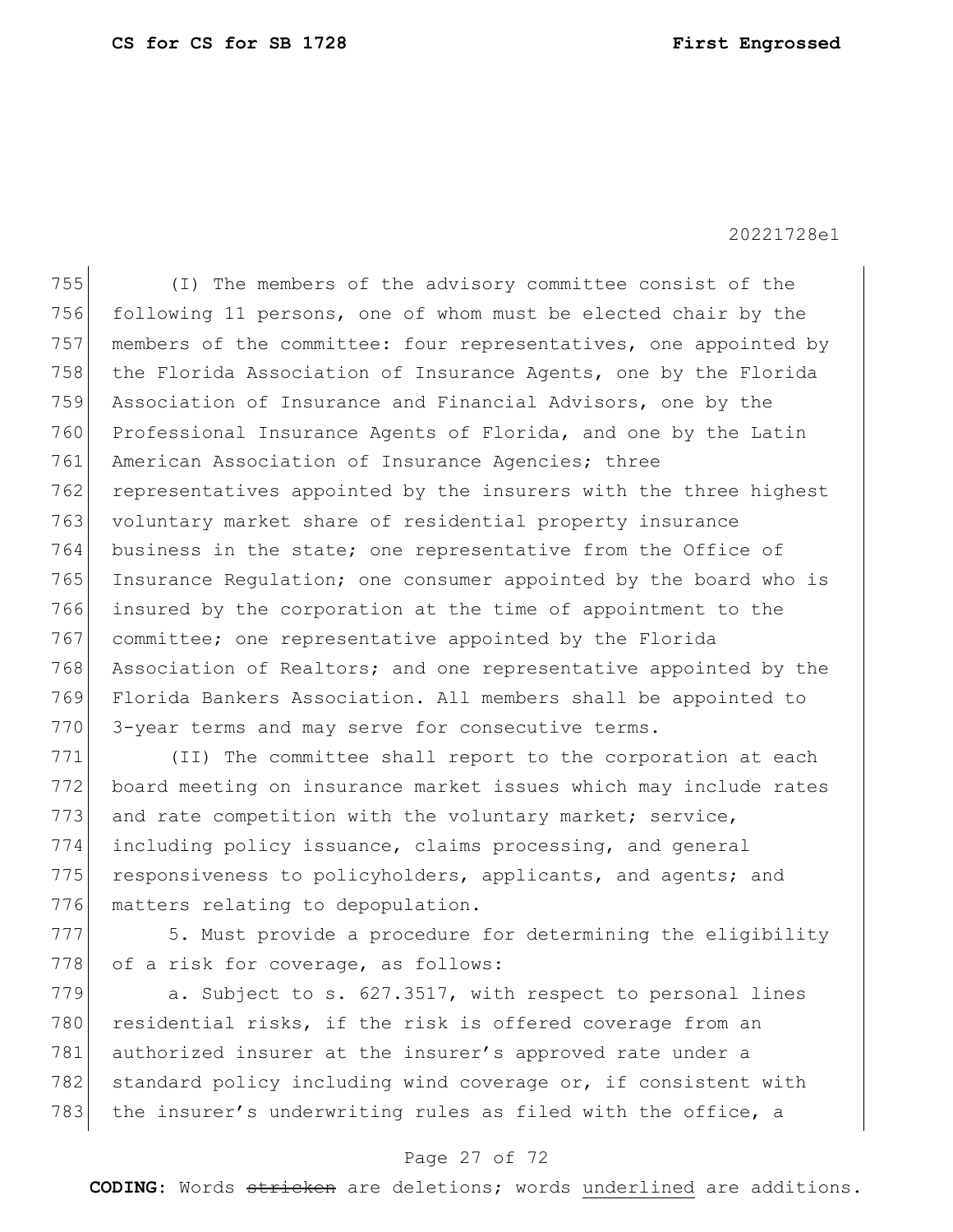(I) The members of the advisory committee consist of the following 11 persons, one of whom must be elected chair by the members of the committee: four representatives, one appointed by the Florida Association of Insurance Agents, one by the Florida Association of Insurance and Financial Advisors, one by the Professional Insurance Agents of Florida, and one by the Latin American Association of Insurance Agencies; three representatives appointed by the insurers with the three highest voluntary market share of residential property insurance business in the state; one representative from the Office of Insurance Regulation; one consumer appointed by the board who is insured by the corporation at the time of appointment to the committee; one representative appointed by the Florida Association of Realtors; and one representative appointed by the Florida Bankers Association. All members shall be appointed to 3-year terms and may serve for consecutive terms.

(II) The committee shall report to the corporation at each board meeting on insurance market issues which may include rates and rate competition with the voluntary market; service, including policy issuance, claims processing, and general responsiveness to policyholders, applicants, and agents; and matters relating to depopulation.

5. Must provide a procedure for determining the eligibility of a risk for coverage, as follows:

a. Subject to s. 627.3517, with respect to personal lines residential risks, if the risk is offered coverage from an authorized insurer at the insurer's approved rate under a standard policy including wind coverage or, if consistent with the insurer's underwriting rules as filed with the office, a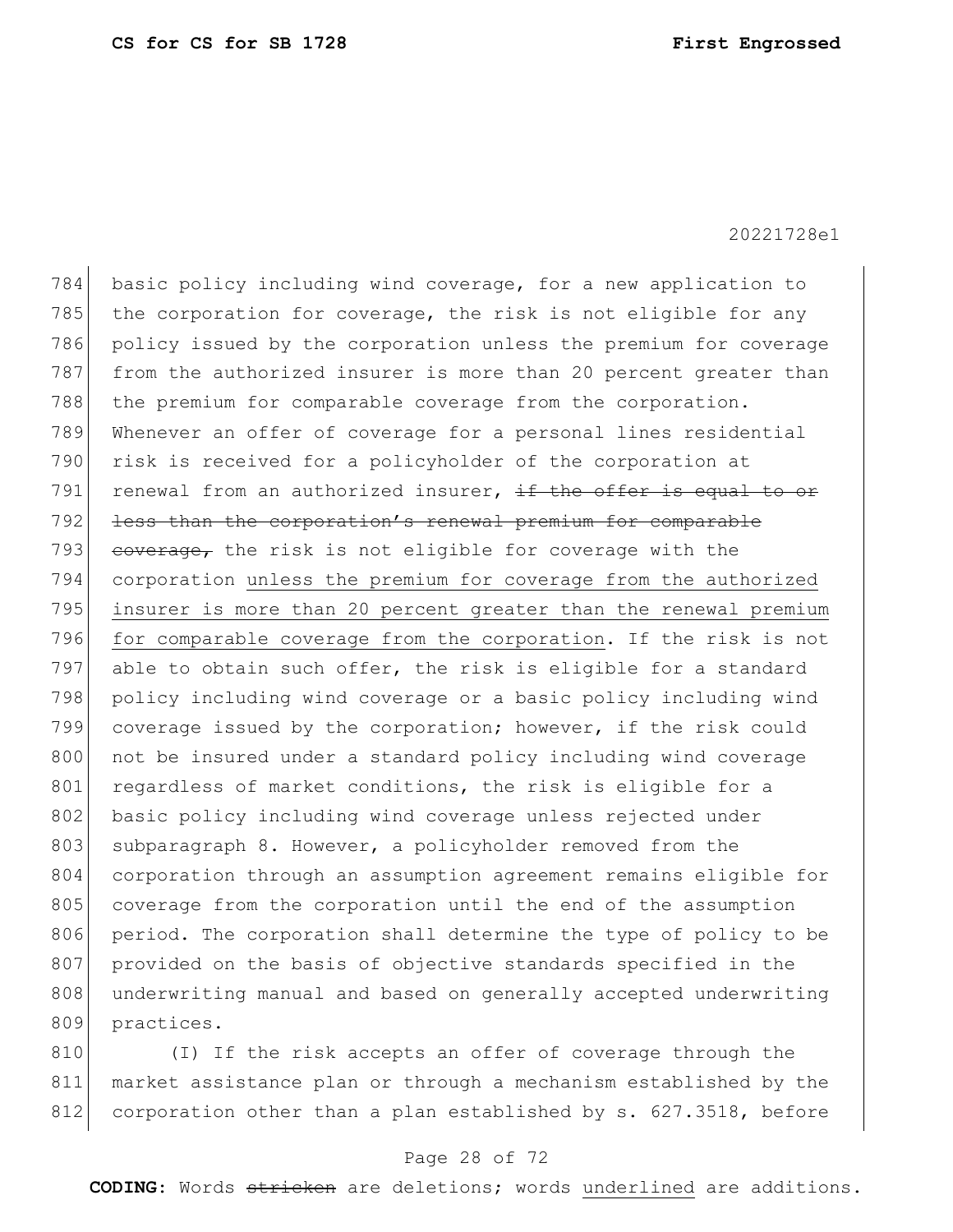784 basic policy including wind coverage, for a new application to
785 the corporation for coverage, the risk is not eligible for any
786 policy issued by the corporation unless the premium for coverage
787 from the authorized insurer is more than 20 percent greater than
788 the premium for comparable coverage from the corporation.
789 Whenever an offer of coverage for a personal lines residential
790 risk is received for a policyholder of the corporation at
791 renewal from an authorized insurer, ~~if the offer is equal to or~~
792 ~~less than the corporation's renewal premium for comparable~~
793 ~~coverage,~~ the risk is not eligible for coverage with the
794 corporation <u>unless the premium for coverage from the authorized</u>
795 <u>insurer is more than 20 percent greater than the renewal premium</u>
796 <u>for comparable coverage from the corporation</u>. If the risk is not
797 able to obtain such offer, the risk is eligible for a standard
798 policy including wind coverage or a basic policy including wind
799 coverage issued by the corporation; however, if the risk could
800 not be insured under a standard policy including wind coverage
801 regardless of market conditions, the risk is eligible for a
802 basic policy including wind coverage unless rejected under
803 subparagraph 8. However, a policyholder removed from the
804 corporation through an assumption agreement remains eligible for
805 coverage from the corporation until the end of the assumption
806 period. The corporation shall determine the type of policy to be
807 provided on the basis of objective standards specified in the
808 underwriting manual and based on generally accepted underwriting
809 practices.

810 (I) If the risk accepts an offer of coverage through the
811 market assistance plan or through a mechanism established by the
812 corporation other than a plan established by s. 627.3518, before

**CODING:** Words ~~stricken~~ are deletions; words <u>underlined</u> are additions.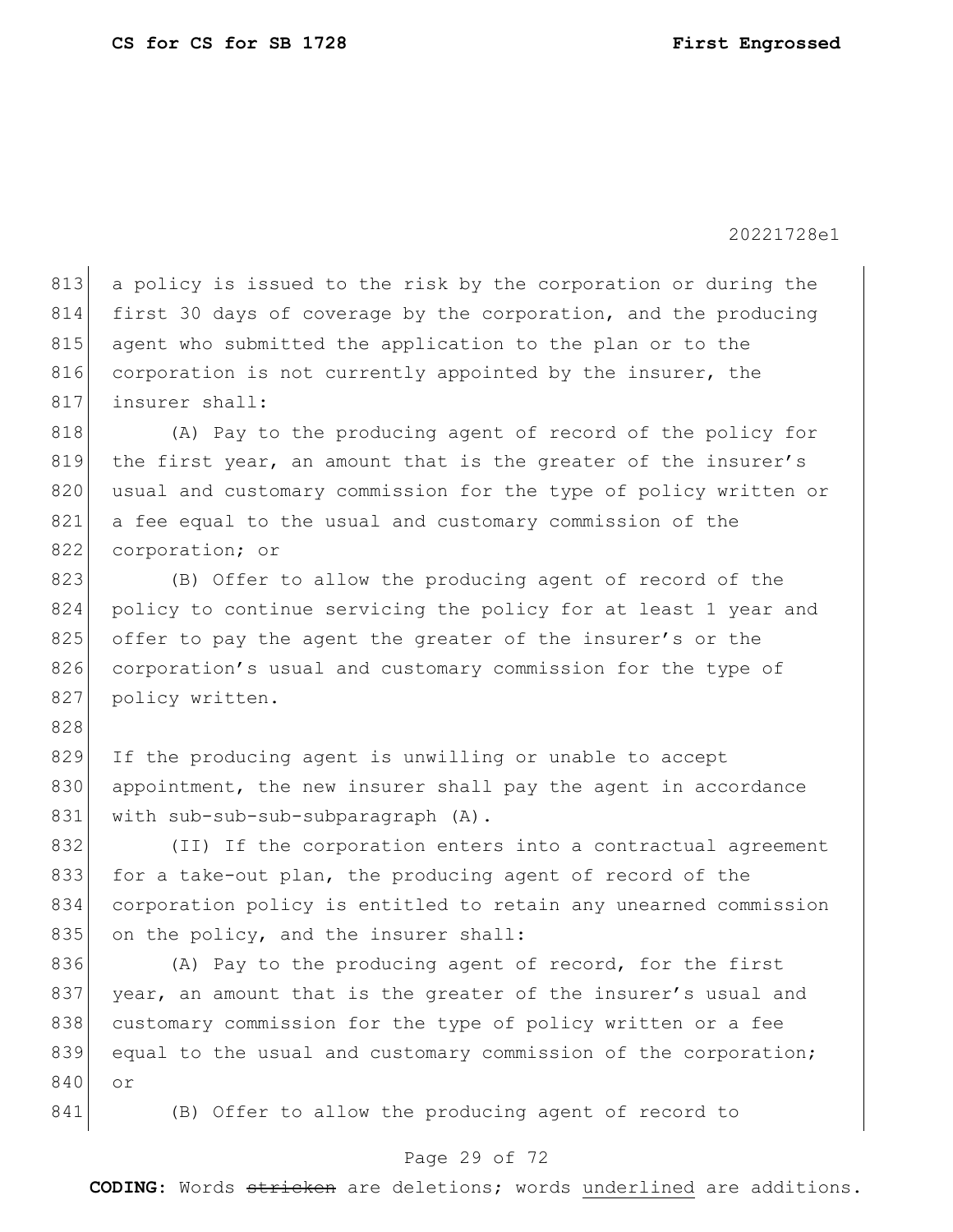a policy is issued to the risk by the corporation or during the first 30 days of coverage by the corporation, and the producing agent who submitted the application to the plan or to the corporation is not currently appointed by the insurer, the insurer shall:

(A) Pay to the producing agent of record of the policy for the first year, an amount that is the greater of the insurer's usual and customary commission for the type of policy written or a fee equal to the usual and customary commission of the corporation; or

(B) Offer to allow the producing agent of record of the policy to continue servicing the policy for at least 1 year and offer to pay the agent the greater of the insurer's or the corporation's usual and customary commission for the type of policy written.

If the producing agent is unwilling or unable to accept appointment, the new insurer shall pay the agent in accordance with sub-sub-sub-subparagraph (A).

(II) If the corporation enters into a contractual agreement for a take-out plan, the producing agent of record of the corporation policy is entitled to retain any unearned commission on the policy, and the insurer shall:

(A) Pay to the producing agent of record, for the first year, an amount that is the greater of the insurer's usual and customary commission for the type of policy written or a fee equal to the usual and customary commission of the corporation; or

(B) Offer to allow the producing agent of record to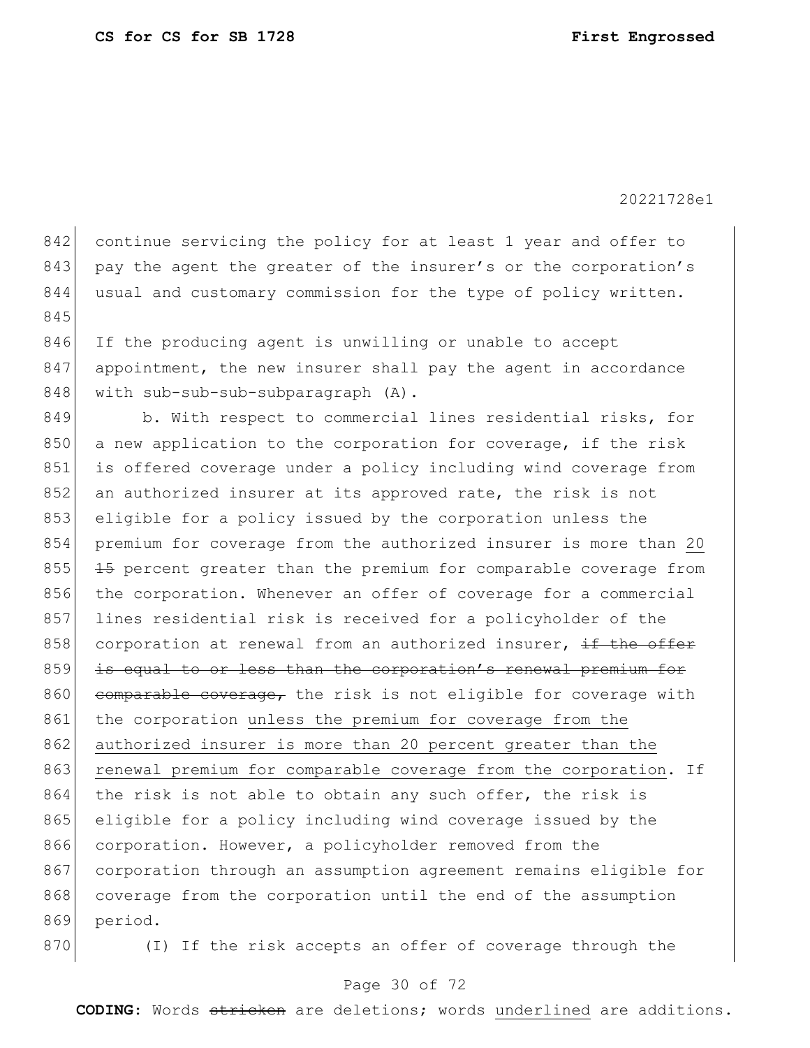continue servicing the policy for at least 1 year and offer to pay the agent the greater of the insurer's or the corporation's usual and customary commission for the type of policy written.

If the producing agent is unwilling or unable to accept appointment, the new insurer shall pay the agent in accordance with sub-sub-sub-subparagraph (A).

b. With respect to commercial lines residential risks, for a new application to the corporation for coverage, if the risk is offered coverage under a policy including wind coverage from an authorized insurer at its approved rate, the risk is not eligible for a policy issued by the corporation unless the premium for coverage from the authorized insurer is more than <u>20</u> ~~15~~ percent greater than the premium for comparable coverage from the corporation. Whenever an offer of coverage for a commercial lines residential risk is received for a policyholder of the corporation at renewal from an authorized insurer, ~~if the offer is equal to or less than the corporation's renewal premium for comparable coverage,~~ the risk is not eligible for coverage with the corporation <u>unless the premium for coverage from the authorized insurer is more than 20 percent greater than the renewal premium for comparable coverage from the corporation</u>. If the risk is not able to obtain any such offer, the risk is eligible for a policy including wind coverage issued by the corporation. However, a policyholder removed from the corporation through an assumption agreement remains eligible for coverage from the corporation until the end of the assumption period.

(I) If the risk accepts an offer of coverage through the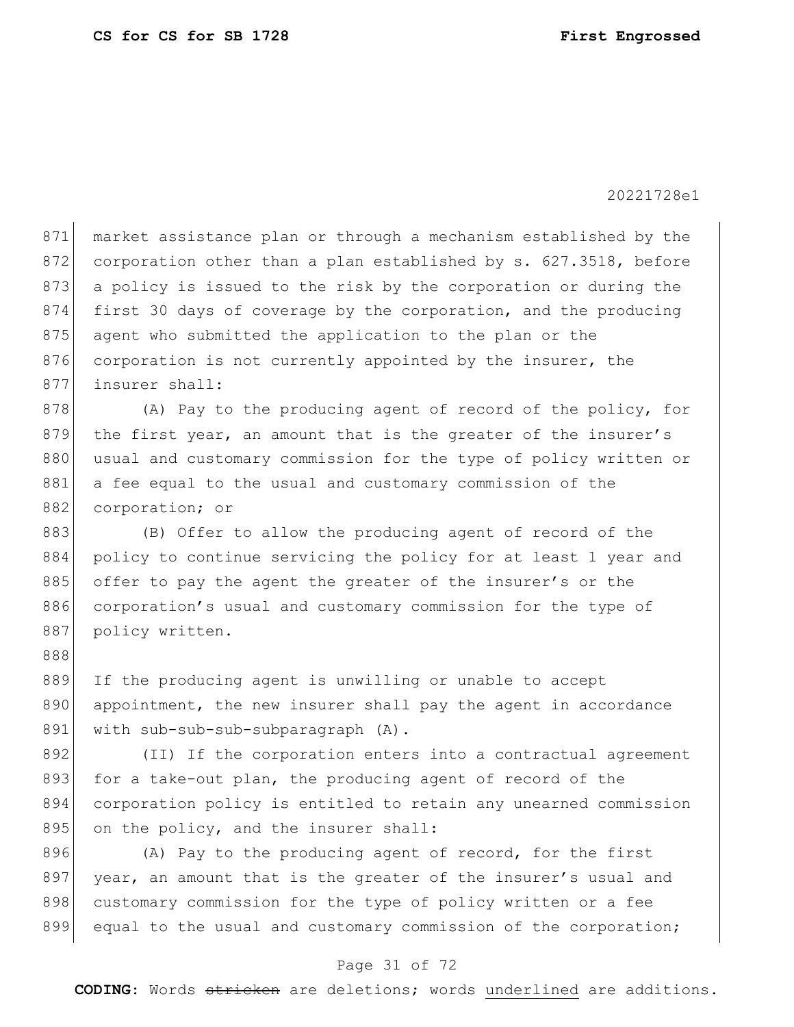market assistance plan or through a mechanism established by the corporation other than a plan established by s. 627.3518, before a policy is issued to the risk by the corporation or during the first 30 days of coverage by the corporation, and the producing agent who submitted the application to the plan or the corporation is not currently appointed by the insurer, the insurer shall:

(A) Pay to the producing agent of record of the policy, for the first year, an amount that is the greater of the insurer's usual and customary commission for the type of policy written or a fee equal to the usual and customary commission of the corporation; or

(B) Offer to allow the producing agent of record of the policy to continue servicing the policy for at least 1 year and offer to pay the agent the greater of the insurer's or the corporation's usual and customary commission for the type of policy written.

If the producing agent is unwilling or unable to accept appointment, the new insurer shall pay the agent in accordance with sub-sub-sub-subparagraph (A).

(II) If the corporation enters into a contractual agreement for a take-out plan, the producing agent of record of the corporation policy is entitled to retain any unearned commission on the policy, and the insurer shall:

(A) Pay to the producing agent of record, for the first year, an amount that is the greater of the insurer's usual and customary commission for the type of policy written or a fee equal to the usual and customary commission of the corporation;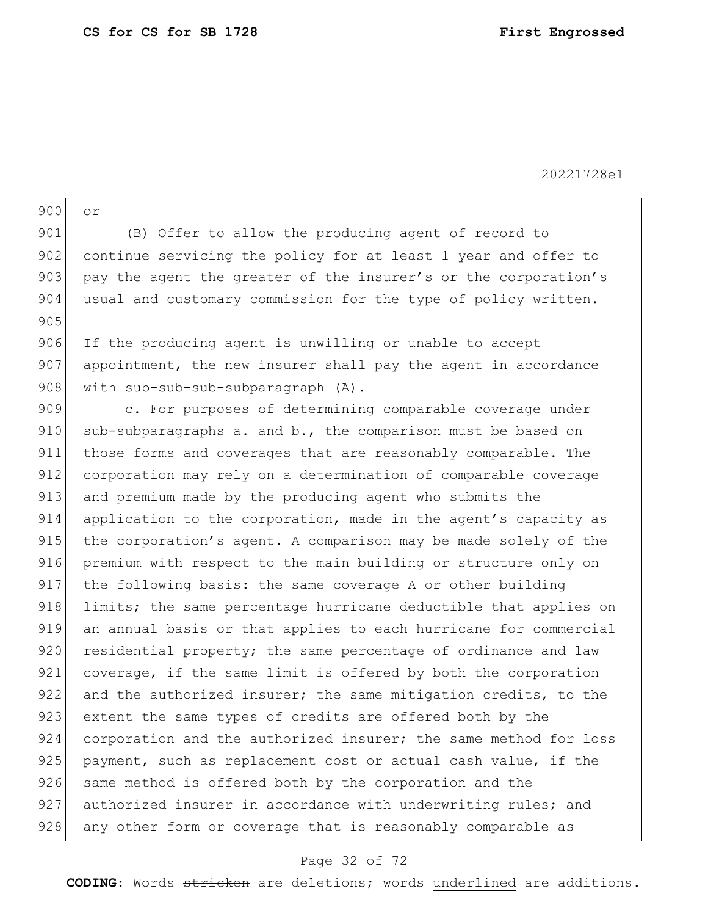or

(B) Offer to allow the producing agent of record to continue servicing the policy for at least 1 year and offer to pay the agent the greater of the insurer's or the corporation's usual and customary commission for the type of policy written.

If the producing agent is unwilling or unable to accept appointment, the new insurer shall pay the agent in accordance with sub-sub-sub-subparagraph (A).

c. For purposes of determining comparable coverage under sub-subparagraphs a. and b., the comparison must be based on those forms and coverages that are reasonably comparable. The corporation may rely on a determination of comparable coverage and premium made by the producing agent who submits the application to the corporation, made in the agent's capacity as the corporation's agent. A comparison may be made solely of the premium with respect to the main building or structure only on the following basis: the same coverage A or other building limits; the same percentage hurricane deductible that applies on an annual basis or that applies to each hurricane for commercial residential property; the same percentage of ordinance and law coverage, if the same limit is offered by both the corporation and the authorized insurer; the same mitigation credits, to the extent the same types of credits are offered both by the corporation and the authorized insurer; the same method for loss payment, such as replacement cost or actual cash value, if the same method is offered both by the corporation and the authorized insurer in accordance with underwriting rules; and any other form or coverage that is reasonably comparable as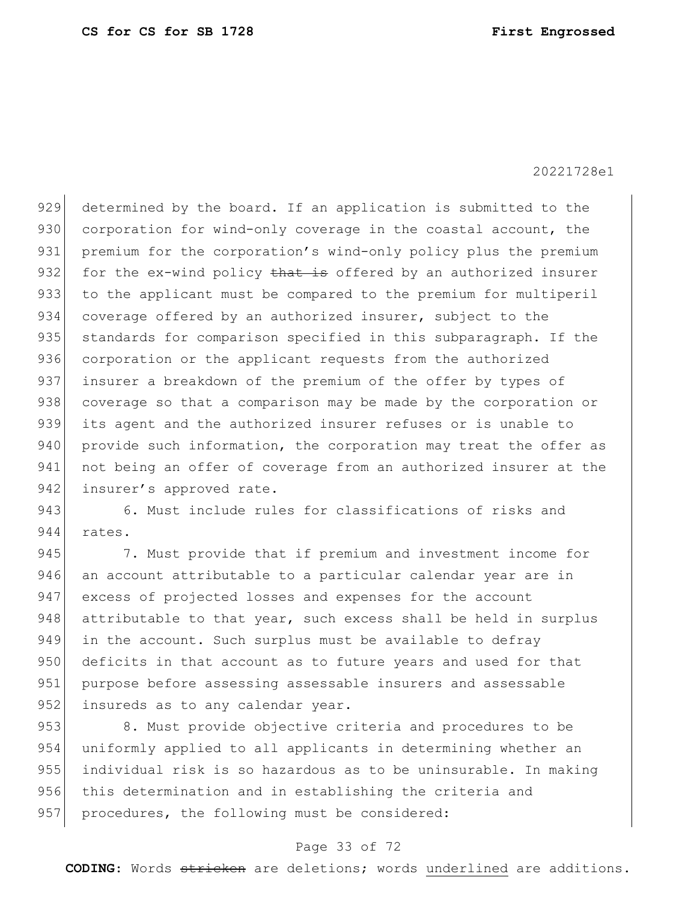determined by the board. If an application is submitted to the corporation for wind-only coverage in the coastal account, the premium for the corporation's wind-only policy plus the premium for the ex-wind policy ~~that is~~ offered by an authorized insurer to the applicant must be compared to the premium for multiperil coverage offered by an authorized insurer, subject to the standards for comparison specified in this subparagraph. If the corporation or the applicant requests from the authorized insurer a breakdown of the premium of the offer by types of coverage so that a comparison may be made by the corporation or its agent and the authorized insurer refuses or is unable to provide such information, the corporation may treat the offer as not being an offer of coverage from an authorized insurer at the insurer's approved rate.

6. Must include rules for classifications of risks and rates.

7. Must provide that if premium and investment income for an account attributable to a particular calendar year are in excess of projected losses and expenses for the account attributable to that year, such excess shall be held in surplus in the account. Such surplus must be available to defray deficits in that account as to future years and used for that purpose before assessing assessable insurers and assessable insureds as to any calendar year.

8. Must provide objective criteria and procedures to be uniformly applied to all applicants in determining whether an individual risk is so hazardous as to be uninsurable. In making this determination and in establishing the criteria and procedures, the following must be considered: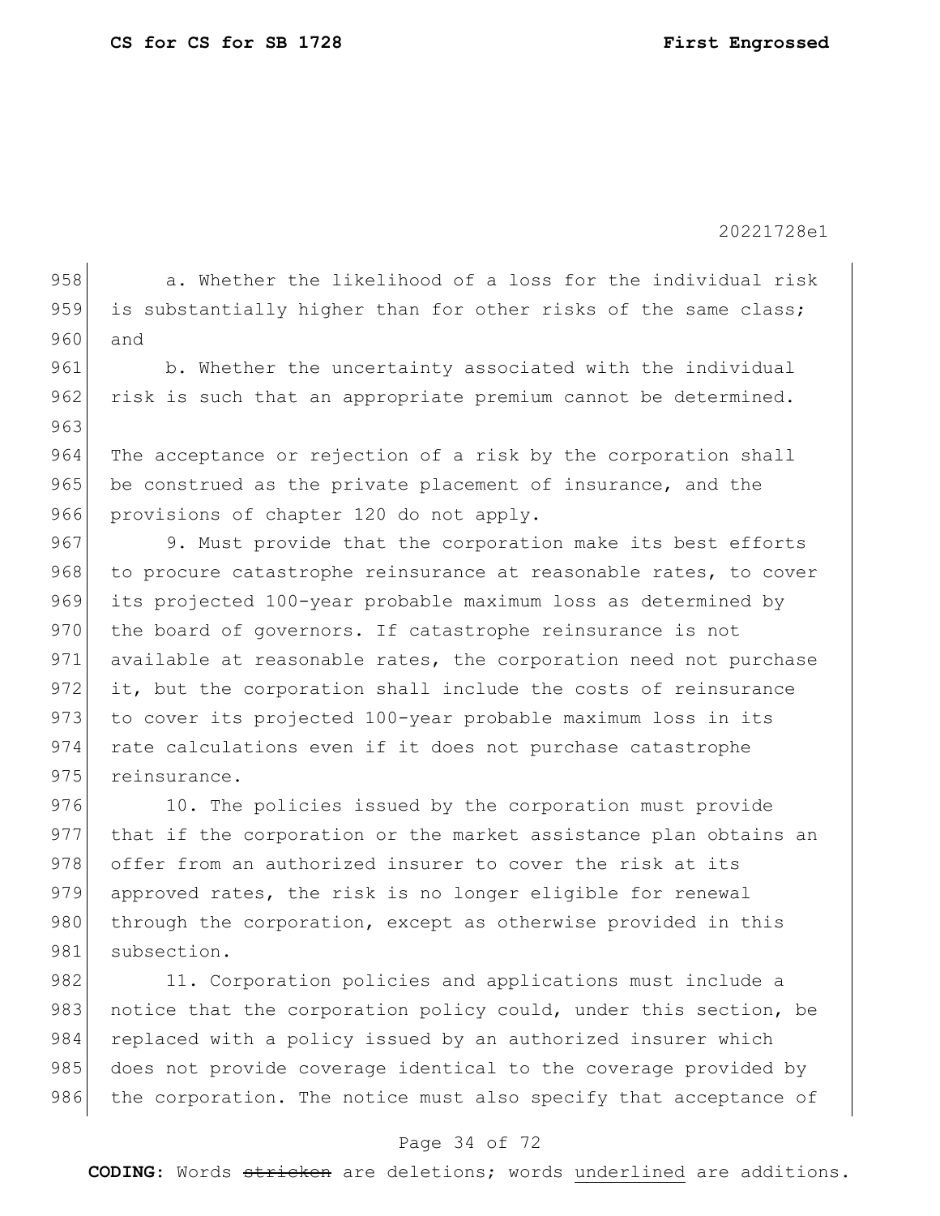a. Whether the likelihood of a loss for the individual risk is substantially higher than for other risks of the same class; and

b. Whether the uncertainty associated with the individual risk is such that an appropriate premium cannot be determined.

The acceptance or rejection of a risk by the corporation shall be construed as the private placement of insurance, and the provisions of chapter 120 do not apply.

9. Must provide that the corporation make its best efforts to procure catastrophe reinsurance at reasonable rates, to cover its projected 100-year probable maximum loss as determined by the board of governors. If catastrophe reinsurance is not available at reasonable rates, the corporation need not purchase it, but the corporation shall include the costs of reinsurance to cover its projected 100-year probable maximum loss in its rate calculations even if it does not purchase catastrophe reinsurance.

10. The policies issued by the corporation must provide that if the corporation or the market assistance plan obtains an offer from an authorized insurer to cover the risk at its approved rates, the risk is no longer eligible for renewal through the corporation, except as otherwise provided in this subsection.

11. Corporation policies and applications must include a notice that the corporation policy could, under this section, be replaced with a policy issued by an authorized insurer which does not provide coverage identical to the coverage provided by the corporation. The notice must also specify that acceptance of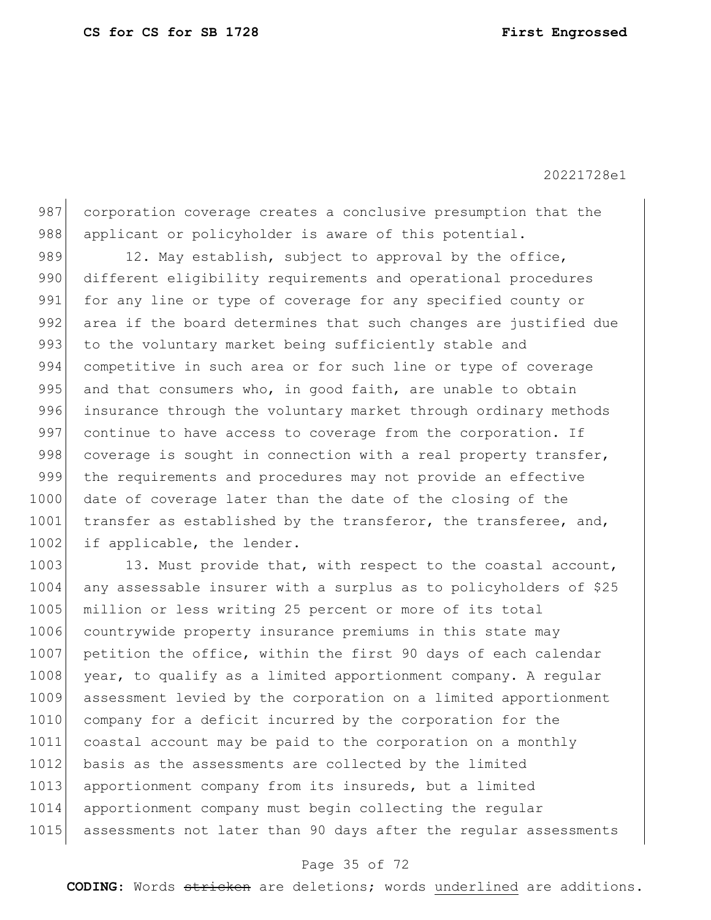corporation coverage creates a conclusive presumption that the applicant or policyholder is aware of this potential.

12. May establish, subject to approval by the office, different eligibility requirements and operational procedures for any line or type of coverage for any specified county or area if the board determines that such changes are justified due to the voluntary market being sufficiently stable and competitive in such area or for such line or type of coverage and that consumers who, in good faith, are unable to obtain insurance through the voluntary market through ordinary methods continue to have access to coverage from the corporation. If coverage is sought in connection with a real property transfer, the requirements and procedures may not provide an effective date of coverage later than the date of the closing of the transfer as established by the transferor, the transferee, and, if applicable, the lender.

13. Must provide that, with respect to the coastal account, any assessable insurer with a surplus as to policyholders of $25 million or less writing 25 percent or more of its total countrywide property insurance premiums in this state may petition the office, within the first 90 days of each calendar year, to qualify as a limited apportionment company. A regular assessment levied by the corporation on a limited apportionment company for a deficit incurred by the corporation for the coastal account may be paid to the corporation on a monthly basis as the assessments are collected by the limited apportionment company from its insureds, but a limited apportionment company must begin collecting the regular assessments not later than 90 days after the regular assessments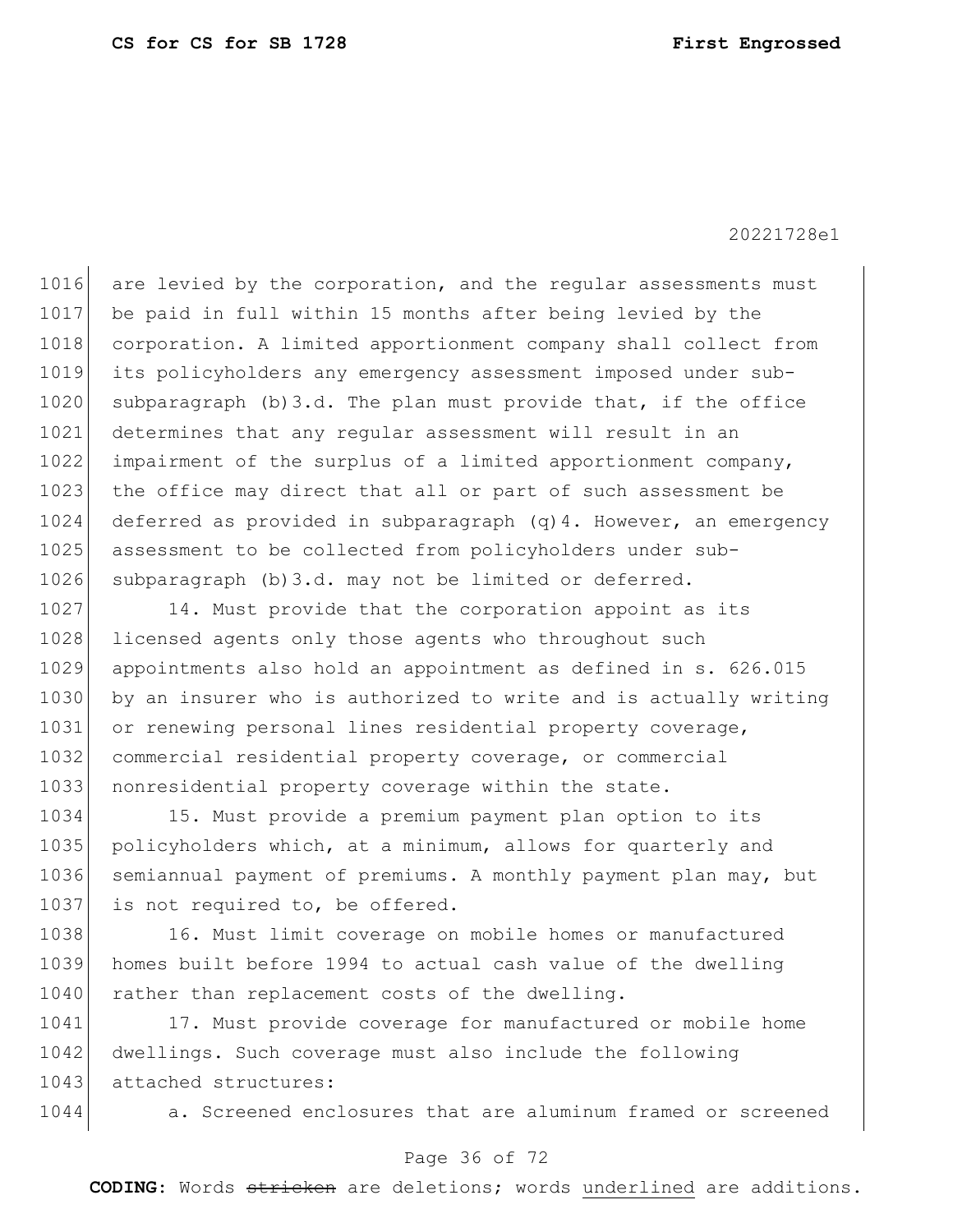are levied by the corporation, and the regular assessments must be paid in full within 15 months after being levied by the corporation. A limited apportionment company shall collect from its policyholders any emergency assessment imposed under sub-subparagraph (b)3.d. The plan must provide that, if the office determines that any regular assessment will result in an impairment of the surplus of a limited apportionment company, the office may direct that all or part of such assessment be deferred as provided in subparagraph (q)4. However, an emergency assessment to be collected from policyholders under sub-subparagraph (b)3.d. may not be limited or deferred.

14. Must provide that the corporation appoint as its licensed agents only those agents who throughout such appointments also hold an appointment as defined in s. 626.015 by an insurer who is authorized to write and is actually writing or renewing personal lines residential property coverage, commercial residential property coverage, or commercial nonresidential property coverage within the state.

15. Must provide a premium payment plan option to its policyholders which, at a minimum, allows for quarterly and semiannual payment of premiums. A monthly payment plan may, but is not required to, be offered.

16. Must limit coverage on mobile homes or manufactured homes built before 1994 to actual cash value of the dwelling rather than replacement costs of the dwelling.

17. Must provide coverage for manufactured or mobile home dwellings. Such coverage must also include the following attached structures:

a. Screened enclosures that are aluminum framed or screened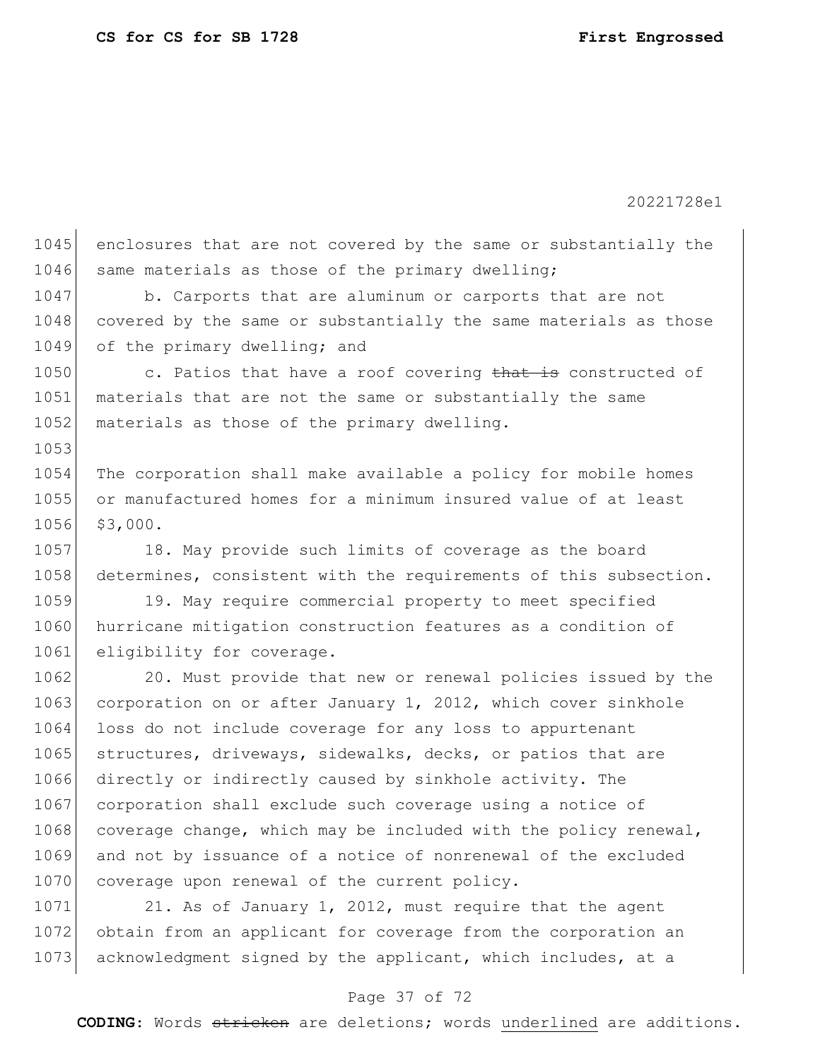enclosures that are not covered by the same or substantially the same materials as those of the primary dwelling;

b. Carports that are aluminum or carports that are not covered by the same or substantially the same materials as those of the primary dwelling; and

c. Patios that have a roof covering ~~that is~~ constructed of materials that are not the same or substantially the same materials as those of the primary dwelling.

The corporation shall make available a policy for mobile homes or manufactured homes for a minimum insured value of at least $3,000.

18. May provide such limits of coverage as the board determines, consistent with the requirements of this subsection.

19. May require commercial property to meet specified hurricane mitigation construction features as a condition of eligibility for coverage.

20. Must provide that new or renewal policies issued by the corporation on or after January 1, 2012, which cover sinkhole loss do not include coverage for any loss to appurtenant structures, driveways, sidewalks, decks, or patios that are directly or indirectly caused by sinkhole activity. The corporation shall exclude such coverage using a notice of coverage change, which may be included with the policy renewal, and not by issuance of a notice of nonrenewal of the excluded coverage upon renewal of the current policy.

21. As of January 1, 2012, must require that the agent obtain from an applicant for coverage from the corporation an acknowledgment signed by the applicant, which includes, at a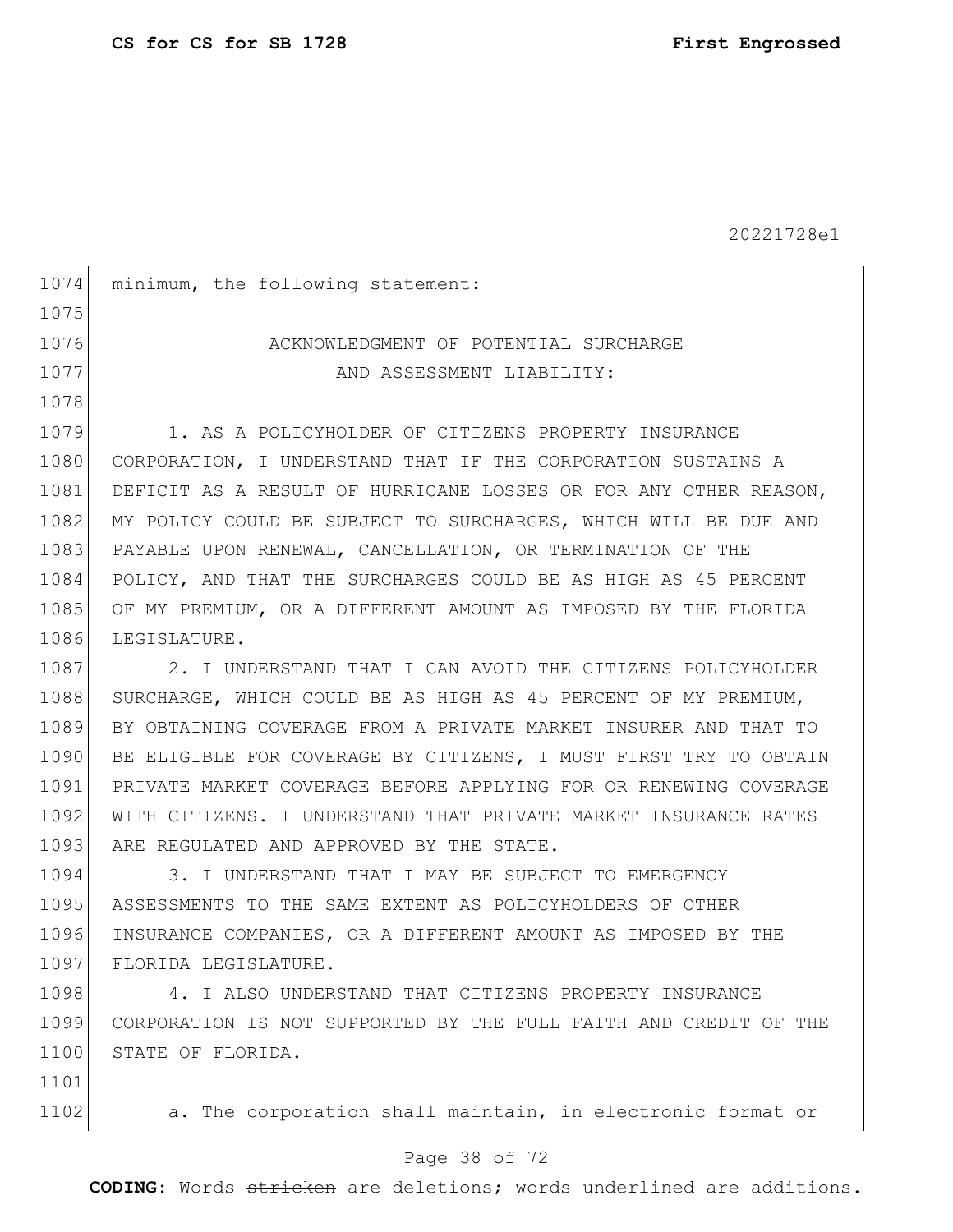minimum, the following statement:

ACKNOWLEDGMENT OF POTENTIAL SURCHARGE
AND ASSESSMENT LIABILITY:

1. AS A POLICYHOLDER OF CITIZENS PROPERTY INSURANCE CORPORATION, I UNDERSTAND THAT IF THE CORPORATION SUSTAINS A DEFICIT AS A RESULT OF HURRICANE LOSSES OR FOR ANY OTHER REASON, MY POLICY COULD BE SUBJECT TO SURCHARGES, WHICH WILL BE DUE AND PAYABLE UPON RENEWAL, CANCELLATION, OR TERMINATION OF THE POLICY, AND THAT THE SURCHARGES COULD BE AS HIGH AS 45 PERCENT OF MY PREMIUM, OR A DIFFERENT AMOUNT AS IMPOSED BY THE FLORIDA LEGISLATURE.

2. I UNDERSTAND THAT I CAN AVOID THE CITIZENS POLICYHOLDER SURCHARGE, WHICH COULD BE AS HIGH AS 45 PERCENT OF MY PREMIUM, BY OBTAINING COVERAGE FROM A PRIVATE MARKET INSURER AND THAT TO BE ELIGIBLE FOR COVERAGE BY CITIZENS, I MUST FIRST TRY TO OBTAIN PRIVATE MARKET COVERAGE BEFORE APPLYING FOR OR RENEWING COVERAGE WITH CITIZENS. I UNDERSTAND THAT PRIVATE MARKET INSURANCE RATES ARE REGULATED AND APPROVED BY THE STATE.

3. I UNDERSTAND THAT I MAY BE SUBJECT TO EMERGENCY ASSESSMENTS TO THE SAME EXTENT AS POLICYHOLDERS OF OTHER INSURANCE COMPANIES, OR A DIFFERENT AMOUNT AS IMPOSED BY THE FLORIDA LEGISLATURE.

4. I ALSO UNDERSTAND THAT CITIZENS PROPERTY INSURANCE CORPORATION IS NOT SUPPORTED BY THE FULL FAITH AND CREDIT OF THE STATE OF FLORIDA.

a. The corporation shall maintain, in electronic format or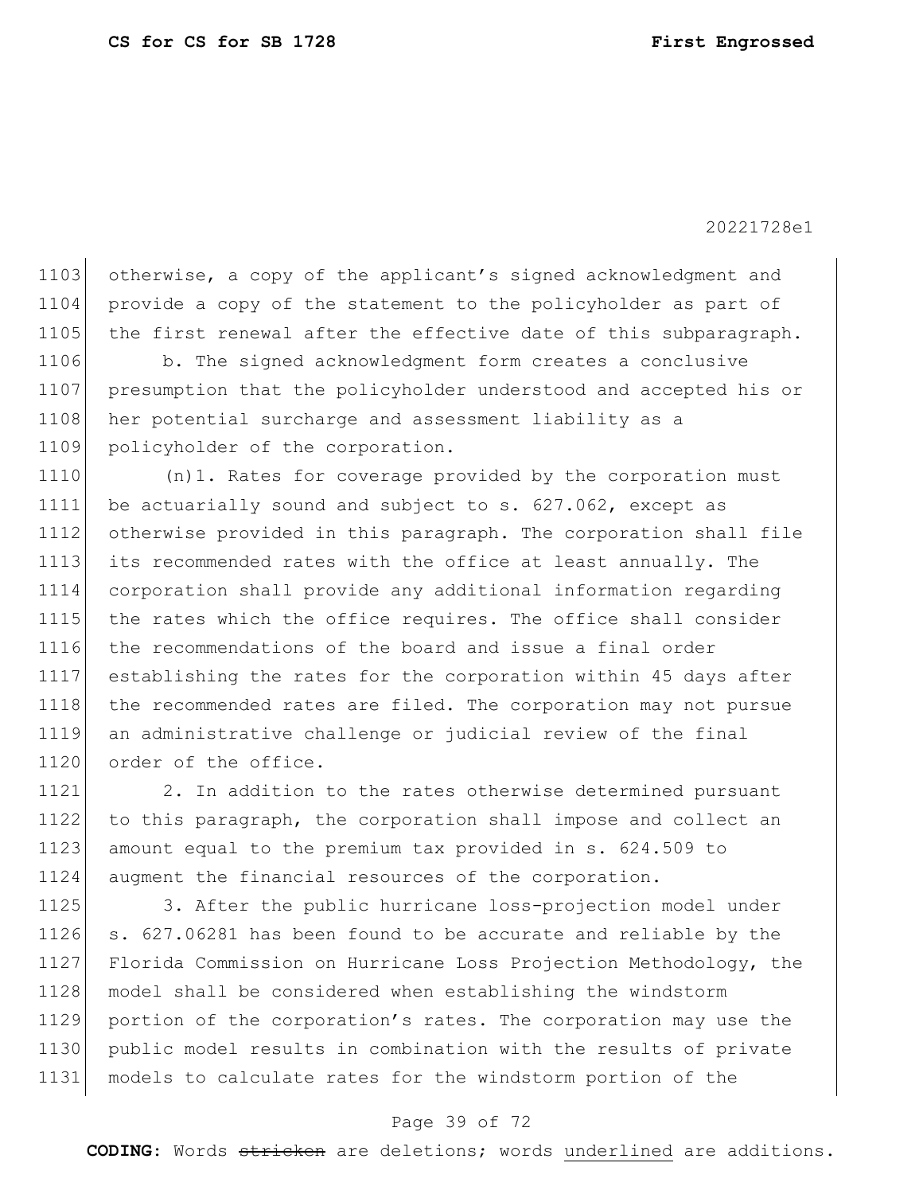otherwise, a copy of the applicant's signed acknowledgment and provide a copy of the statement to the policyholder as part of the first renewal after the effective date of this subparagraph.

b. The signed acknowledgment form creates a conclusive presumption that the policyholder understood and accepted his or her potential surcharge and assessment liability as a policyholder of the corporation.

(n)1. Rates for coverage provided by the corporation must be actuarially sound and subject to s. 627.062, except as otherwise provided in this paragraph. The corporation shall file its recommended rates with the office at least annually. The corporation shall provide any additional information regarding the rates which the office requires. The office shall consider the recommendations of the board and issue a final order establishing the rates for the corporation within 45 days after the recommended rates are filed. The corporation may not pursue an administrative challenge or judicial review of the final order of the office.

2. In addition to the rates otherwise determined pursuant to this paragraph, the corporation shall impose and collect an amount equal to the premium tax provided in s. 624.509 to augment the financial resources of the corporation.

3. After the public hurricane loss-projection model under s. 627.06281 has been found to be accurate and reliable by the Florida Commission on Hurricane Loss Projection Methodology, the model shall be considered when establishing the windstorm portion of the corporation's rates. The corporation may use the public model results in combination with the results of private models to calculate rates for the windstorm portion of the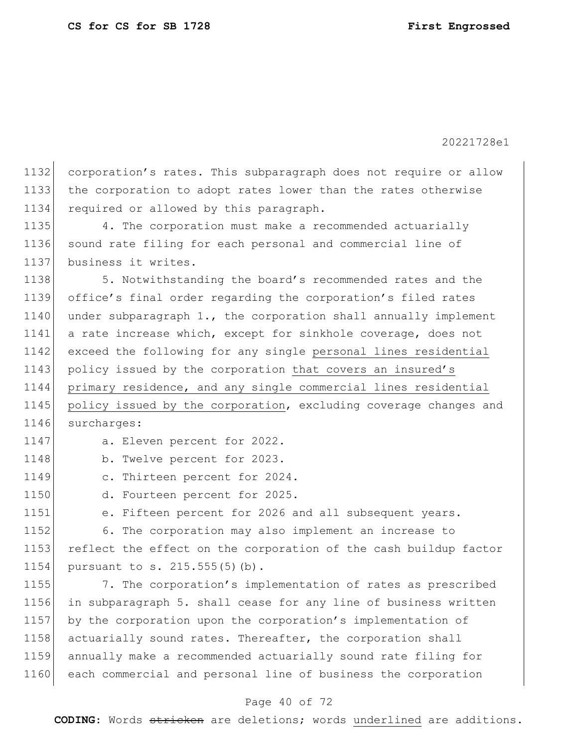corporation's rates. This subparagraph does not require or allow the corporation to adopt rates lower than the rates otherwise required or allowed by this paragraph.

4. The corporation must make a recommended actuarially sound rate filing for each personal and commercial line of business it writes.

5. Notwithstanding the board's recommended rates and the office's final order regarding the corporation's filed rates under subparagraph 1., the corporation shall annually implement a rate increase which, except for sinkhole coverage, does not exceed the following for any single <u>personal lines residential</u> policy issued by the corporation <u>that covers an insured's primary residence, and any single commercial lines residential policy issued by the corporation</u>, excluding coverage changes and surcharges:

a. Eleven percent for 2022.

b. Twelve percent for 2023.

c. Thirteen percent for 2024.

d. Fourteen percent for 2025.

e. Fifteen percent for 2026 and all subsequent years.

6. The corporation may also implement an increase to reflect the effect on the corporation of the cash buildup factor pursuant to s. 215.555(5)(b).

7. The corporation's implementation of rates as prescribed in subparagraph 5. shall cease for any line of business written by the corporation upon the corporation's implementation of actuarially sound rates. Thereafter, the corporation shall annually make a recommended actuarially sound rate filing for each commercial and personal line of business the corporation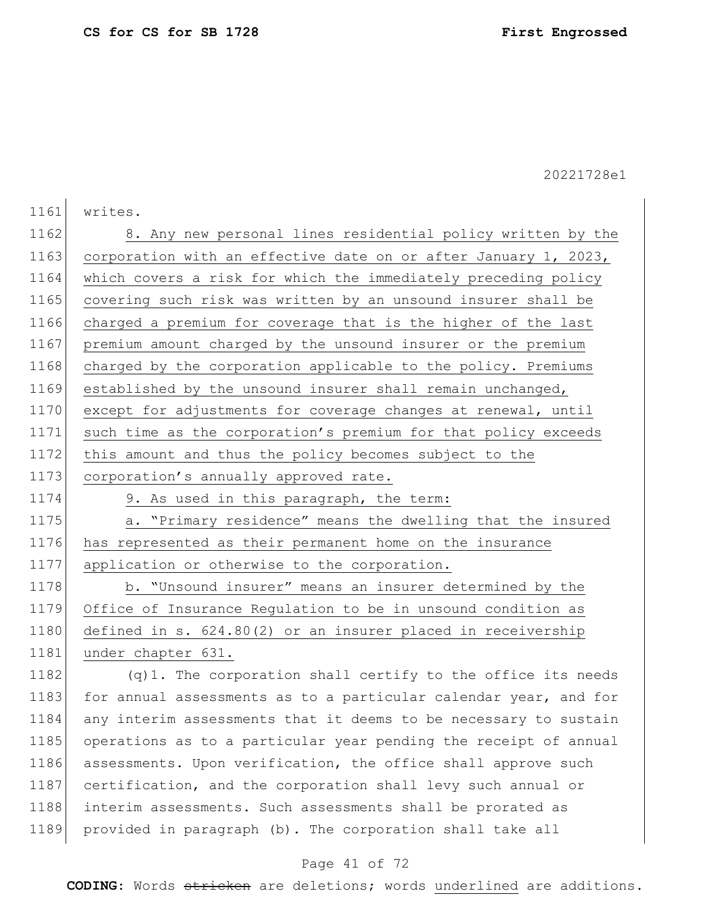writes.

8. Any new personal lines residential policy written by the corporation with an effective date on or after January 1, 2023, which covers a risk for which the immediately preceding policy covering such risk was written by an unsound insurer shall be charged a premium for coverage that is the higher of the last premium amount charged by the unsound insurer or the premium charged by the corporation applicable to the policy. Premiums established by the unsound insurer shall remain unchanged, except for adjustments for coverage changes at renewal, until such time as the corporation's premium for that policy exceeds this amount and thus the policy becomes subject to the corporation's annually approved rate.

9. As used in this paragraph, the term:

a. "Primary residence" means the dwelling that the insured has represented as their permanent home on the insurance application or otherwise to the corporation.

b. "Unsound insurer" means an insurer determined by the Office of Insurance Regulation to be in unsound condition as defined in s. 624.80(2) or an insurer placed in receivership under chapter 631.

(q)1. The corporation shall certify to the office its needs for annual assessments as to a particular calendar year, and for any interim assessments that it deems to be necessary to sustain operations as to a particular year pending the receipt of annual assessments. Upon verification, the office shall approve such certification, and the corporation shall levy such annual or interim assessments. Such assessments shall be prorated as provided in paragraph (b). The corporation shall take all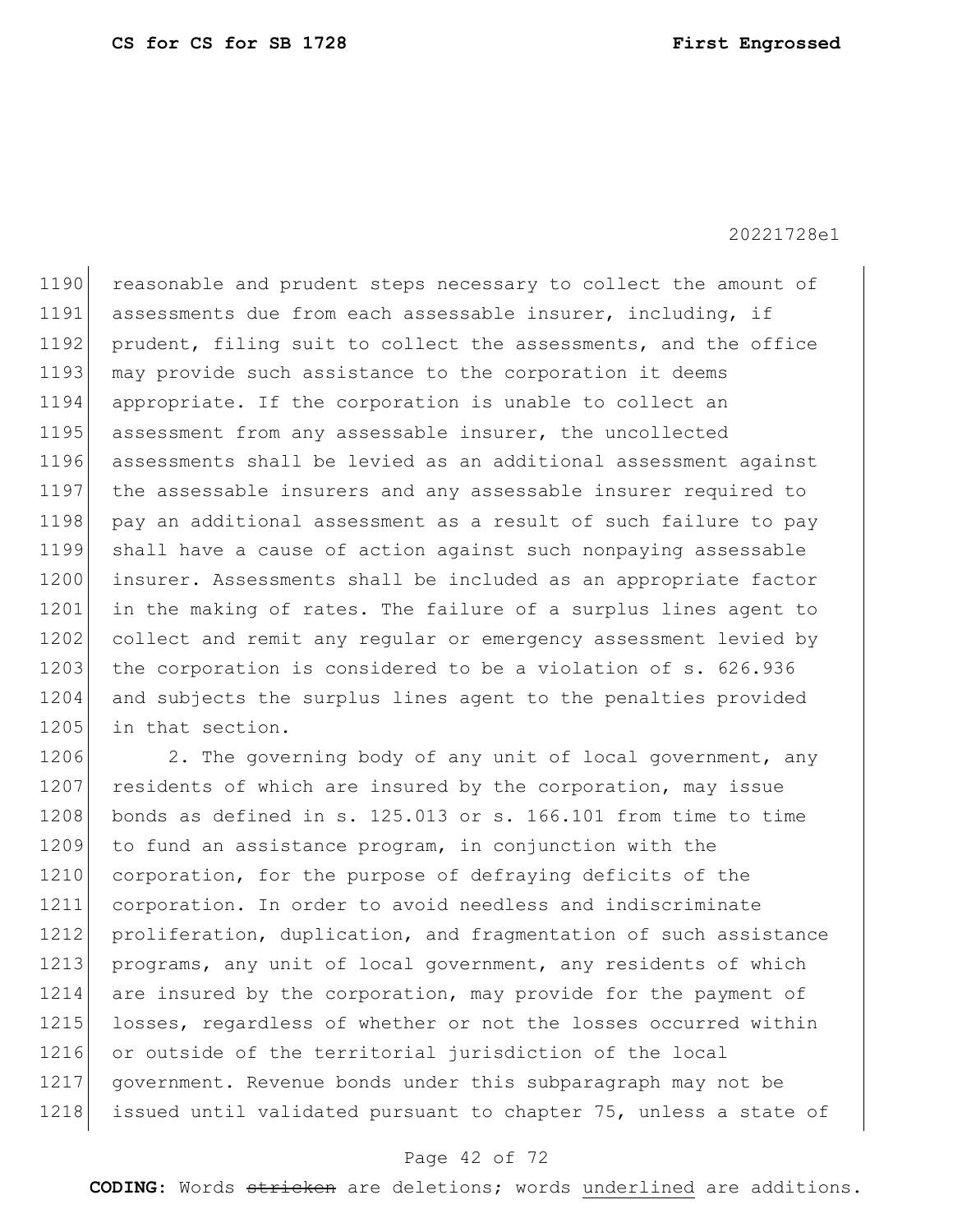reasonable and prudent steps necessary to collect the amount of assessments due from each assessable insurer, including, if prudent, filing suit to collect the assessments, and the office may provide such assistance to the corporation it deems appropriate. If the corporation is unable to collect an assessment from any assessable insurer, the uncollected assessments shall be levied as an additional assessment against the assessable insurers and any assessable insurer required to pay an additional assessment as a result of such failure to pay shall have a cause of action against such nonpaying assessable insurer. Assessments shall be included as an appropriate factor in the making of rates. The failure of a surplus lines agent to collect and remit any regular or emergency assessment levied by the corporation is considered to be a violation of s. 626.936 and subjects the surplus lines agent to the penalties provided in that section.

2. The governing body of any unit of local government, any residents of which are insured by the corporation, may issue bonds as defined in s. 125.013 or s. 166.101 from time to time to fund an assistance program, in conjunction with the corporation, for the purpose of defraying deficits of the corporation. In order to avoid needless and indiscriminate proliferation, duplication, and fragmentation of such assistance programs, any unit of local government, any residents of which are insured by the corporation, may provide for the payment of losses, regardless of whether or not the losses occurred within or outside of the territorial jurisdiction of the local government. Revenue bonds under this subparagraph may not be issued until validated pursuant to chapter 75, unless a state of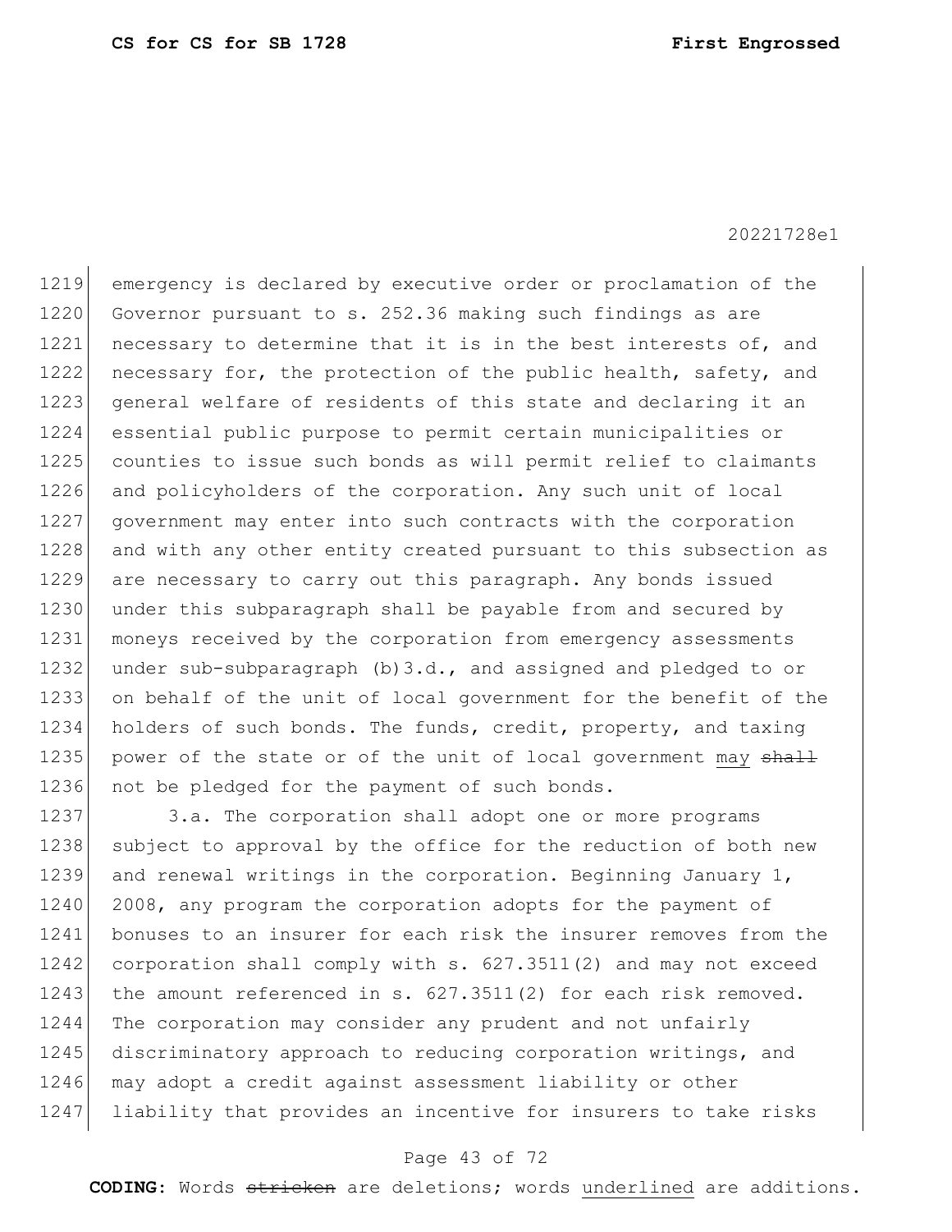emergency is declared by executive order or proclamation of the Governor pursuant to s. 252.36 making such findings as are necessary to determine that it is in the best interests of, and necessary for, the protection of the public health, safety, and general welfare of residents of this state and declaring it an essential public purpose to permit certain municipalities or counties to issue such bonds as will permit relief to claimants and policyholders of the corporation. Any such unit of local government may enter into such contracts with the corporation and with any other entity created pursuant to this subsection as are necessary to carry out this paragraph. Any bonds issued under this subparagraph shall be payable from and secured by moneys received by the corporation from emergency assessments under sub-subparagraph (b)3.d., and assigned and pledged to or on behalf of the unit of local government for the benefit of the holders of such bonds. The funds, credit, property, and taxing power of the state or of the unit of local government <u>may</u> ~~shall~~ not be pledged for the payment of such bonds.

3.a. The corporation shall adopt one or more programs subject to approval by the office for the reduction of both new and renewal writings in the corporation. Beginning January 1, 2008, any program the corporation adopts for the payment of bonuses to an insurer for each risk the insurer removes from the corporation shall comply with s. 627.3511(2) and may not exceed the amount referenced in s. 627.3511(2) for each risk removed. The corporation may consider any prudent and not unfairly discriminatory approach to reducing corporation writings, and may adopt a credit against assessment liability or other liability that provides an incentive for insurers to take risks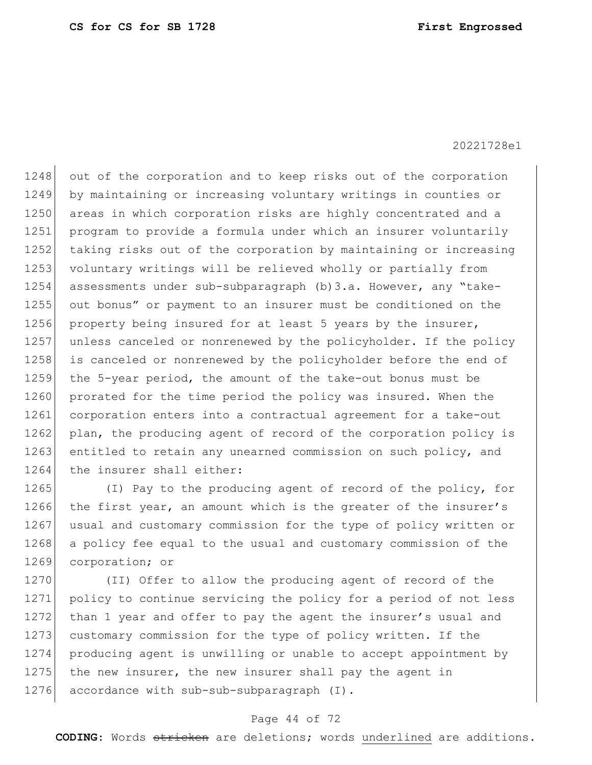out of the corporation and to keep risks out of the corporation by maintaining or increasing voluntary writings in counties or areas in which corporation risks are highly concentrated and a program to provide a formula under which an insurer voluntarily taking risks out of the corporation by maintaining or increasing voluntary writings will be relieved wholly or partially from assessments under sub-subparagraph (b)3.a. However, any "take-out bonus" or payment to an insurer must be conditioned on the property being insured for at least 5 years by the insurer, unless canceled or nonrenewed by the policyholder. If the policy is canceled or nonrenewed by the policyholder before the end of the 5-year period, the amount of the take-out bonus must be prorated for the time period the policy was insured. When the corporation enters into a contractual agreement for a take-out plan, the producing agent of record of the corporation policy is entitled to retain any unearned commission on such policy, and the insurer shall either:

(I) Pay to the producing agent of record of the policy, for the first year, an amount which is the greater of the insurer's usual and customary commission for the type of policy written or a policy fee equal to the usual and customary commission of the corporation; or

(II) Offer to allow the producing agent of record of the policy to continue servicing the policy for a period of not less than 1 year and offer to pay the agent the insurer's usual and customary commission for the type of policy written. If the producing agent is unwilling or unable to accept appointment by the new insurer, the new insurer shall pay the agent in accordance with sub-sub-subparagraph (I).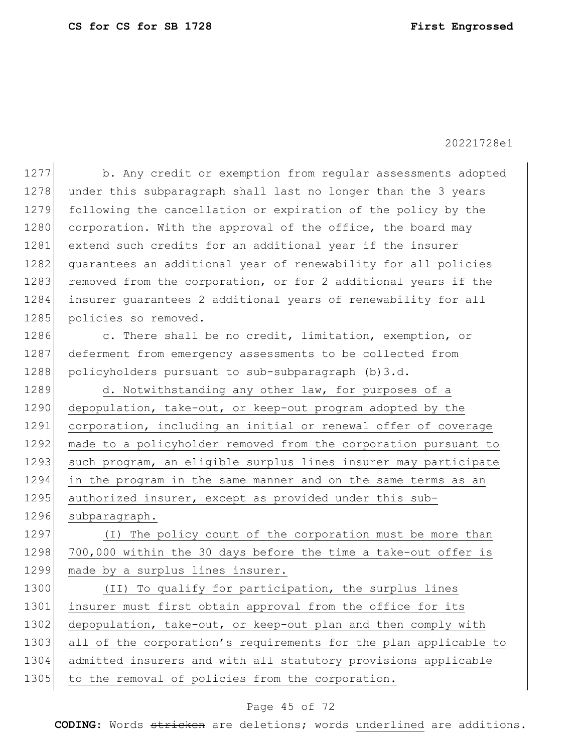b. Any credit or exemption from regular assessments adopted under this subparagraph shall last no longer than the 3 years following the cancellation or expiration of the policy by the corporation. With the approval of the office, the board may extend such credits for an additional year if the insurer guarantees an additional year of renewability for all policies removed from the corporation, or for 2 additional years if the insurer guarantees 2 additional years of renewability for all policies so removed.

c. There shall be no credit, limitation, exemption, or deferment from emergency assessments to be collected from policyholders pursuant to sub-subparagraph (b)3.d.

<u>d. Notwithstanding any other law, for purposes of a depopulation, take-out, or keep-out program adopted by the corporation, including an initial or renewal offer of coverage made to a policyholder removed from the corporation pursuant to such program, an eligible surplus lines insurer may participate in the program in the same manner and on the same terms as an authorized insurer, except as provided under this sub-subparagraph.</u>

<u>(I) The policy count of the corporation must be more than 700,000 within the 30 days before the time a take-out offer is made by a surplus lines insurer.</u>

<u>(II) To qualify for participation, the surplus lines insurer must first obtain approval from the office for its depopulation, take-out, or keep-out plan and then comply with all of the corporation's requirements for the plan applicable to admitted insurers and with all statutory provisions applicable to the removal of policies from the corporation.</u>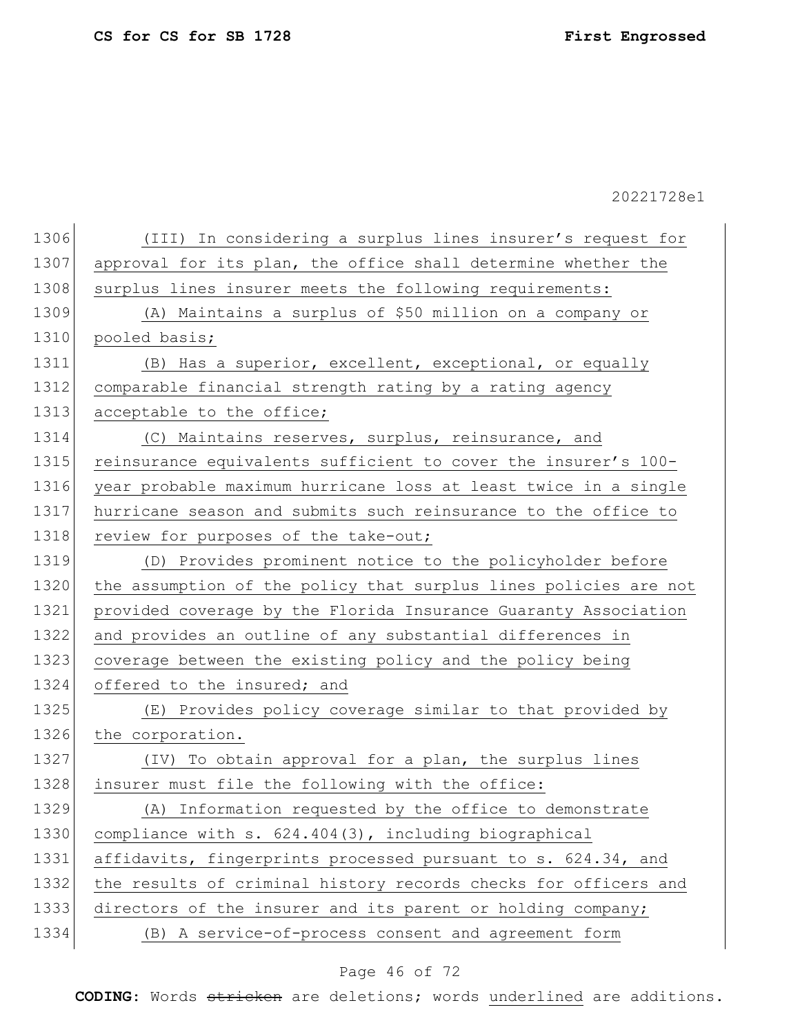(III) In considering a surplus lines insurer's request for approval for its plan, the office shall determine whether the surplus lines insurer meets the following requirements:

(A) Maintains a surplus of $50 million on a company or pooled basis;

(B) Has a superior, excellent, exceptional, or equally comparable financial strength rating by a rating agency acceptable to the office;

(C) Maintains reserves, surplus, reinsurance, and reinsurance equivalents sufficient to cover the insurer's 100-year probable maximum hurricane loss at least twice in a single hurricane season and submits such reinsurance to the office to review for purposes of the take-out;

(D) Provides prominent notice to the policyholder before the assumption of the policy that surplus lines policies are not provided coverage by the Florida Insurance Guaranty Association and provides an outline of any substantial differences in coverage between the existing policy and the policy being offered to the insured; and

(E) Provides policy coverage similar to that provided by the corporation.

(IV) To obtain approval for a plan, the surplus lines insurer must file the following with the office:

(A) Information requested by the office to demonstrate compliance with s. 624.404(3), including biographical affidavits, fingerprints processed pursuant to s. 624.34, and the results of criminal history records checks for officers and directors of the insurer and its parent or holding company;

(B) A service-of-process consent and agreement form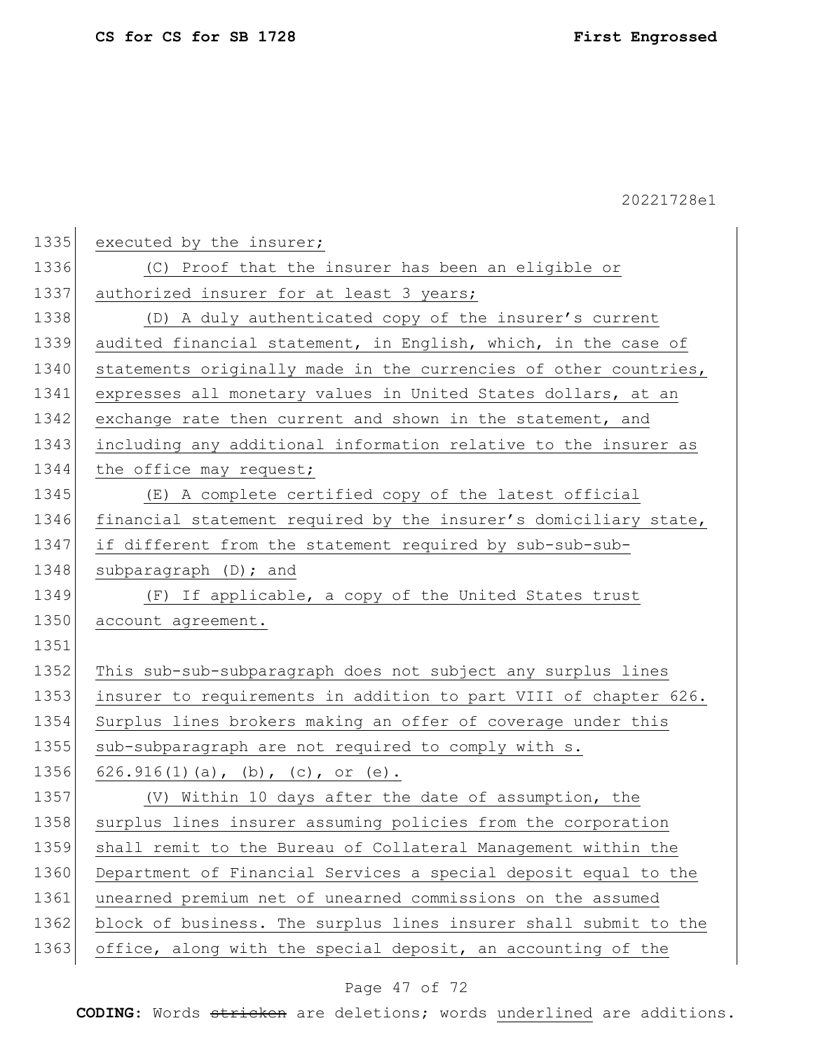executed by the insurer;

(C) Proof that the insurer has been an eligible or authorized insurer for at least 3 years;

(D) A duly authenticated copy of the insurer's current audited financial statement, in English, which, in the case of statements originally made in the currencies of other countries, expresses all monetary values in United States dollars, at an exchange rate then current and shown in the statement, and including any additional information relative to the insurer as the office may request;

(E) A complete certified copy of the latest official financial statement required by the insurer's domiciliary state, if different from the statement required by sub-sub-sub-subparagraph (D); and

(F) If applicable, a copy of the United States trust account agreement.

This sub-sub-subparagraph does not subject any surplus lines insurer to requirements in addition to part VIII of chapter 626. Surplus lines brokers making an offer of coverage under this sub-subparagraph are not required to comply with s. 626.916(1)(a), (b), (c), or (e).

(V) Within 10 days after the date of assumption, the surplus lines insurer assuming policies from the corporation shall remit to the Bureau of Collateral Management within the Department of Financial Services a special deposit equal to the unearned premium net of unearned commissions on the assumed block of business. The surplus lines insurer shall submit to the office, along with the special deposit, an accounting of the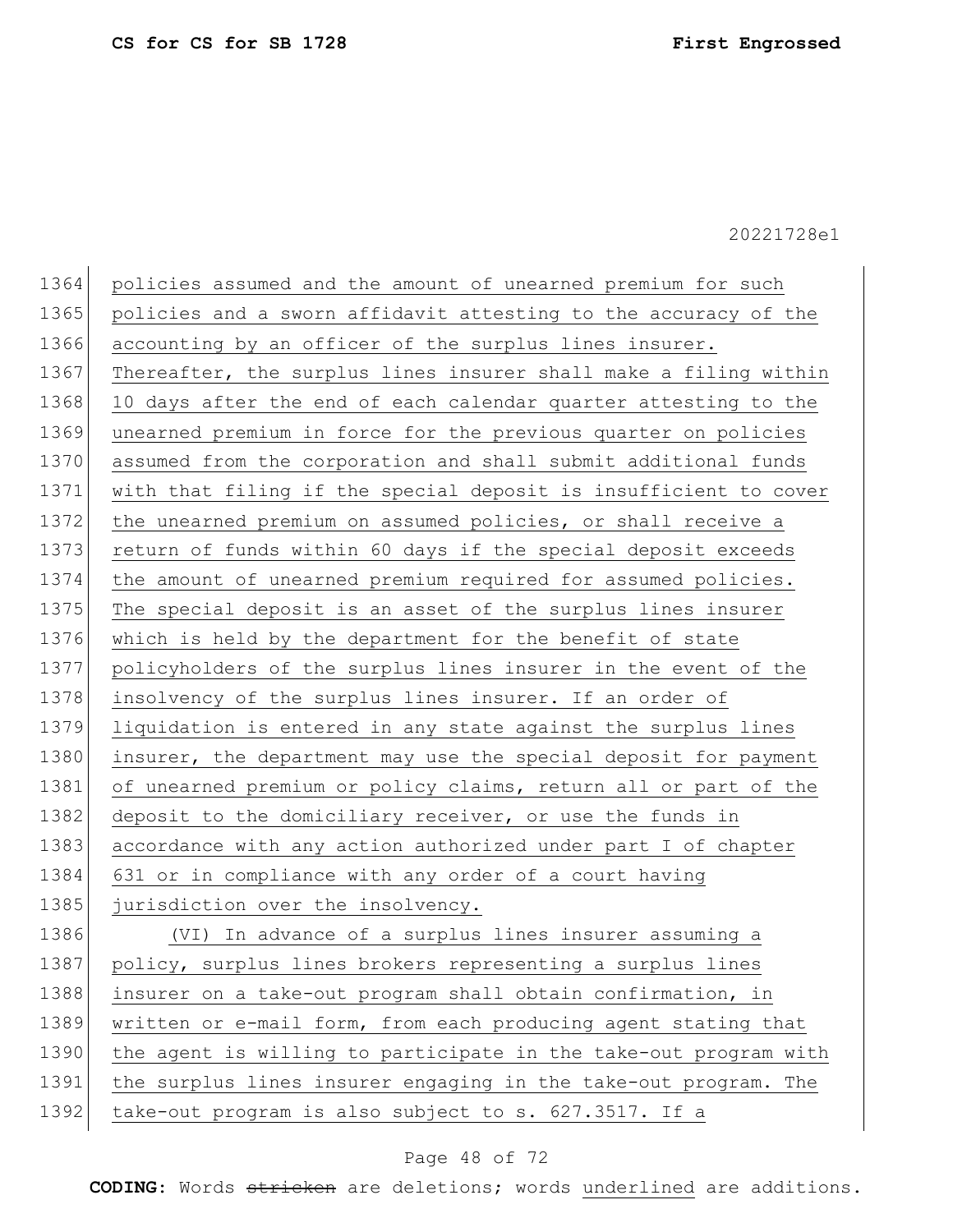policies assumed and the amount of unearned premium for such policies and a sworn affidavit attesting to the accuracy of the accounting by an officer of the surplus lines insurer. Thereafter, the surplus lines insurer shall make a filing within 10 days after the end of each calendar quarter attesting to the unearned premium in force for the previous quarter on policies assumed from the corporation and shall submit additional funds with that filing if the special deposit is insufficient to cover the unearned premium on assumed policies, or shall receive a return of funds within 60 days if the special deposit exceeds the amount of unearned premium required for assumed policies. The special deposit is an asset of the surplus lines insurer which is held by the department for the benefit of state policyholders of the surplus lines insurer in the event of the insolvency of the surplus lines insurer. If an order of liquidation is entered in any state against the surplus lines insurer, the department may use the special deposit for payment of unearned premium or policy claims, return all or part of the deposit to the domiciliary receiver, or use the funds in accordance with any action authorized under part I of chapter 631 or in compliance with any order of a court having jurisdiction over the insolvency.

(VI) In advance of a surplus lines insurer assuming a policy, surplus lines brokers representing a surplus lines insurer on a take-out program shall obtain confirmation, in written or e-mail form, from each producing agent stating that the agent is willing to participate in the take-out program with the surplus lines insurer engaging in the take-out program. The take-out program is also subject to s. 627.3517. If a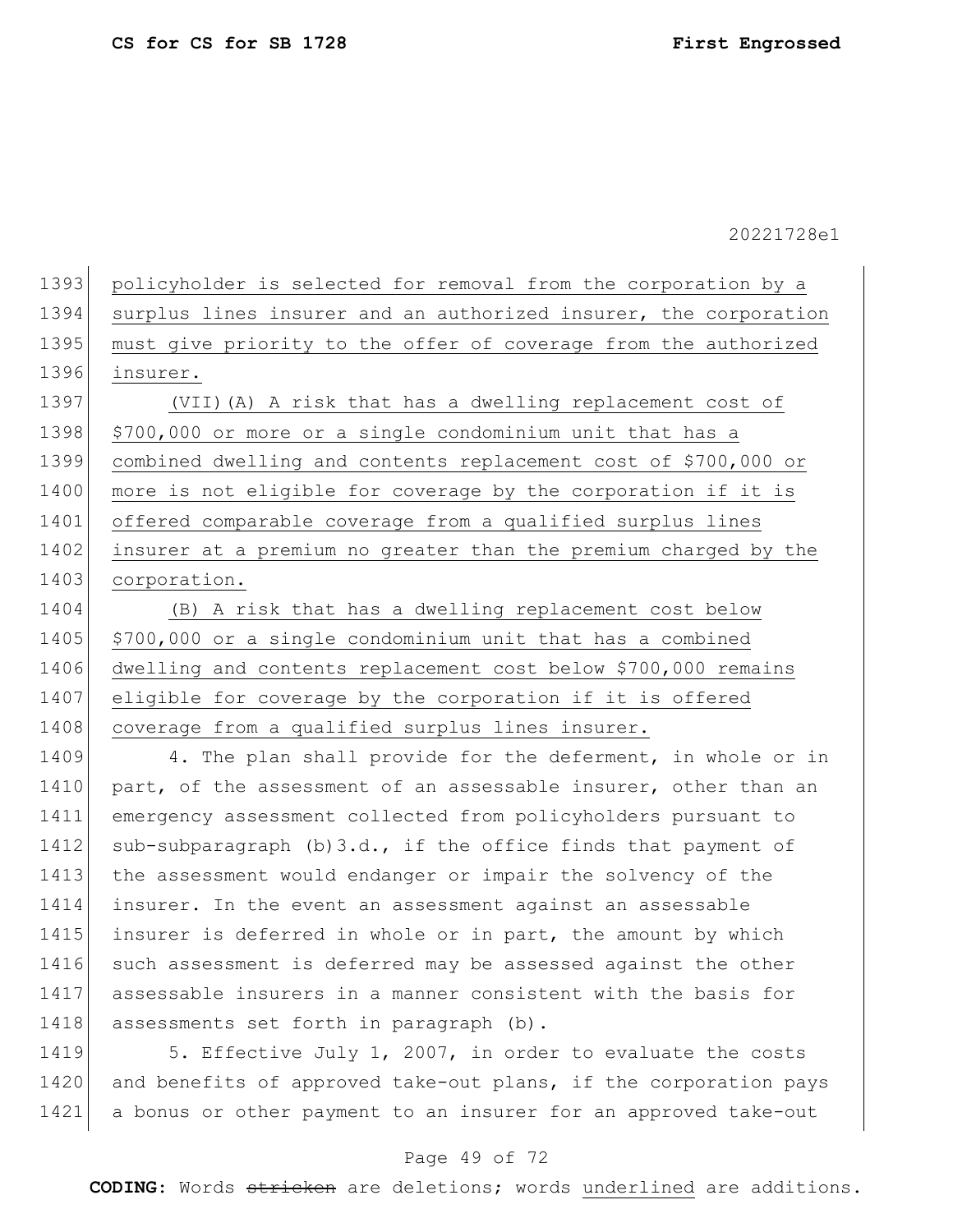policyholder is selected for removal from the corporation by a surplus lines insurer and an authorized insurer, the corporation must give priority to the offer of coverage from the authorized insurer.

(VII)(A) A risk that has a dwelling replacement cost of $700,000 or more or a single condominium unit that has a combined dwelling and contents replacement cost of $700,000 or more is not eligible for coverage by the corporation if it is offered comparable coverage from a qualified surplus lines insurer at a premium no greater than the premium charged by the corporation.

(B) A risk that has a dwelling replacement cost below $700,000 or a single condominium unit that has a combined dwelling and contents replacement cost below $700,000 remains eligible for coverage by the corporation if it is offered coverage from a qualified surplus lines insurer.

4. The plan shall provide for the deferment, in whole or in part, of the assessment of an assessable insurer, other than an emergency assessment collected from policyholders pursuant to sub-subparagraph (b)3.d., if the office finds that payment of the assessment would endanger or impair the solvency of the insurer. In the event an assessment against an assessable insurer is deferred in whole or in part, the amount by which such assessment is deferred may be assessed against the other assessable insurers in a manner consistent with the basis for assessments set forth in paragraph (b).

5. Effective July 1, 2007, in order to evaluate the costs and benefits of approved take-out plans, if the corporation pays a bonus or other payment to an insurer for an approved take-out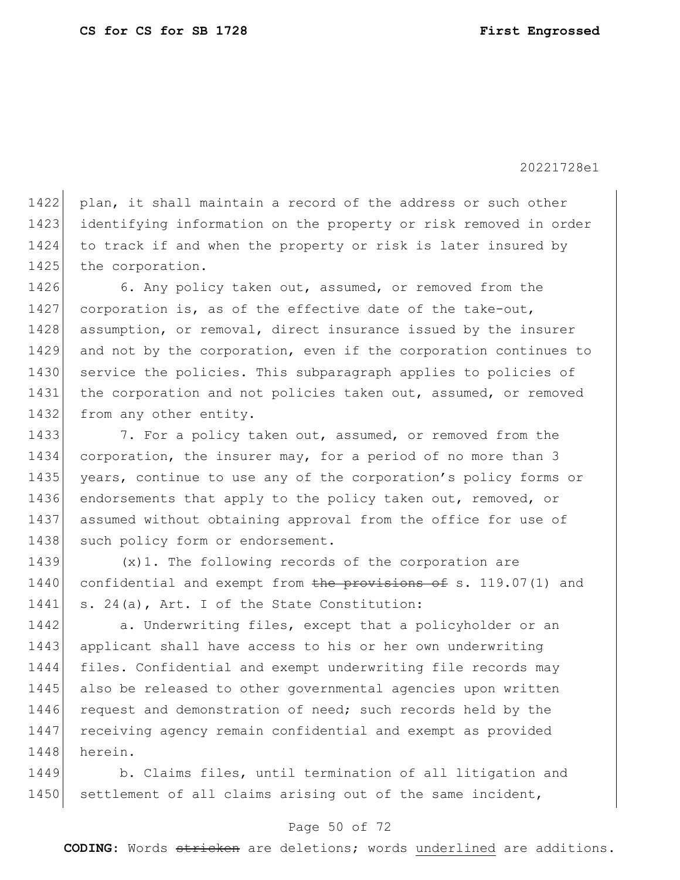plan, it shall maintain a record of the address or such other identifying information on the property or risk removed in order to track if and when the property or risk is later insured by the corporation.

6. Any policy taken out, assumed, or removed from the corporation is, as of the effective date of the take-out, assumption, or removal, direct insurance issued by the insurer and not by the corporation, even if the corporation continues to service the policies. This subparagraph applies to policies of the corporation and not policies taken out, assumed, or removed from any other entity.

7. For a policy taken out, assumed, or removed from the corporation, the insurer may, for a period of no more than 3 years, continue to use any of the corporation's policy forms or endorsements that apply to the policy taken out, removed, or assumed without obtaining approval from the office for use of such policy form or endorsement.

(x)1. The following records of the corporation are confidential and exempt from ~~the provisions of~~ s. 119.07(1) and s. 24(a), Art. I of the State Constitution:

a. Underwriting files, except that a policyholder or an applicant shall have access to his or her own underwriting files. Confidential and exempt underwriting file records may also be released to other governmental agencies upon written request and demonstration of need; such records held by the receiving agency remain confidential and exempt as provided herein.

b. Claims files, until termination of all litigation and settlement of all claims arising out of the same incident,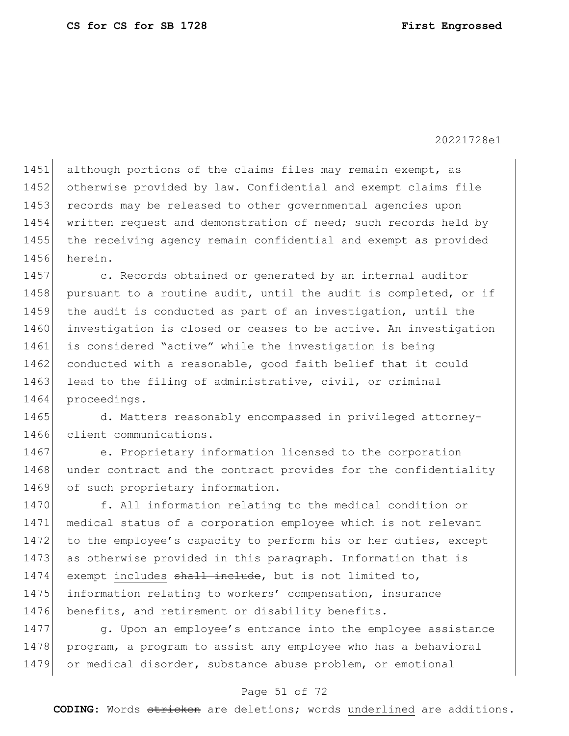although portions of the claims files may remain exempt, as otherwise provided by law. Confidential and exempt claims file records may be released to other governmental agencies upon written request and demonstration of need; such records held by the receiving agency remain confidential and exempt as provided herein.

c. Records obtained or generated by an internal auditor pursuant to a routine audit, until the audit is completed, or if the audit is conducted as part of an investigation, until the investigation is closed or ceases to be active. An investigation is considered "active" while the investigation is being conducted with a reasonable, good faith belief that it could lead to the filing of administrative, civil, or criminal proceedings.

d. Matters reasonably encompassed in privileged attorney-client communications.

e. Proprietary information licensed to the corporation under contract and the contract provides for the confidentiality of such proprietary information.

f. All information relating to the medical condition or medical status of a corporation employee which is not relevant to the employee's capacity to perform his or her duties, except as otherwise provided in this paragraph. Information that is exempt includes ~~shall include~~, but is not limited to, information relating to workers' compensation, insurance benefits, and retirement or disability benefits.

g. Upon an employee's entrance into the employee assistance program, a program to assist any employee who has a behavioral or medical disorder, substance abuse problem, or emotional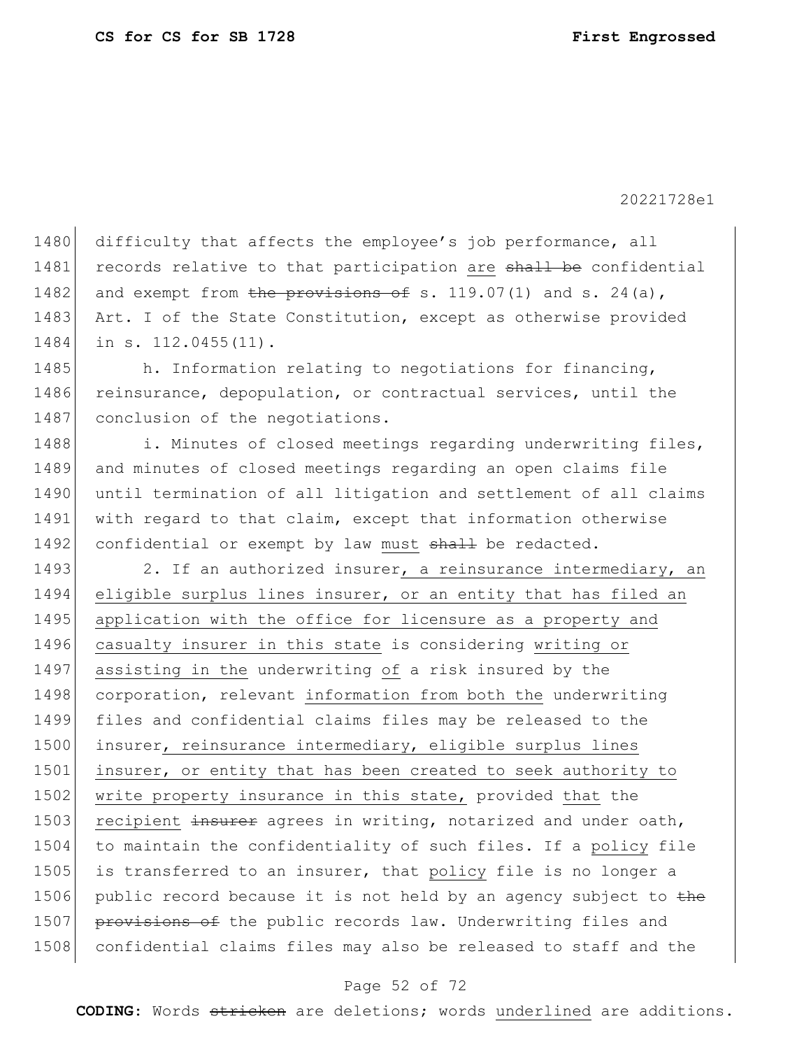difficulty that affects the employee's job performance, all records relative to that participation are ~~shall be~~ confidential and exempt from ~~the provisions of~~ s. 119.07(1) and s. 24(a), Art. I of the State Constitution, except as otherwise provided in s. 112.0455(11).

h. Information relating to negotiations for financing, reinsurance, depopulation, or contractual services, until the conclusion of the negotiations.

i. Minutes of closed meetings regarding underwriting files, and minutes of closed meetings regarding an open claims file until termination of all litigation and settlement of all claims with regard to that claim, except that information otherwise confidential or exempt by law must ~~shall~~ be redacted.

2. If an authorized insurer, a reinsurance intermediary, an eligible surplus lines insurer, or an entity that has filed an application with the office for licensure as a property and casualty insurer in this state is considering writing or assisting in the underwriting of a risk insured by the corporation, relevant information from both the underwriting files and confidential claims files may be released to the insurer, reinsurance intermediary, eligible surplus lines insurer, or entity that has been created to seek authority to write property insurance in this state, provided that the recipient ~~insurer~~ agrees in writing, notarized and under oath, to maintain the confidentiality of such files. If a policy file is transferred to an insurer, that policy file is no longer a public record because it is not held by an agency subject to ~~the provisions of~~ the public records law. Underwriting files and confidential claims files may also be released to staff and the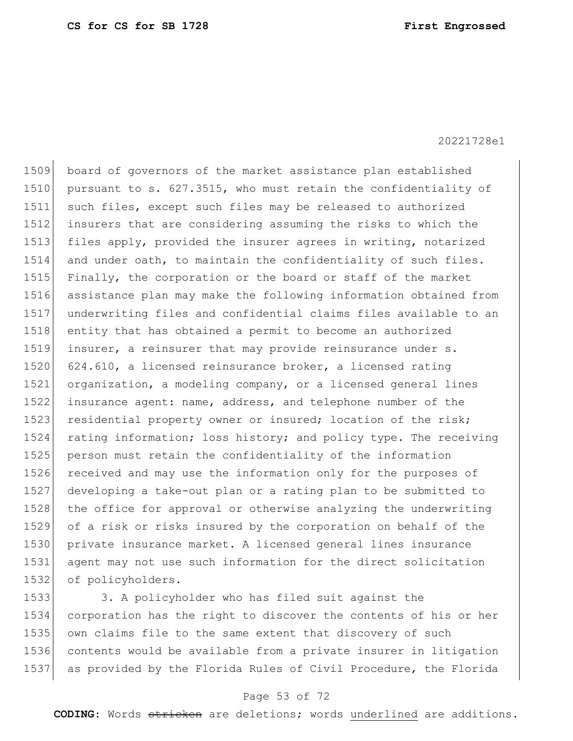board of governors of the market assistance plan established pursuant to s. 627.3515, who must retain the confidentiality of such files, except such files may be released to authorized insurers that are considering assuming the risks to which the files apply, provided the insurer agrees in writing, notarized and under oath, to maintain the confidentiality of such files. Finally, the corporation or the board or staff of the market assistance plan may make the following information obtained from underwriting files and confidential claims files available to an entity that has obtained a permit to become an authorized insurer, a reinsurer that may provide reinsurance under s. 624.610, a licensed reinsurance broker, a licensed rating organization, a modeling company, or a licensed general lines insurance agent: name, address, and telephone number of the residential property owner or insured; location of the risk; rating information; loss history; and policy type. The receiving person must retain the confidentiality of the information received and may use the information only for the purposes of developing a take-out plan or a rating plan to be submitted to the office for approval or otherwise analyzing the underwriting of a risk or risks insured by the corporation on behalf of the private insurance market. A licensed general lines insurance agent may not use such information for the direct solicitation of policyholders.

3. A policyholder who has filed suit against the corporation has the right to discover the contents of his or her own claims file to the same extent that discovery of such contents would be available from a private insurer in litigation as provided by the Florida Rules of Civil Procedure, the Florida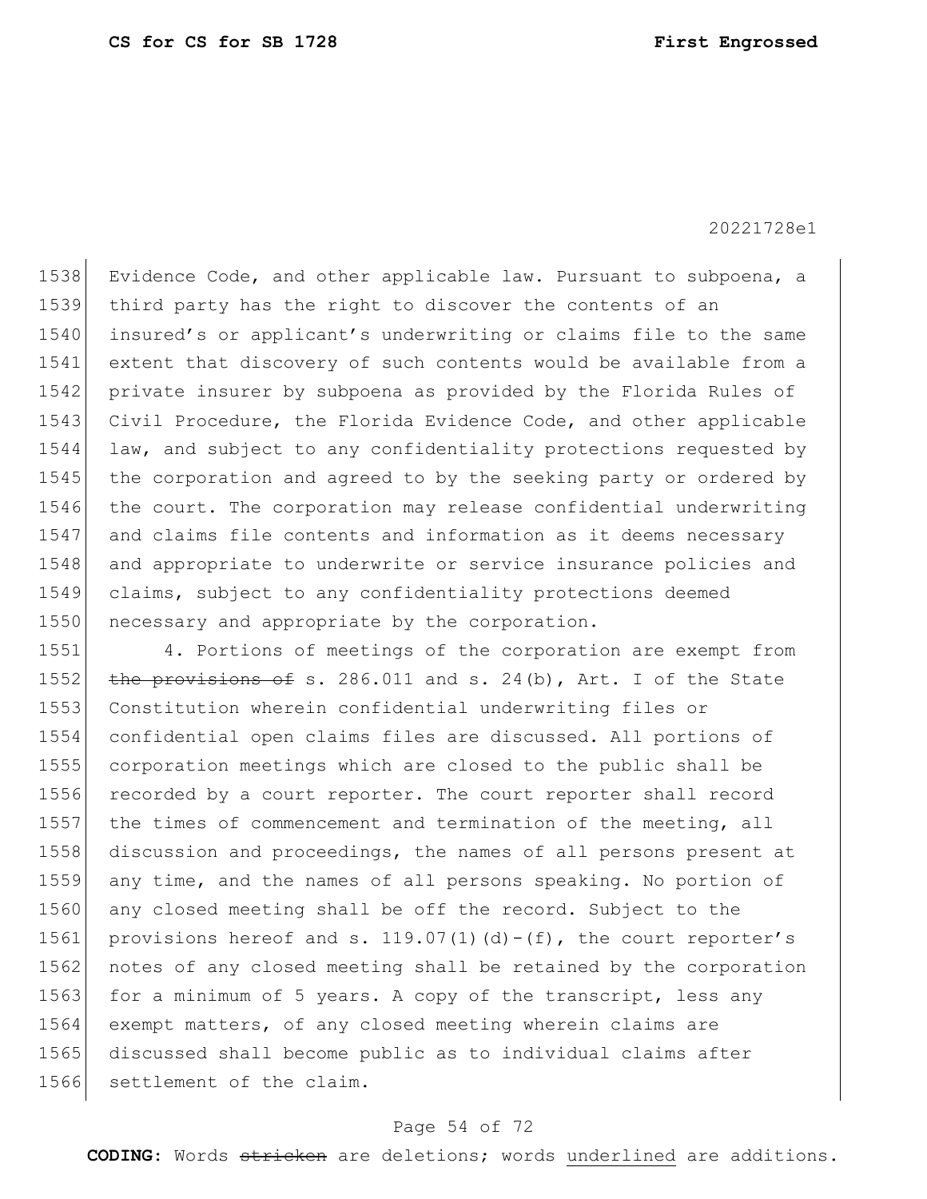Evidence Code, and other applicable law. Pursuant to subpoena, a third party has the right to discover the contents of an insured's or applicant's underwriting or claims file to the same extent that discovery of such contents would be available from a private insurer by subpoena as provided by the Florida Rules of Civil Procedure, the Florida Evidence Code, and other applicable law, and subject to any confidentiality protections requested by the corporation and agreed to by the seeking party or ordered by the court. The corporation may release confidential underwriting and claims file contents and information as it deems necessary and appropriate to underwrite or service insurance policies and claims, subject to any confidentiality protections deemed necessary and appropriate by the corporation.

4. Portions of meetings of the corporation are exempt from ~~the provisions of~~ s. 286.011 and s. 24(b), Art. I of the State Constitution wherein confidential underwriting files or confidential open claims files are discussed. All portions of corporation meetings which are closed to the public shall be recorded by a court reporter. The court reporter shall record the times of commencement and termination of the meeting, all discussion and proceedings, the names of all persons present at any time, and the names of all persons speaking. No portion of any closed meeting shall be off the record. Subject to the provisions hereof and s. 119.07(1)(d)-(f), the court reporter's notes of any closed meeting shall be retained by the corporation for a minimum of 5 years. A copy of the transcript, less any exempt matters, of any closed meeting wherein claims are discussed shall become public as to individual claims after settlement of the claim.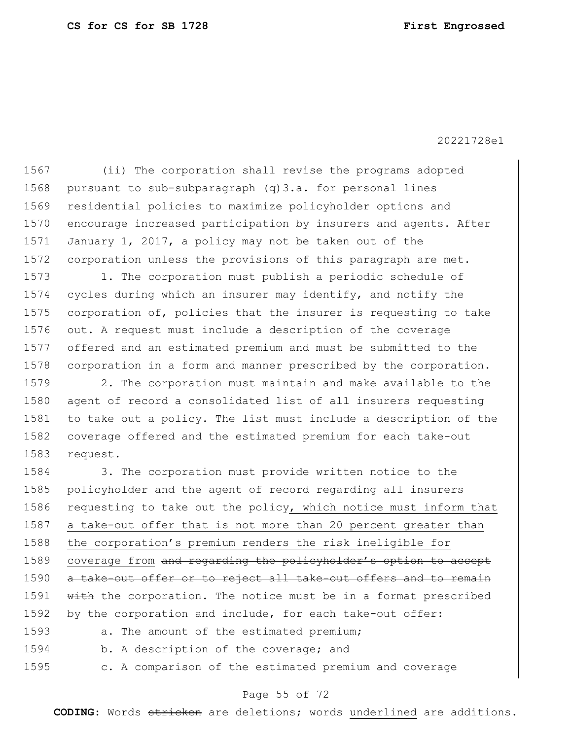(ii) The corporation shall revise the programs adopted pursuant to sub-subparagraph (q)3.a. for personal lines residential policies to maximize policyholder options and encourage increased participation by insurers and agents. After January 1, 2017, a policy may not be taken out of the corporation unless the provisions of this paragraph are met.

1. The corporation must publish a periodic schedule of cycles during which an insurer may identify, and notify the corporation of, policies that the insurer is requesting to take out. A request must include a description of the coverage offered and an estimated premium and must be submitted to the corporation in a form and manner prescribed by the corporation.

2. The corporation must maintain and make available to the agent of record a consolidated list of all insurers requesting to take out a policy. The list must include a description of the coverage offered and the estimated premium for each take-out request.

3. The corporation must provide written notice to the policyholder and the agent of record regarding all insurers requesting to take out the policy<u>, which notice must inform that a take-out offer that is not more than 20 percent greater than the corporation's premium renders the risk ineligible for coverage from</u> ~~and regarding the policyholder's option to accept a take-out offer or to reject all take-out offers and to remain with~~ the corporation. The notice must be in a format prescribed by the corporation and include, for each take-out offer:

a. The amount of the estimated premium;

b. A description of the coverage; and

c. A comparison of the estimated premium and coverage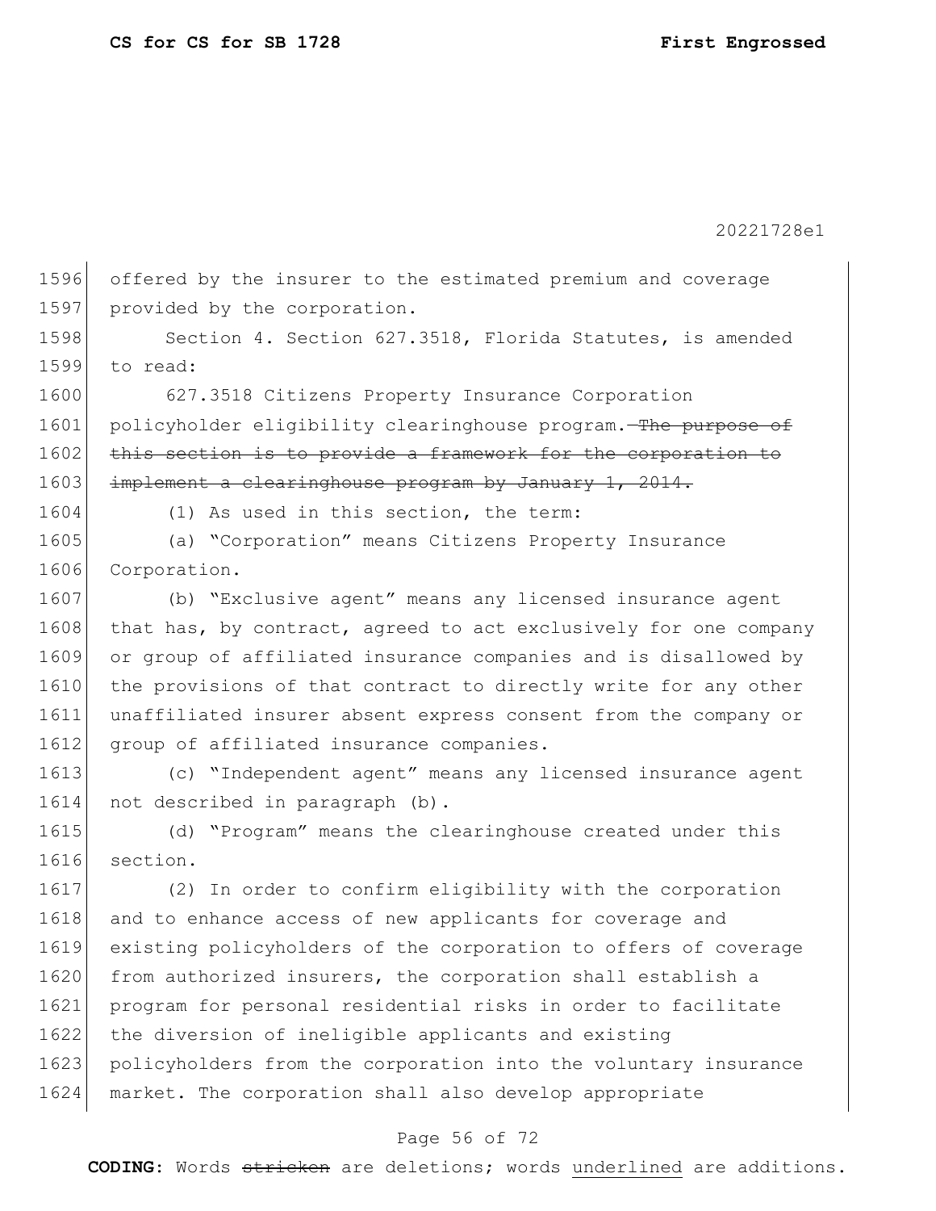offered by the insurer to the estimated premium and coverage provided by the corporation.

Section 4. Section 627.3518, Florida Statutes, is amended to read:

627.3518 Citizens Property Insurance Corporation policyholder eligibility clearinghouse program.—~~The purpose of this section is to provide a framework for the corporation to implement a clearinghouse program by January 1, 2014.~~

(1) As used in this section, the term:

(a) "Corporation" means Citizens Property Insurance Corporation.

(b) "Exclusive agent" means any licensed insurance agent that has, by contract, agreed to act exclusively for one company or group of affiliated insurance companies and is disallowed by the provisions of that contract to directly write for any other unaffiliated insurer absent express consent from the company or group of affiliated insurance companies.

(c) "Independent agent" means any licensed insurance agent not described in paragraph (b).

(d) "Program" means the clearinghouse created under this section.

(2) In order to confirm eligibility with the corporation and to enhance access of new applicants for coverage and existing policyholders of the corporation to offers of coverage from authorized insurers, the corporation shall establish a program for personal residential risks in order to facilitate the diversion of ineligible applicants and existing policyholders from the corporation into the voluntary insurance market. The corporation shall also develop appropriate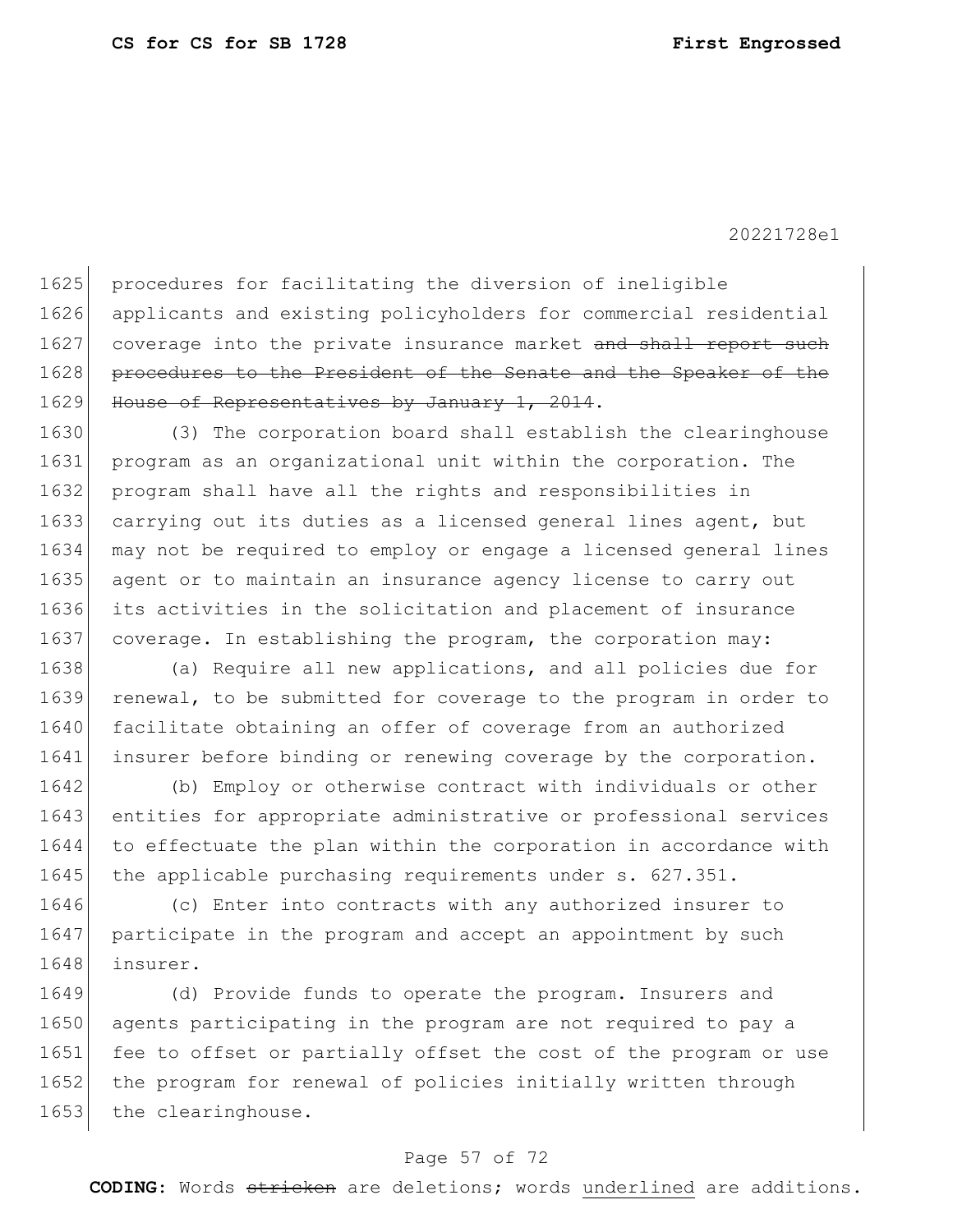procedures for facilitating the diversion of ineligible applicants and existing policyholders for commercial residential coverage into the private insurance market ~~and shall report such procedures to the President of the Senate and the Speaker of the House of Representatives by January 1, 2014~~.

(3) The corporation board shall establish the clearinghouse program as an organizational unit within the corporation. The program shall have all the rights and responsibilities in carrying out its duties as a licensed general lines agent, but may not be required to employ or engage a licensed general lines agent or to maintain an insurance agency license to carry out its activities in the solicitation and placement of insurance coverage. In establishing the program, the corporation may:

(a) Require all new applications, and all policies due for renewal, to be submitted for coverage to the program in order to facilitate obtaining an offer of coverage from an authorized insurer before binding or renewing coverage by the corporation.

(b) Employ or otherwise contract with individuals or other entities for appropriate administrative or professional services to effectuate the plan within the corporation in accordance with the applicable purchasing requirements under s. 627.351.

(c) Enter into contracts with any authorized insurer to participate in the program and accept an appointment by such insurer.

(d) Provide funds to operate the program. Insurers and agents participating in the program are not required to pay a fee to offset or partially offset the cost of the program or use the program for renewal of policies initially written through the clearinghouse.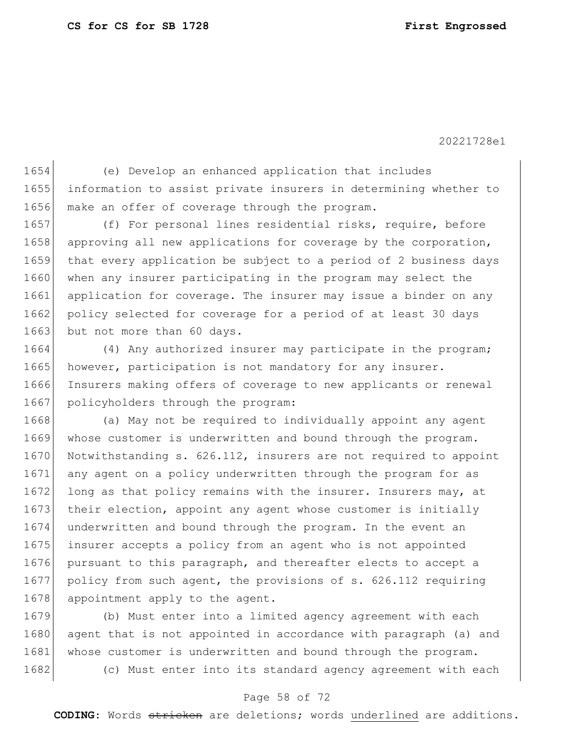(e) Develop an enhanced application that includes information to assist private insurers in determining whether to make an offer of coverage through the program.

(f) For personal lines residential risks, require, before approving all new applications for coverage by the corporation, that every application be subject to a period of 2 business days when any insurer participating in the program may select the application for coverage. The insurer may issue a binder on any policy selected for coverage for a period of at least 30 days but not more than 60 days.

(4) Any authorized insurer may participate in the program; however, participation is not mandatory for any insurer. Insurers making offers of coverage to new applicants or renewal policyholders through the program:

(a) May not be required to individually appoint any agent whose customer is underwritten and bound through the program. Notwithstanding s. 626.112, insurers are not required to appoint any agent on a policy underwritten through the program for as long as that policy remains with the insurer. Insurers may, at their election, appoint any agent whose customer is initially underwritten and bound through the program. In the event an insurer accepts a policy from an agent who is not appointed pursuant to this paragraph, and thereafter elects to accept a policy from such agent, the provisions of s. 626.112 requiring appointment apply to the agent.

(b) Must enter into a limited agency agreement with each agent that is not appointed in accordance with paragraph (a) and whose customer is underwritten and bound through the program.

(c) Must enter into its standard agency agreement with each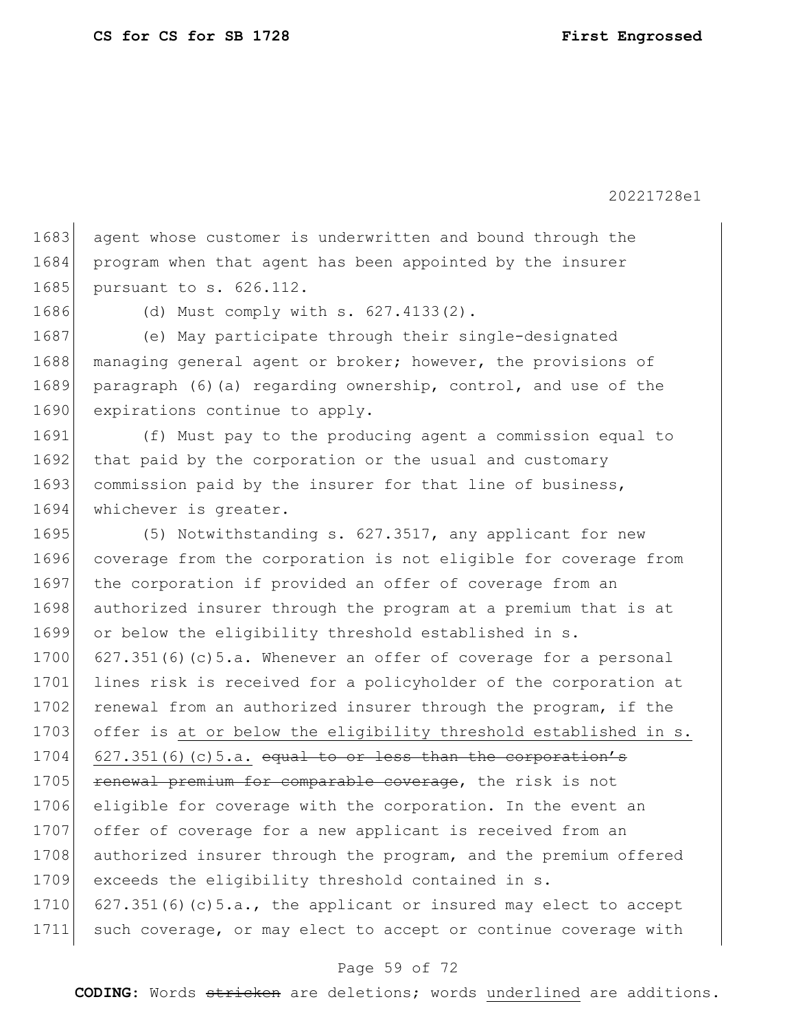agent whose customer is underwritten and bound through the program when that agent has been appointed by the insurer pursuant to s. 626.112.

(d) Must comply with s. 627.4133(2).

(e) May participate through their single-designated managing general agent or broker; however, the provisions of paragraph (6)(a) regarding ownership, control, and use of the expirations continue to apply.

(f) Must pay to the producing agent a commission equal to that paid by the corporation or the usual and customary commission paid by the insurer for that line of business, whichever is greater.

(5) Notwithstanding s. 627.3517, any applicant for new coverage from the corporation is not eligible for coverage from the corporation if provided an offer of coverage from an authorized insurer through the program at a premium that is at or below the eligibility threshold established in s. 627.351(6)(c)5.a. Whenever an offer of coverage for a personal lines risk is received for a policyholder of the corporation at renewal from an authorized insurer through the program, if the offer is <u>at or below the eligibility threshold established in s. 627.351(6)(c)5.a.</u> ~~equal to or less than the corporation's renewal premium for comparable coverage~~, the risk is not eligible for coverage with the corporation. In the event an offer of coverage for a new applicant is received from an authorized insurer through the program, and the premium offered exceeds the eligibility threshold contained in s. 627.351(6)(c)5.a., the applicant or insured may elect to accept such coverage, or may elect to accept or continue coverage with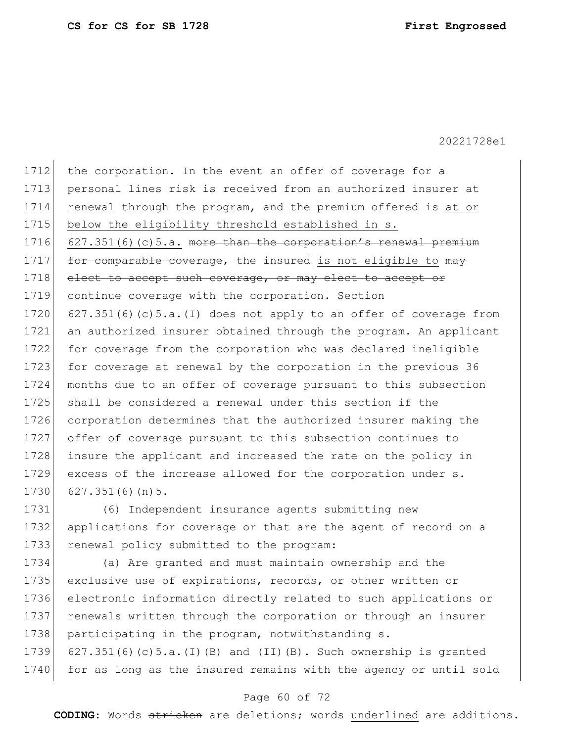1712 the corporation. In the event an offer of coverage for a
1713 personal lines risk is received from an authorized insurer at
1714 renewal through the program, and the premium offered is <u>at or</u>
1715 <u>below the eligibility threshold established in s.</u>
1716 <u>627.351(6)(c)5.a.</u> ~~more than the corporation's renewal premium~~
1717 ~~for comparable coverage~~, the insured <u>is not eligible to</u> ~~may~~
1718 ~~elect to accept such coverage, or may elect to accept or~~
1719 continue coverage with the corporation. Section
1720 627.351(6)(c)5.a.(I) does not apply to an offer of coverage from
1721 an authorized insurer obtained through the program. An applicant
1722 for coverage from the corporation who was declared ineligible
1723 for coverage at renewal by the corporation in the previous 36
1724 months due to an offer of coverage pursuant to this subsection
1725 shall be considered a renewal under this section if the
1726 corporation determines that the authorized insurer making the
1727 offer of coverage pursuant to this subsection continues to
1728 insure the applicant and increased the rate on the policy in
1729 excess of the increase allowed for the corporation under s.
1730 627.351(6)(n)5.

1731 (6) Independent insurance agents submitting new
1732 applications for coverage or that are the agent of record on a
1733 renewal policy submitted to the program:

1734 (a) Are granted and must maintain ownership and the
1735 exclusive use of expirations, records, or other written or
1736 electronic information directly related to such applications or
1737 renewals written through the corporation or through an insurer
1738 participating in the program, notwithstanding s.
1739 627.351(6)(c)5.a.(I)(B) and (II)(B). Such ownership is granted
1740 for as long as the insured remains with the agency or until sold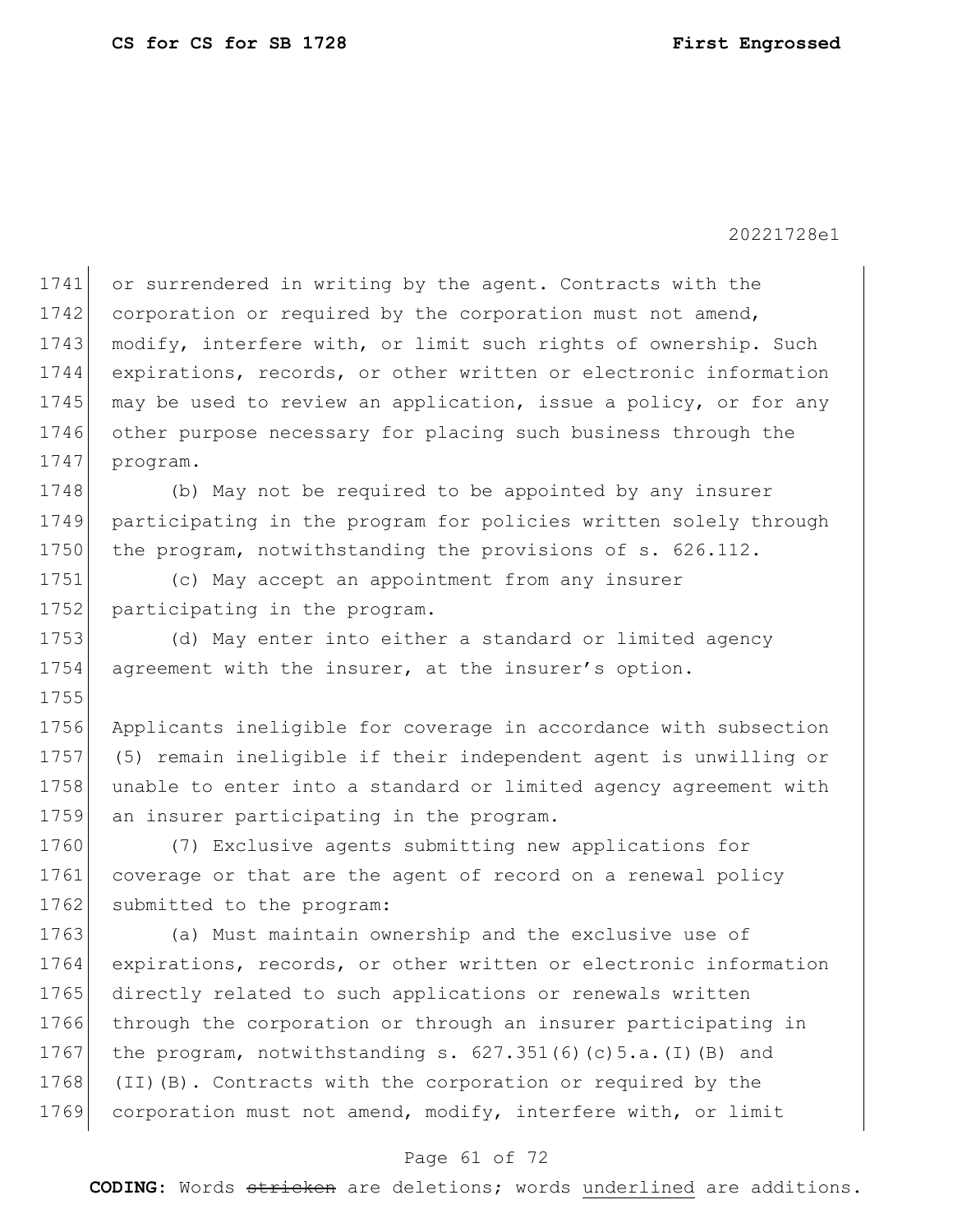or surrendered in writing by the agent. Contracts with the corporation or required by the corporation must not amend, modify, interfere with, or limit such rights of ownership. Such expirations, records, or other written or electronic information may be used to review an application, issue a policy, or for any other purpose necessary for placing such business through the program.

(b) May not be required to be appointed by any insurer participating in the program for policies written solely through the program, notwithstanding the provisions of s. 626.112.

(c) May accept an appointment from any insurer participating in the program.

(d) May enter into either a standard or limited agency agreement with the insurer, at the insurer's option.

Applicants ineligible for coverage in accordance with subsection (5) remain ineligible if their independent agent is unwilling or unable to enter into a standard or limited agency agreement with an insurer participating in the program.

(7) Exclusive agents submitting new applications for coverage or that are the agent of record on a renewal policy submitted to the program:

(a) Must maintain ownership and the exclusive use of expirations, records, or other written or electronic information directly related to such applications or renewals written through the corporation or through an insurer participating in the program, notwithstanding s. 627.351(6)(c)5.a.(I)(B) and (II)(B). Contracts with the corporation or required by the corporation must not amend, modify, interfere with, or limit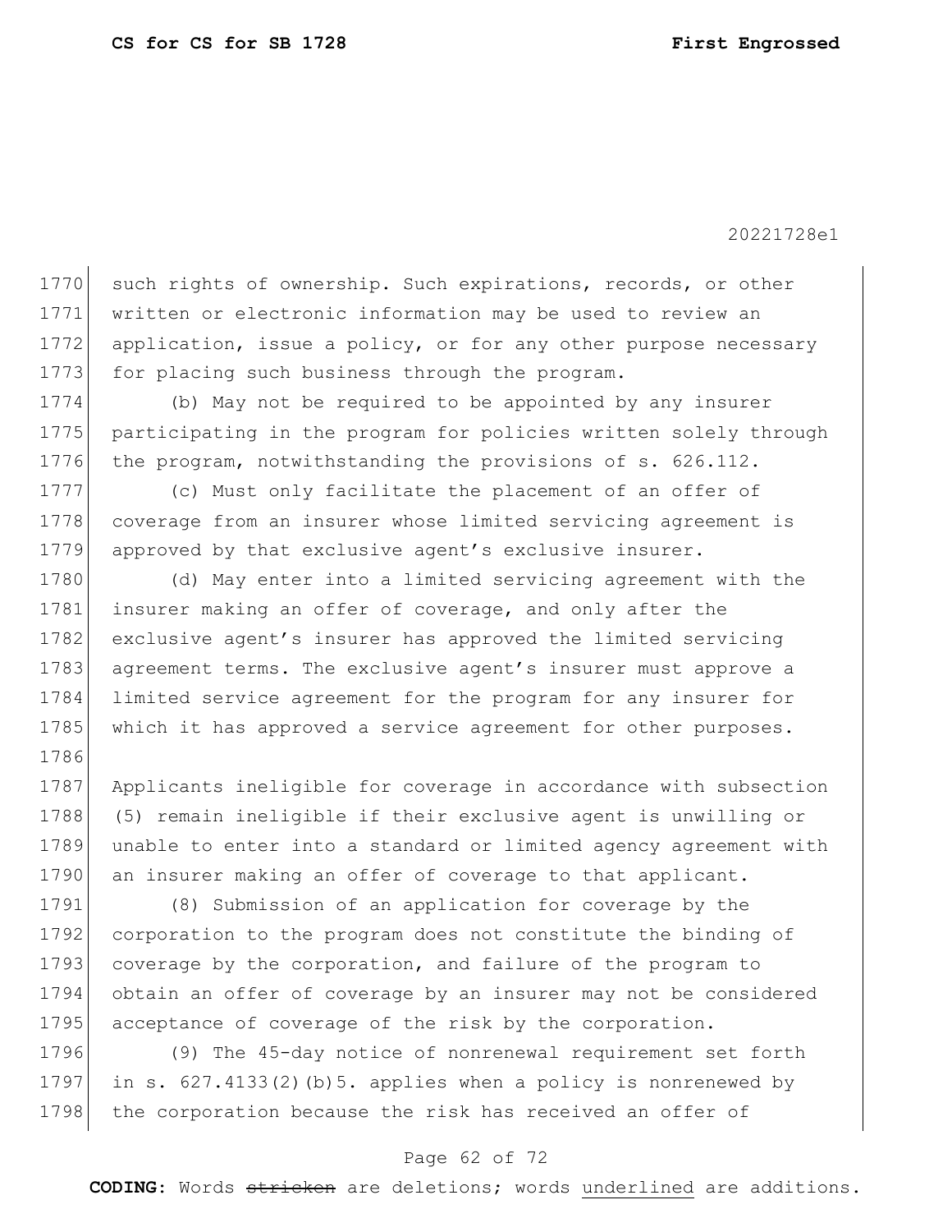such rights of ownership. Such expirations, records, or other written or electronic information may be used to review an application, issue a policy, or for any other purpose necessary for placing such business through the program.

(b) May not be required to be appointed by any insurer participating in the program for policies written solely through the program, notwithstanding the provisions of s. 626.112.

(c) Must only facilitate the placement of an offer of coverage from an insurer whose limited servicing agreement is approved by that exclusive agent's exclusive insurer.

(d) May enter into a limited servicing agreement with the insurer making an offer of coverage, and only after the exclusive agent's insurer has approved the limited servicing agreement terms. The exclusive agent's insurer must approve a limited service agreement for the program for any insurer for which it has approved a service agreement for other purposes.

Applicants ineligible for coverage in accordance with subsection (5) remain ineligible if their exclusive agent is unwilling or unable to enter into a standard or limited agency agreement with an insurer making an offer of coverage to that applicant.

(8) Submission of an application for coverage by the corporation to the program does not constitute the binding of coverage by the corporation, and failure of the program to obtain an offer of coverage by an insurer may not be considered acceptance of coverage of the risk by the corporation.

(9) The 45-day notice of nonrenewal requirement set forth in s. 627.4133(2)(b)5. applies when a policy is nonrenewed by the corporation because the risk has received an offer of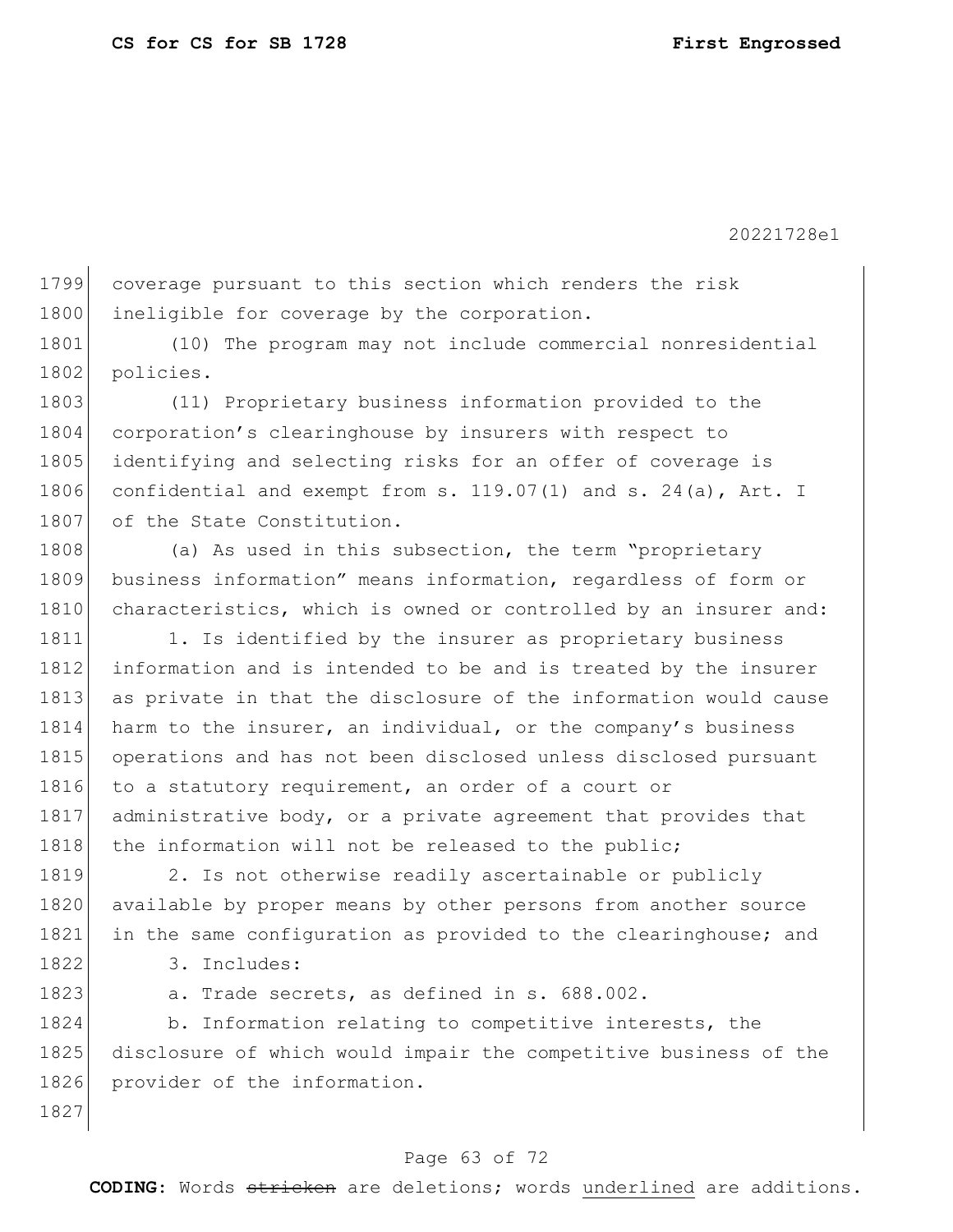coverage pursuant to this section which renders the risk ineligible for coverage by the corporation.

(10) The program may not include commercial nonresidential policies.

(11) Proprietary business information provided to the corporation's clearinghouse by insurers with respect to identifying and selecting risks for an offer of coverage is confidential and exempt from s. 119.07(1) and s. 24(a), Art. I of the State Constitution.

(a) As used in this subsection, the term "proprietary business information" means information, regardless of form or characteristics, which is owned or controlled by an insurer and:

1. Is identified by the insurer as proprietary business information and is intended to be and is treated by the insurer as private in that the disclosure of the information would cause harm to the insurer, an individual, or the company's business operations and has not been disclosed unless disclosed pursuant to a statutory requirement, an order of a court or administrative body, or a private agreement that provides that the information will not be released to the public;

2. Is not otherwise readily ascertainable or publicly available by proper means by other persons from another source in the same configuration as provided to the clearinghouse; and

3. Includes:

a. Trade secrets, as defined in s. 688.002.

b. Information relating to competitive interests, the disclosure of which would impair the competitive business of the provider of the information.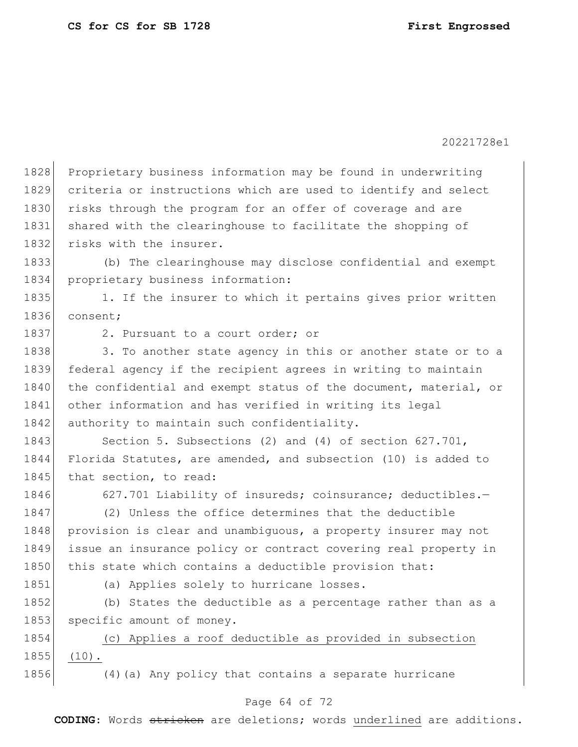Proprietary business information may be found in underwriting criteria or instructions which are used to identify and select risks through the program for an offer of coverage and are shared with the clearinghouse to facilitate the shopping of risks with the insurer.

(b) The clearinghouse may disclose confidential and exempt proprietary business information:

1. If the insurer to which it pertains gives prior written consent;

2. Pursuant to a court order; or

3. To another state agency in this or another state or to a federal agency if the recipient agrees in writing to maintain the confidential and exempt status of the document, material, or other information and has verified in writing its legal authority to maintain such confidentiality.

Section 5. Subsections (2) and (4) of section 627.701, Florida Statutes, are amended, and subsection (10) is added to that section, to read:

627.701 Liability of insureds; coinsurance; deductibles.—

(2) Unless the office determines that the deductible provision is clear and unambiguous, a property insurer may not issue an insurance policy or contract covering real property in this state which contains a deductible provision that:

(a) Applies solely to hurricane losses.

(b) States the deductible as a percentage rather than as a specific amount of money.

<u>(c) Applies a roof deductible as provided in subsection (10).</u>

(4)(a) Any policy that contains a separate hurricane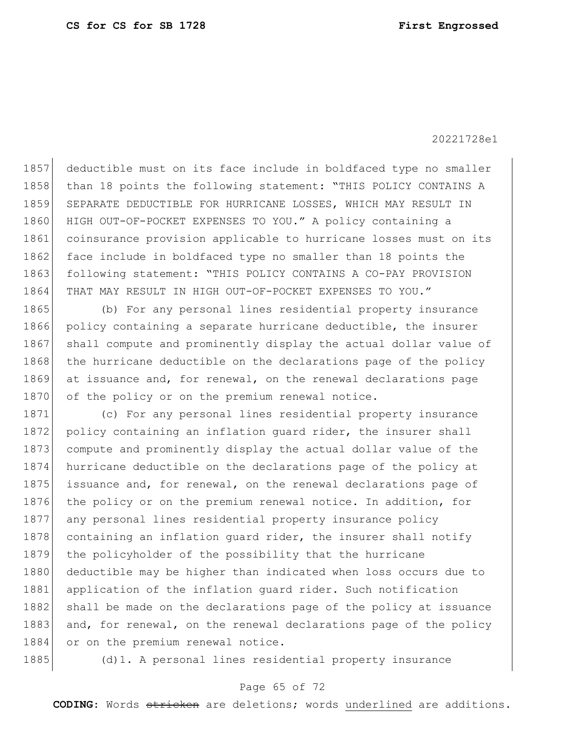deductible must on its face include in boldfaced type no smaller than 18 points the following statement: "THIS POLICY CONTAINS A SEPARATE DEDUCTIBLE FOR HURRICANE LOSSES, WHICH MAY RESULT IN HIGH OUT-OF-POCKET EXPENSES TO YOU." A policy containing a coinsurance provision applicable to hurricane losses must on its face include in boldfaced type no smaller than 18 points the following statement: "THIS POLICY CONTAINS A CO-PAY PROVISION THAT MAY RESULT IN HIGH OUT-OF-POCKET EXPENSES TO YOU."

(b) For any personal lines residential property insurance policy containing a separate hurricane deductible, the insurer shall compute and prominently display the actual dollar value of the hurricane deductible on the declarations page of the policy at issuance and, for renewal, on the renewal declarations page of the policy or on the premium renewal notice.

(c) For any personal lines residential property insurance policy containing an inflation guard rider, the insurer shall compute and prominently display the actual dollar value of the hurricane deductible on the declarations page of the policy at issuance and, for renewal, on the renewal declarations page of the policy or on the premium renewal notice. In addition, for any personal lines residential property insurance policy containing an inflation guard rider, the insurer shall notify the policyholder of the possibility that the hurricane deductible may be higher than indicated when loss occurs due to application of the inflation guard rider. Such notification shall be made on the declarations page of the policy at issuance and, for renewal, on the renewal declarations page of the policy or on the premium renewal notice.

(d)1. A personal lines residential property insurance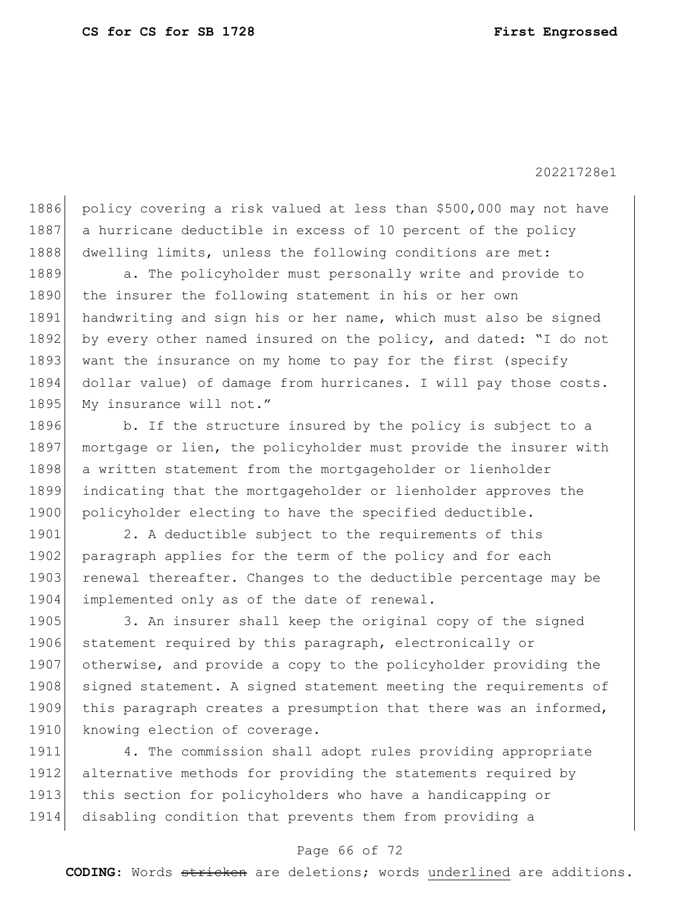policy covering a risk valued at less than $500,000 may not have a hurricane deductible in excess of 10 percent of the policy dwelling limits, unless the following conditions are met:

a. The policyholder must personally write and provide to the insurer the following statement in his or her own handwriting and sign his or her name, which must also be signed by every other named insured on the policy, and dated: "I do not want the insurance on my home to pay for the first (specify dollar value) of damage from hurricanes. I will pay those costs. My insurance will not."

b. If the structure insured by the policy is subject to a mortgage or lien, the policyholder must provide the insurer with a written statement from the mortgageholder or lienholder indicating that the mortgageholder or lienholder approves the policyholder electing to have the specified deductible.

2. A deductible subject to the requirements of this paragraph applies for the term of the policy and for each renewal thereafter. Changes to the deductible percentage may be implemented only as of the date of renewal.

3. An insurer shall keep the original copy of the signed statement required by this paragraph, electronically or otherwise, and provide a copy to the policyholder providing the signed statement. A signed statement meeting the requirements of this paragraph creates a presumption that there was an informed, knowing election of coverage.

4. The commission shall adopt rules providing appropriate alternative methods for providing the statements required by this section for policyholders who have a handicapping or disabling condition that prevents them from providing a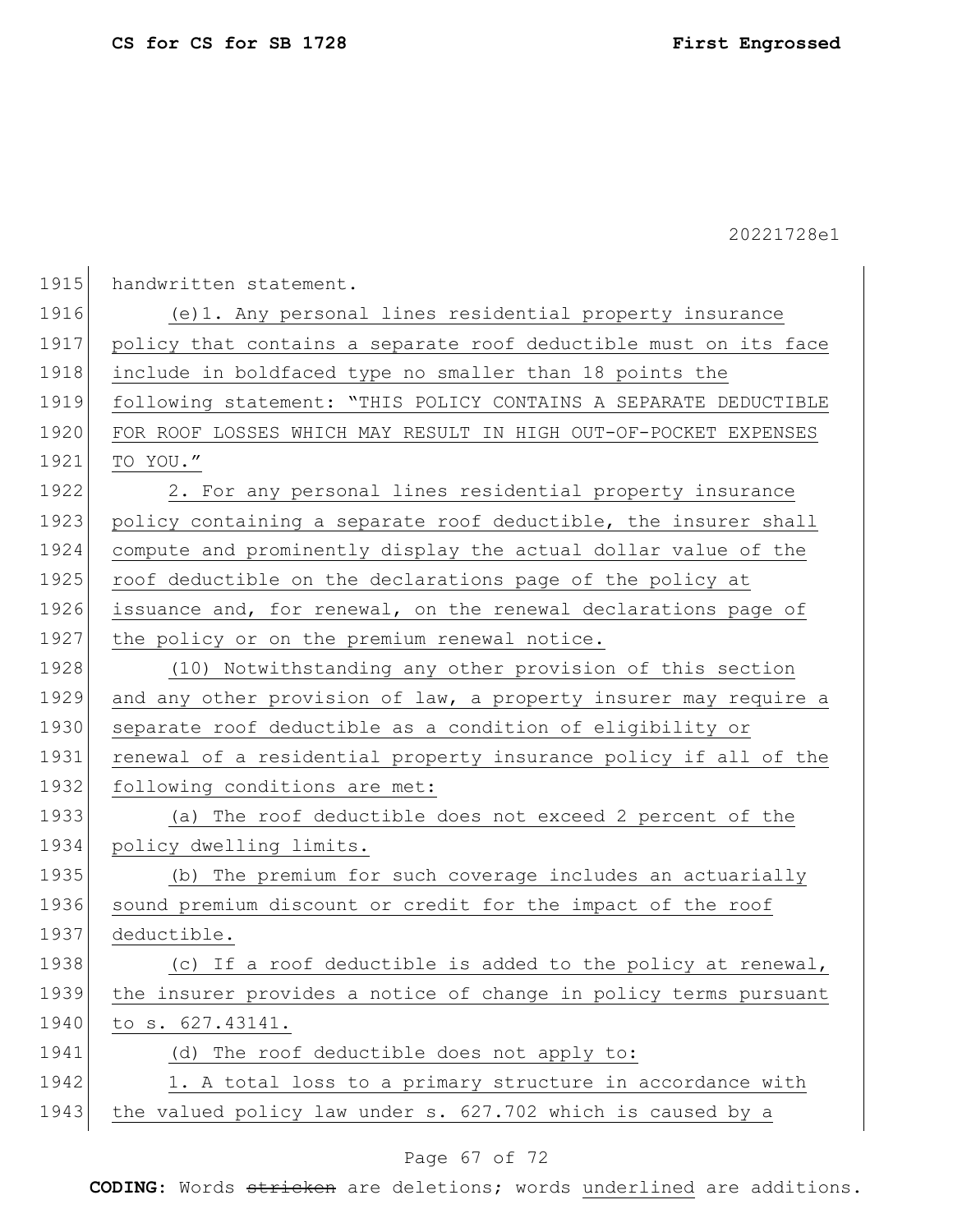handwritten statement.

(e)1. Any personal lines residential property insurance policy that contains a separate roof deductible must on its face include in boldfaced type no smaller than 18 points the following statement: "THIS POLICY CONTAINS A SEPARATE DEDUCTIBLE FOR ROOF LOSSES WHICH MAY RESULT IN HIGH OUT-OF-POCKET EXPENSES TO YOU."

2. For any personal lines residential property insurance policy containing a separate roof deductible, the insurer shall compute and prominently display the actual dollar value of the roof deductible on the declarations page of the policy at issuance and, for renewal, on the renewal declarations page of the policy or on the premium renewal notice.

(10) Notwithstanding any other provision of this section and any other provision of law, a property insurer may require a separate roof deductible as a condition of eligibility or renewal of a residential property insurance policy if all of the following conditions are met:

(a) The roof deductible does not exceed 2 percent of the policy dwelling limits.

(b) The premium for such coverage includes an actuarially sound premium discount or credit for the impact of the roof deductible.

(c) If a roof deductible is added to the policy at renewal, the insurer provides a notice of change in policy terms pursuant to s. 627.43141.

(d) The roof deductible does not apply to:

1. A total loss to a primary structure in accordance with the valued policy law under s. 627.702 which is caused by a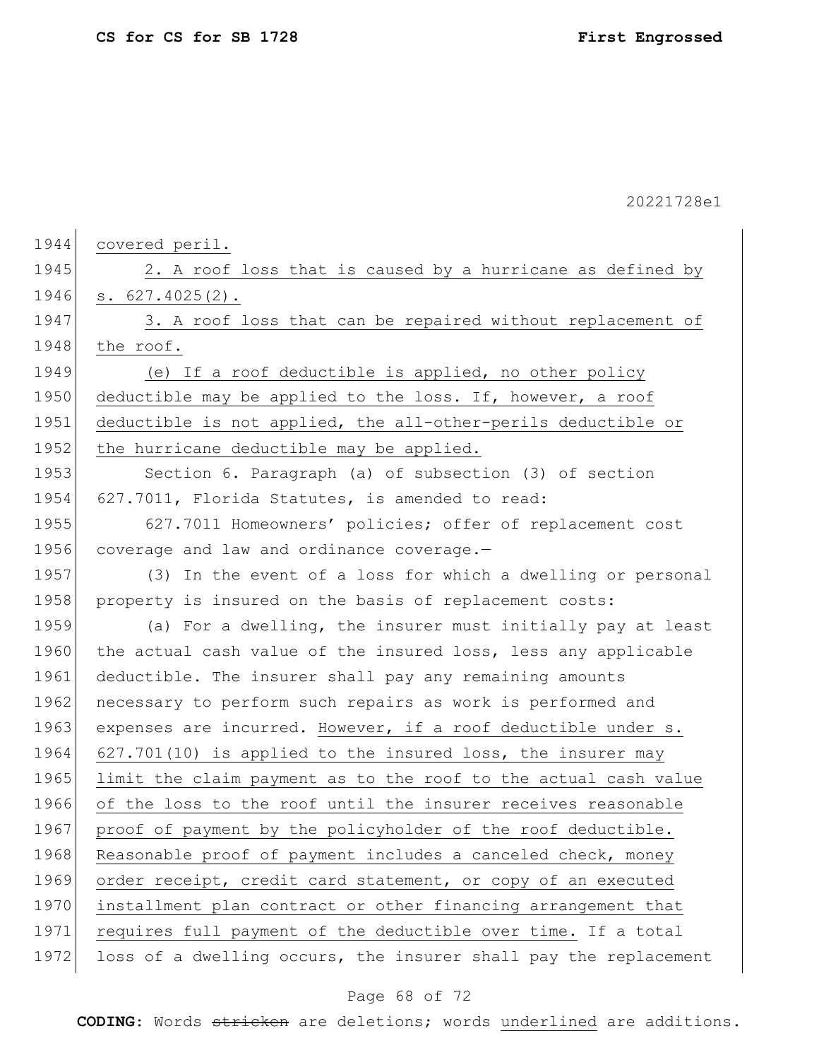covered peril.

2. A roof loss that is caused by a hurricane as defined by s. 627.4025(2).

3. A roof loss that can be repaired without replacement of the roof.

(e) If a roof deductible is applied, no other policy deductible may be applied to the loss. If, however, a roof deductible is not applied, the all-other-perils deductible or the hurricane deductible may be applied.

Section 6. Paragraph (a) of subsection (3) of section 627.7011, Florida Statutes, is amended to read:

627.7011 Homeowners' policies; offer of replacement cost coverage and law and ordinance coverage.—

(3) In the event of a loss for which a dwelling or personal property is insured on the basis of replacement costs:

(a) For a dwelling, the insurer must initially pay at least the actual cash value of the insured loss, less any applicable deductible. The insurer shall pay any remaining amounts necessary to perform such repairs as work is performed and expenses are incurred. However, if a roof deductible under s. 627.701(10) is applied to the insured loss, the insurer may limit the claim payment as to the roof to the actual cash value of the loss to the roof until the insurer receives reasonable proof of payment by the policyholder of the roof deductible. Reasonable proof of payment includes a canceled check, money order receipt, credit card statement, or copy of an executed installment plan contract or other financing arrangement that requires full payment of the deductible over time. If a total loss of a dwelling occurs, the insurer shall pay the replacement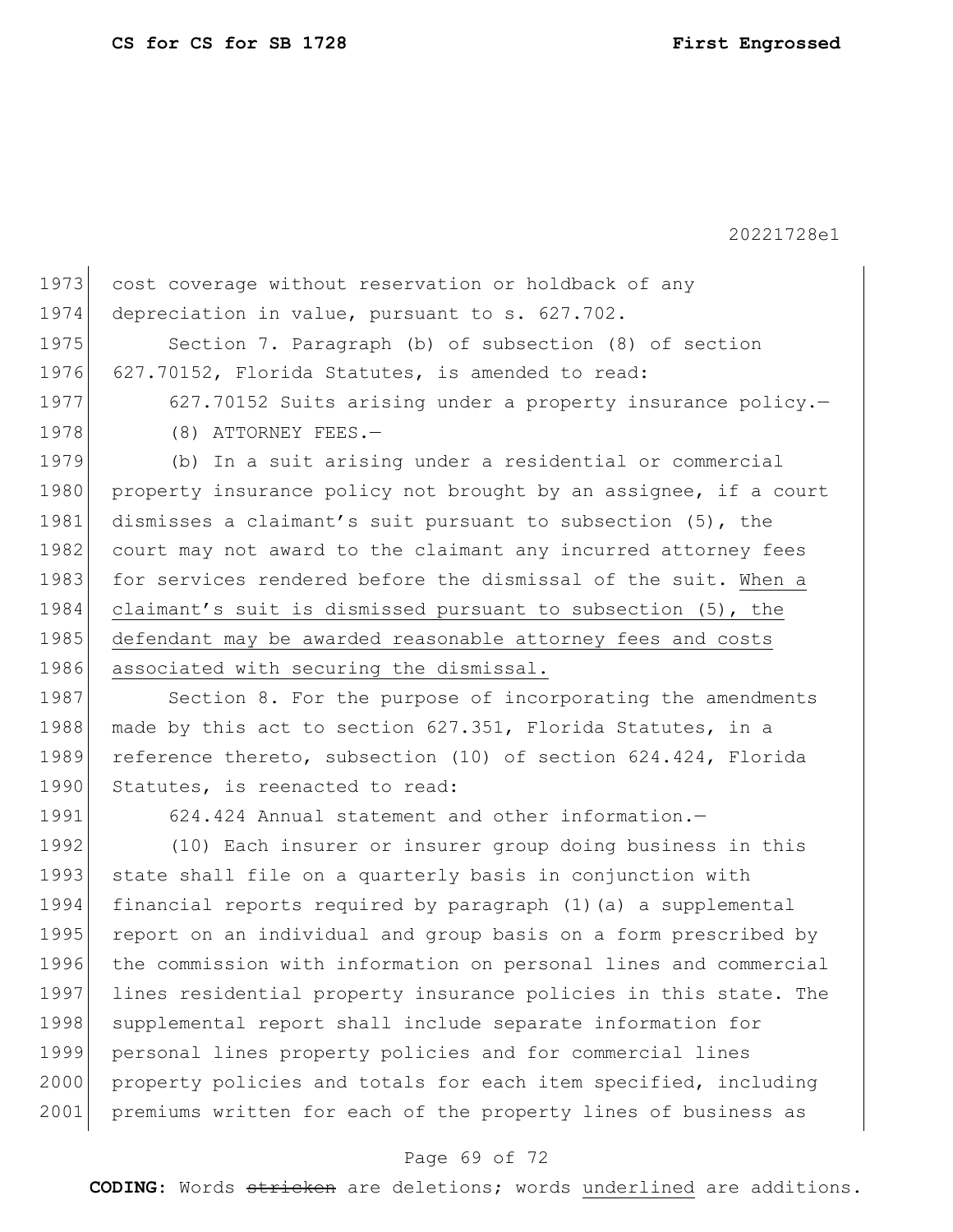cost coverage without reservation or holdback of any depreciation in value, pursuant to s. 627.702.

Section 7. Paragraph (b) of subsection (8) of section 627.70152, Florida Statutes, is amended to read:

627.70152 Suits arising under a property insurance policy.—

(8) ATTORNEY FEES.—

(b) In a suit arising under a residential or commercial property insurance policy not brought by an assignee, if a court dismisses a claimant's suit pursuant to subsection (5), the court may not award to the claimant any incurred attorney fees for services rendered before the dismissal of the suit. <u>When a claimant's suit is dismissed pursuant to subsection (5), the defendant may be awarded reasonable attorney fees and costs associated with securing the dismissal.</u>

Section 8. For the purpose of incorporating the amendments made by this act to section 627.351, Florida Statutes, in a reference thereto, subsection (10) of section 624.424, Florida Statutes, is reenacted to read:

624.424 Annual statement and other information.—

(10) Each insurer or insurer group doing business in this state shall file on a quarterly basis in conjunction with financial reports required by paragraph (1)(a) a supplemental report on an individual and group basis on a form prescribed by the commission with information on personal lines and commercial lines residential property insurance policies in this state. The supplemental report shall include separate information for personal lines property policies and for commercial lines property policies and totals for each item specified, including premiums written for each of the property lines of business as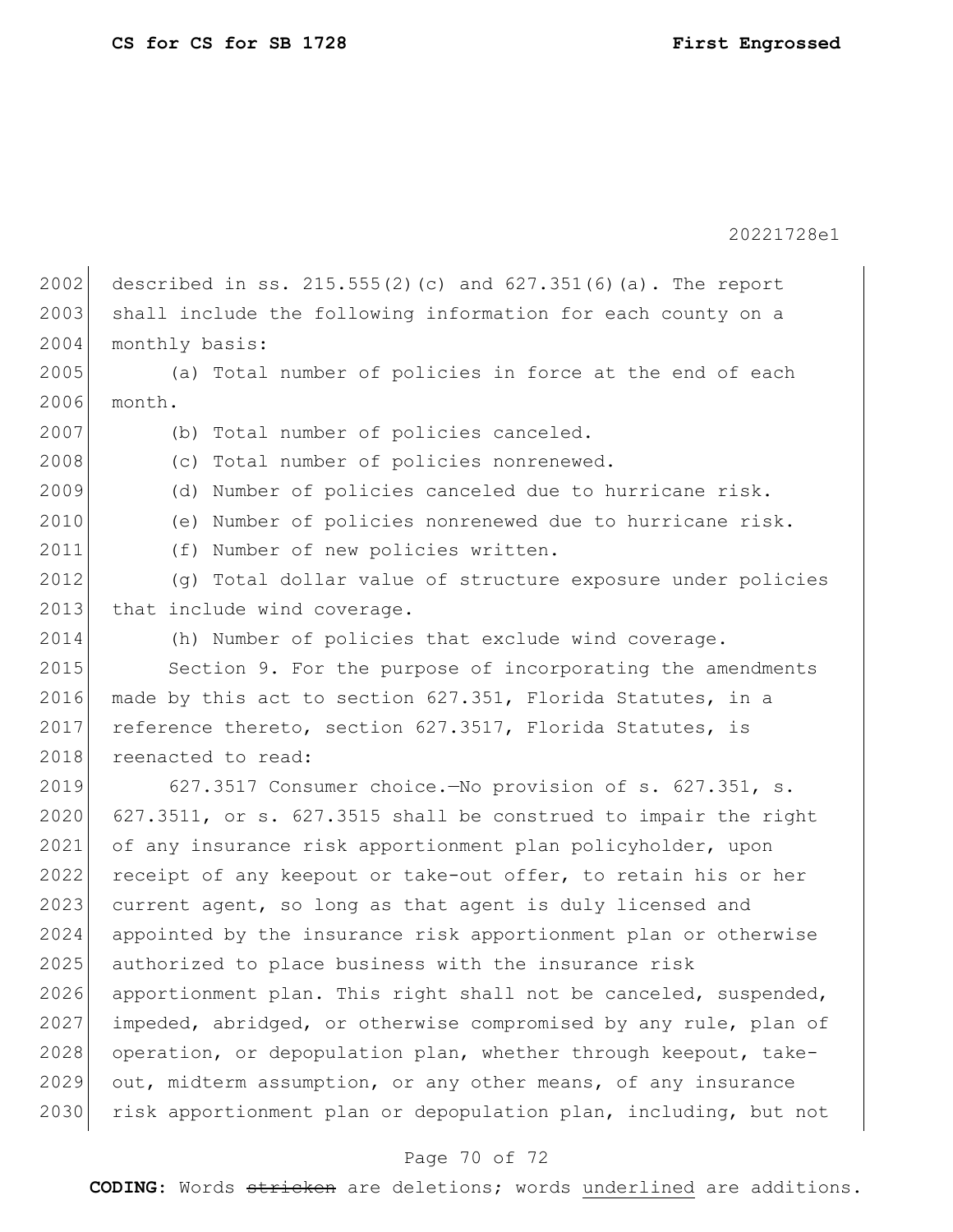described in ss. 215.555(2)(c) and 627.351(6)(a). The report shall include the following information for each county on a monthly basis:

(a) Total number of policies in force at the end of each month.

(b) Total number of policies canceled.

(c) Total number of policies nonrenewed.

(d) Number of policies canceled due to hurricane risk.

(e) Number of policies nonrenewed due to hurricane risk.

(f) Number of new policies written.

(g) Total dollar value of structure exposure under policies that include wind coverage.

(h) Number of policies that exclude wind coverage.

Section 9. For the purpose of incorporating the amendments made by this act to section 627.351, Florida Statutes, in a reference thereto, section 627.3517, Florida Statutes, is reenacted to read:

627.3517 Consumer choice.—No provision of s. 627.351, s. 627.3511, or s. 627.3515 shall be construed to impair the right of any insurance risk apportionment plan policyholder, upon receipt of any keepout or take-out offer, to retain his or her current agent, so long as that agent is duly licensed and appointed by the insurance risk apportionment plan or otherwise authorized to place business with the insurance risk apportionment plan. This right shall not be canceled, suspended, impeded, abridged, or otherwise compromised by any rule, plan of operation, or depopulation plan, whether through keepout, take-out, midterm assumption, or any other means, of any insurance risk apportionment plan or depopulation plan, including, but not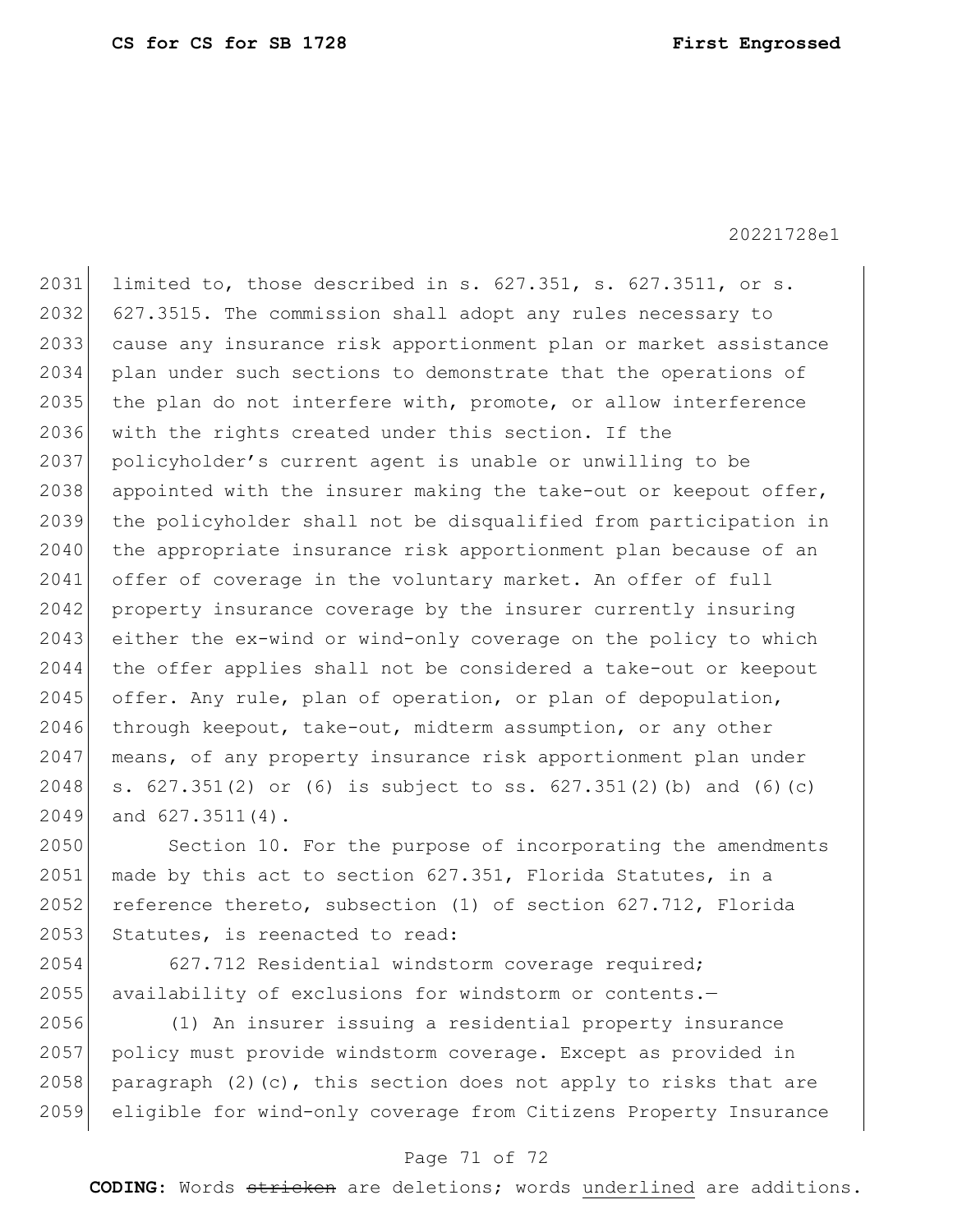limited to, those described in s. 627.351, s. 627.3511, or s. 627.3515. The commission shall adopt any rules necessary to cause any insurance risk apportionment plan or market assistance plan under such sections to demonstrate that the operations of the plan do not interfere with, promote, or allow interference with the rights created under this section. If the policyholder's current agent is unable or unwilling to be appointed with the insurer making the take-out or keepout offer, the policyholder shall not be disqualified from participation in the appropriate insurance risk apportionment plan because of an offer of coverage in the voluntary market. An offer of full property insurance coverage by the insurer currently insuring either the ex-wind or wind-only coverage on the policy to which the offer applies shall not be considered a take-out or keepout offer. Any rule, plan of operation, or plan of depopulation, through keepout, take-out, midterm assumption, or any other means, of any property insurance risk apportionment plan under s. 627.351(2) or (6) is subject to ss. 627.351(2)(b) and (6)(c) and 627.3511(4).

Section 10. For the purpose of incorporating the amendments made by this act to section 627.351, Florida Statutes, in a reference thereto, subsection (1) of section 627.712, Florida Statutes, is reenacted to read:

627.712 Residential windstorm coverage required; availability of exclusions for windstorm or contents.—

(1) An insurer issuing a residential property insurance policy must provide windstorm coverage. Except as provided in paragraph (2)(c), this section does not apply to risks that are eligible for wind-only coverage from Citizens Property Insurance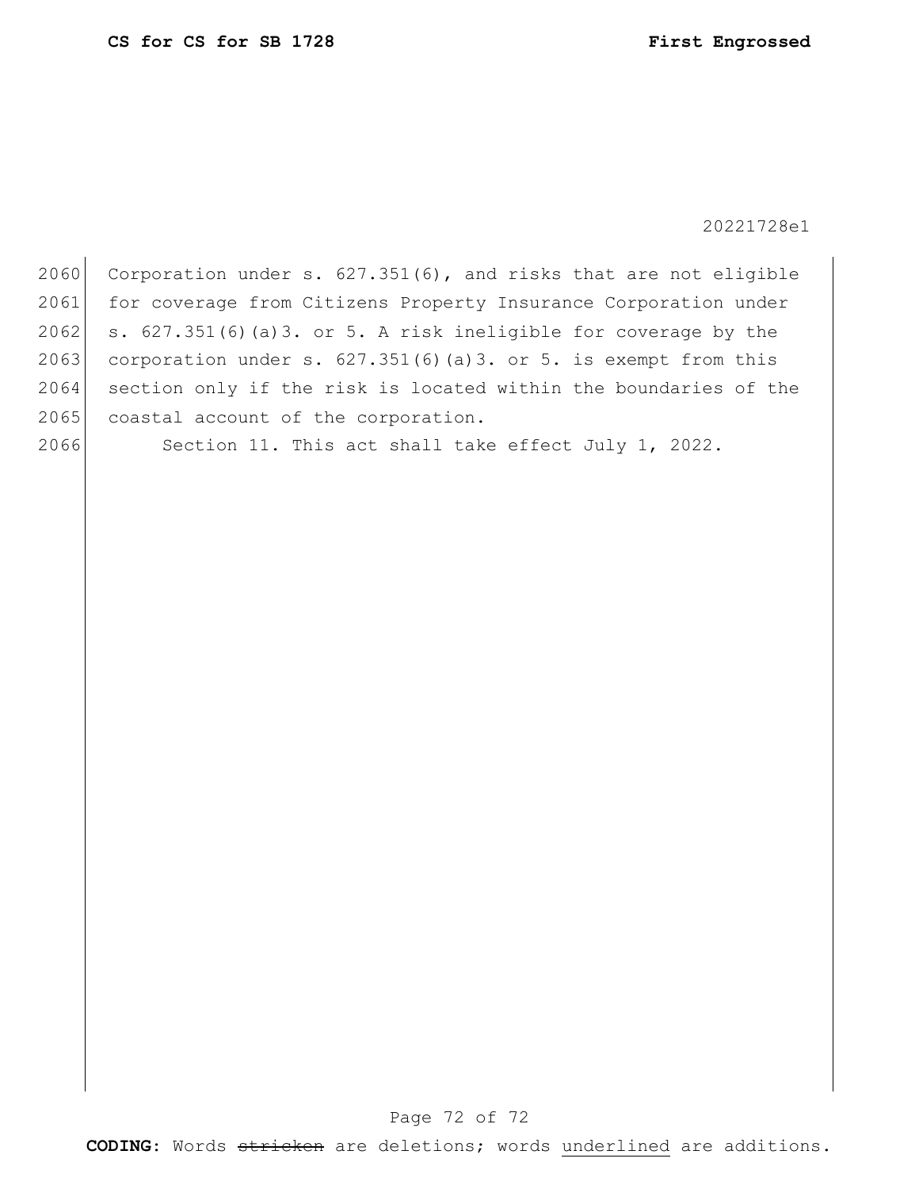2060 Corporation under s. 627.351(6), and risks that are not eligible
2061 for coverage from Citizens Property Insurance Corporation under
2062 s. 627.351(6)(a)3. or 5. A risk ineligible for coverage by the
2063 corporation under s. 627.351(6)(a)3. or 5. is exempt from this
2064 section only if the risk is located within the boundaries of the
2065 coastal account of the corporation.

2066 Section 11. This act shall take effect July 1, 2022.